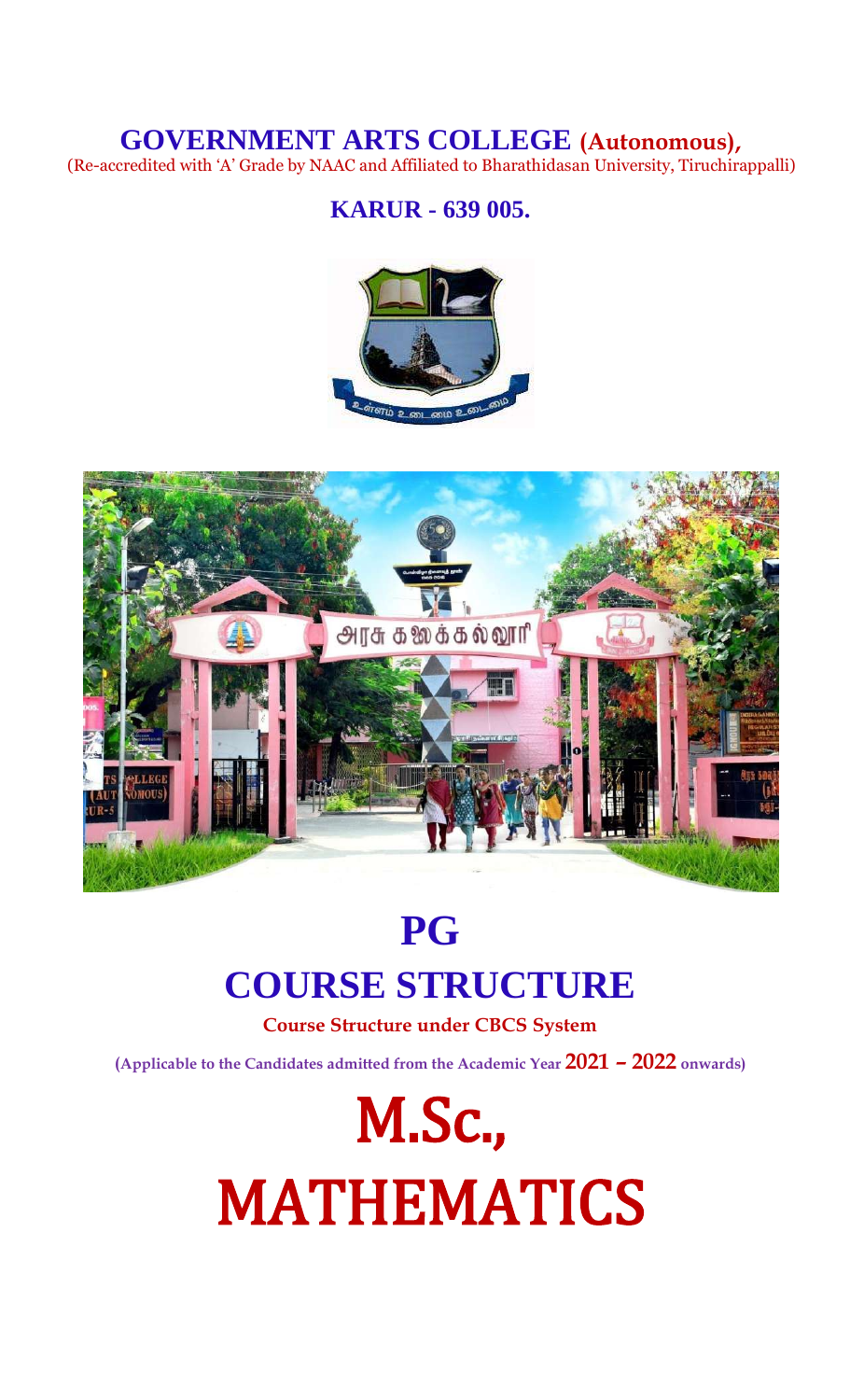# GOVERNMENT ARTS COLLEGE (Autonomous),

(Re-accredited with 'A' Grade by NAAC and Affiliated to Bharathidasan University, Tiruchirappalli)

## KARUR - 639 005.

# PG

# COURSE STRUCTURE

**Course Structure under CBCS System**

**(Applicable to the Candidates admitted from the Academic Year 2021 – 2022 onwards)**

# M.Sc.,

# MATHEMATICS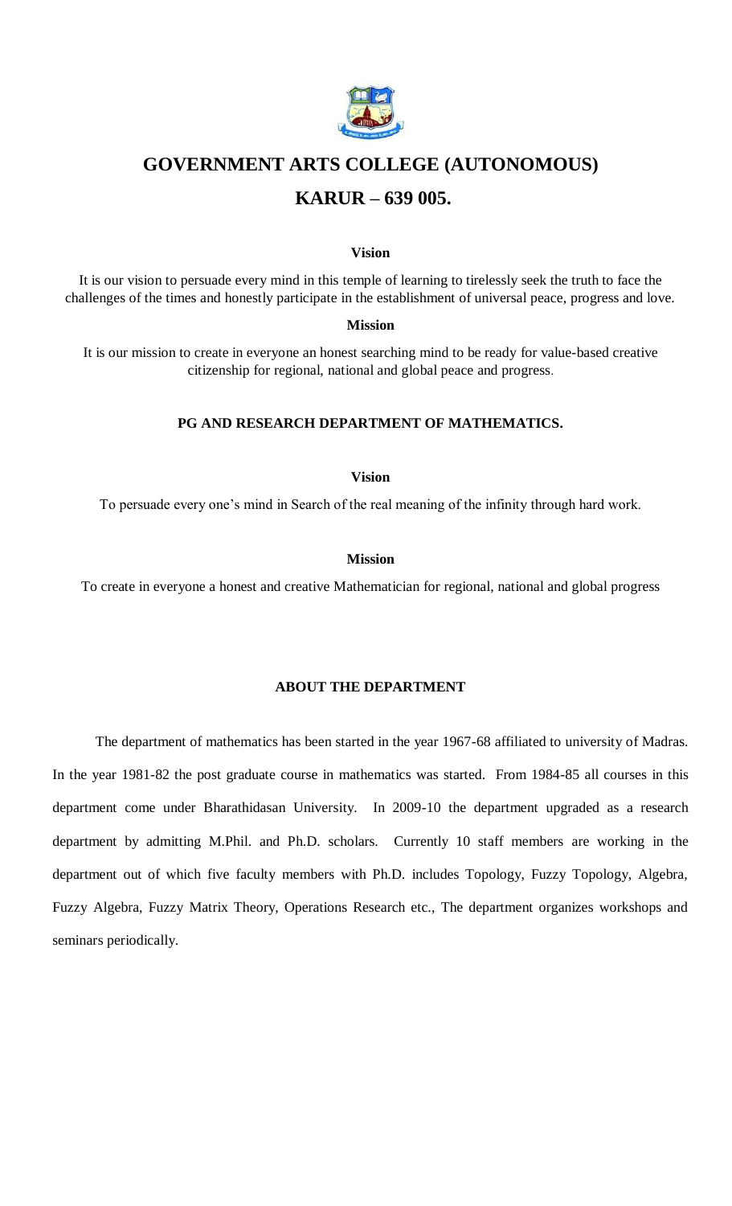# GOVERNMENT ARTS COLLEGE (AUTONOMOUS)

# KARUR – 639 005.

**Vision**

It is our vision to persuade every mind in this temple of learning to tirelessly seek the truth to face the challenges of the times and honestly participate in the establishment of universal peace, progress and love.

**Mission**

It is our mission to create in everyone an honest searching mind to be ready for value-based creative citizenship for regional, national and global peace and progress.

## PG AND RESEARCH DEPARTMENT OF MATHEMATICS.

**Vision**

To persuade every one's mind in Search of the real meaning of the infinity through hard work.

**Mission**

To create in everyone a honest and creative Mathematician for regional, national and global progress

## ABOUT THE DEPARTMENT

The department of mathematics has been started in the year 1967-68 affiliated to university of Madras. In the year 1981-82 the post graduate course in mathematics was started. From 1984-85 all courses in this department come under Bharathidasan University. In 2009-10 the department upgraded as a research department by admitting M.Phil. and Ph.D. scholars. Currently 10 staff members are working in the department out of which five faculty members with Ph.D. includes Topology, Fuzzy Topology, Algebra, Fuzzy Algebra, Fuzzy Matrix Theory, Operations Research etc., The department organizes workshops and seminars periodically.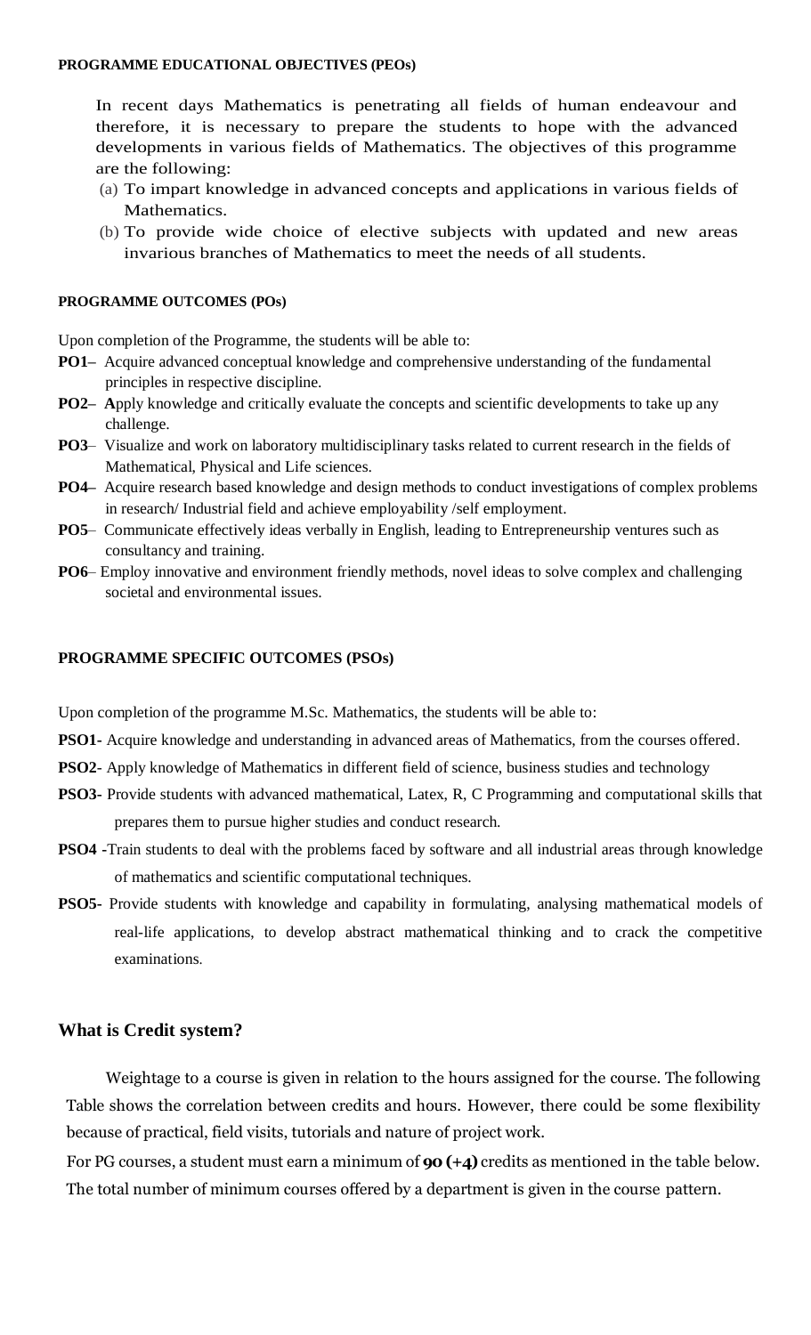## PROGRAMME EDUCATIONAL OBJECTIVES (PEOs)

In recent days Mathematics is penetrating all fields of human endeavour and therefore, it is necessary to prepare the students to hope with the advanced developments in various fields of Mathematics. The objectives of this programme are the following:

(a) To impart knowledge in advanced concepts and applications in various fields of Mathematics.

(b) To provide wide choice of elective subjects with updated and new areas invarious branches of Mathematics to meet the needs of all students.

## PROGRAMME OUTCOMES (POs)

Upon completion of the Programme, the students will be able to:

**PO1–** Acquire advanced conceptual knowledge and comprehensive understanding of the fundamental principles in respective discipline.

**PO2– A**pply knowledge and critically evaluate the concepts and scientific developments to take up any challenge.

**PO3**– Visualize and work on laboratory multidisciplinary tasks related to current research in the fields of Mathematical, Physical and Life sciences.

**PO4–** Acquire research based knowledge and design methods to conduct investigations of complex problems in research/ Industrial field and achieve employability /self employment.

**PO5**– Communicate effectively ideas verbally in English, leading to Entrepreneurship ventures such as consultancy and training.

**PO6**– Employ innovative and environment friendly methods, novel ideas to solve complex and challenging societal and environmental issues.

## PROGRAMME SPECIFIC OUTCOMES (PSOs)

Upon completion of the programme M.Sc. Mathematics, the students will be able to:

**PSO1-** Acquire knowledge and understanding in advanced areas of Mathematics, from the courses offered.

**PSO2-** Apply knowledge of Mathematics in different field of science, business studies and technology

**PSO3-** Provide students with advanced mathematical, Latex, R, C Programming and computational skills that prepares them to pursue higher studies and conduct research.

**PSO4 -**Train students to deal with the problems faced by software and all industrial areas through knowledge of mathematics and scientific computational techniques.

**PSO5-** Provide students with knowledge and capability in formulating, analysing mathematical models of real-life applications, to develop abstract mathematical thinking and to crack the competitive examinations.

## What is Credit system?

Weightage to a course is given in relation to the hours assigned for the course. The following Table shows the correlation between credits and hours. However, there could be some flexibility because of practical, field visits, tutorials and nature of project work.

For PG courses, a student must earn a minimum of **90 (+4)** credits as mentioned in the table below. The total number of minimum courses offered by a department is given in the course pattern.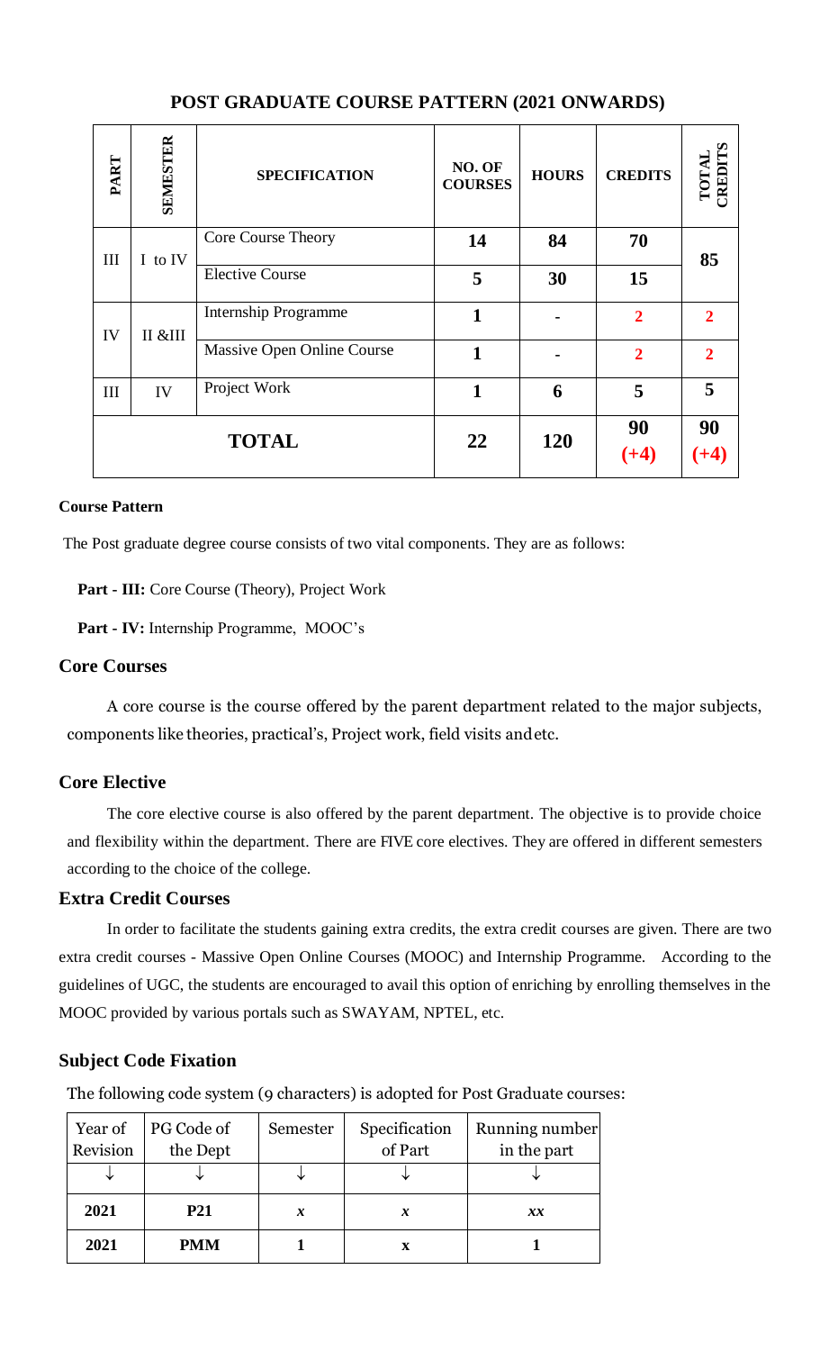# POST GRADUATE COURSE PATTERN (2021 ONWARDS)

| PART | SEMESTER | SPECIFICATION | NO. OF COURSES | HOURS | CREDITS | TOTAL CREDITS |
|---|---|---|---|---|---|---|
| III | I to IV | Core Course Theory | 14 | 84 | 70 | 85 |
| | | Elective Course | 5 | 30 | 15 | |
| IV | II &III | Internship Programme | 1 | - | 2 | 2 |
| | | Massive Open Online Course | 1 | - | 2 | 2 |
| III | IV | Project Work | 1 | 6 | 5 | 5 |
| **TOTAL** | | | **22** | **120** | **90 (+4)** | **90 (+4)** |

**Course Pattern**

The Post graduate degree course consists of two vital components. They are as follows:

**Part - III:** Core Course (Theory), Project Work

**Part - IV:** Internship Programme, MOOC's

## Core Courses

A core course is the course offered by the parent department related to the major subjects, components like theories, practical's, Project work, field visits andetc.

## Core Elective

The core elective course is also offered by the parent department. The objective is to provide choice and flexibility within the department. There are FIVE core electives. They are offered in different semesters according to the choice of the college.

## Extra Credit Courses

In order to facilitate the students gaining extra credits, the extra credit courses are given. There are two extra credit courses - Massive Open Online Courses (MOOC) and Internship Programme. According to the guidelines of UGC, the students are encouraged to avail this option of enriching by enrolling themselves in the MOOC provided by various portals such as SWAYAM, NPTEL, etc.

## Subject Code Fixation

The following code system (9 characters) is adopted for Post Graduate courses:

| Year of Revision | PG Code of the Dept | Semester | Specification of Part | Running number in the part |
|---|---|---|---|---|
| ↓ | ↓ | ↓ | ↓ | ↓ |
| **2021** | **P21** | ***x*** | ***x*** | ***xx*** |
| **2021** | **PMM** | **1** | **x** | **1** |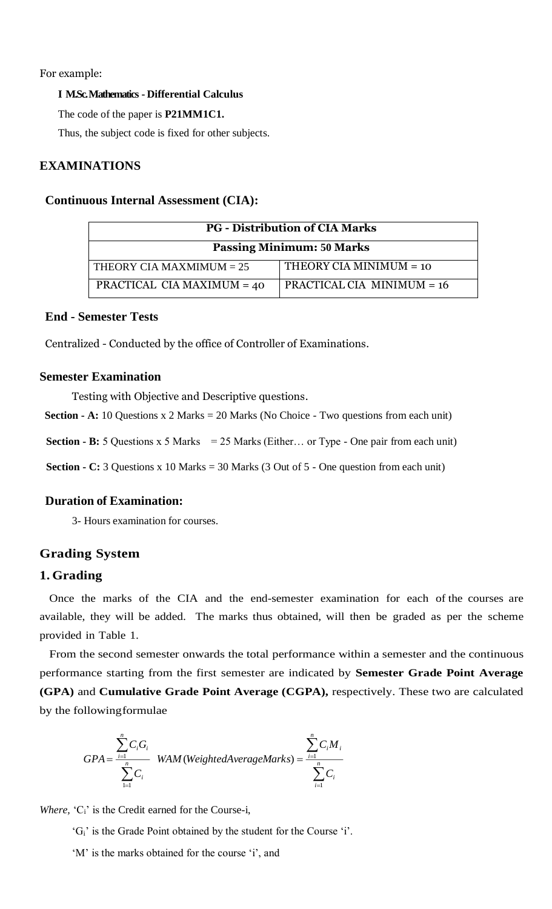For example:

**I M.Sc. Mathematics - Differential Calculus**

The code of the paper is **P21MM1C1.**

Thus, the subject code is fixed for other subjects.

## EXAMINATIONS

### Continuous Internal Assessment (CIA):

| PG - Distribution of CIA Marks | |
|---|---|
| **Passing Minimum: 50 Marks** | |
| THEORY CIA MAXMIMUM = 25 | THEORY CIA MINIMUM = 10 |
| PRACTICAL CIA MAXIMUM = 40 | PRACTICAL CIA MINIMUM = 16 |

### End - Semester Tests

Centralized - Conducted by the office of Controller of Examinations.

### Semester Examination

Testing with Objective and Descriptive questions.

**Section - A:** 10 Questions x 2 Marks = 20 Marks (No Choice - Two questions from each unit)

**Section - B:** 5 Questions x 5 Marks = 25 Marks (Either… or Type - One pair from each unit)

**Section - C:** 3 Questions x 10 Marks = 30 Marks (3 Out of 5 - One question from each unit)

### Duration of Examination:

3- Hours examination for courses.

## Grading System

### 1. Grading

Once the marks of the CIA and the end-semester examination for each of the courses are available, they will be added. The marks thus obtained, will then be graded as per the scheme provided in Table 1.

From the second semester onwards the total performance within a semester and the continuous performance starting from the first semester are indicated by **Semester Grade Point Average (GPA)** and **Cumulative Grade Point Average (CGPA),** respectively. These two are calculated by the followingformulae

$$GPA = \frac{\sum_{i=1}^{n} C_i G_i}{\sum_{1=1}^{n} C_i} \quad WAM(WeightedAverageMarks) = \frac{\sum_{i=1}^{n} C_i M_i}{\sum_{i=1}^{n} C_i}$$

*Where,* '$C_i$' is the Credit earned for the Course-i,

'$G_i$' is the Grade Point obtained by the student for the Course 'i'.

'M' is the marks obtained for the course 'i', and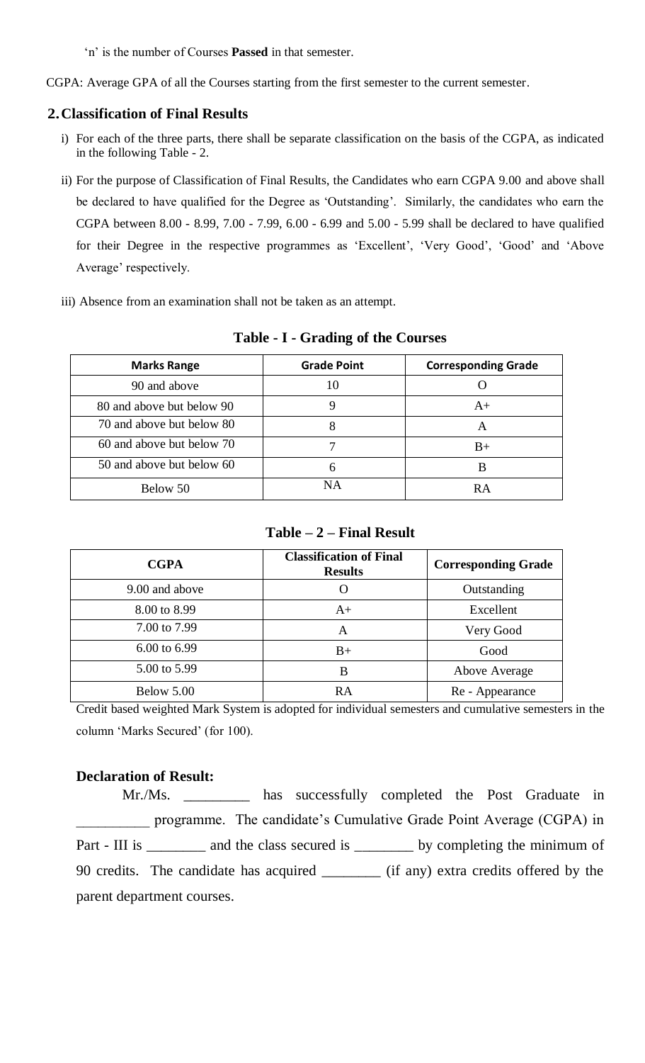'n' is the number of Courses **Passed** in that semester.

CGPA: Average GPA of all the Courses starting from the first semester to the current semester.

## 2. Classification of Final Results

i) For each of the three parts, there shall be separate classification on the basis of the CGPA, as indicated in the following Table - 2.

ii) For the purpose of Classification of Final Results, the Candidates who earn CGPA 9.00 and above shall be declared to have qualified for the Degree as 'Outstanding'. Similarly, the candidates who earn the CGPA between 8.00 - 8.99, 7.00 - 7.99, 6.00 - 6.99 and 5.00 - 5.99 shall be declared to have qualified for their Degree in the respective programmes as 'Excellent', 'Very Good', 'Good' and 'Above Average' respectively.

iii) Absence from an examination shall not be taken as an attempt.

**Table - I - Grading of the Courses**

| Marks Range | Grade Point | Corresponding Grade |
|---|---|---|
| 90 and above | 10 | O |
| 80 and above but below 90 | 9 | A+ |
| 70 and above but below 80 | 8 | A |
| 60 and above but below 70 | 7 | B+ |
| 50 and above but below 60 | 6 | B |
| Below 50 | NA | RA |

**Table – 2 – Final Result**

| CGPA | Classification of Final Results | Corresponding Grade |
|---|---|---|
| 9.00 and above | O | Outstanding |
| 8.00 to 8.99 | A+ | Excellent |
| 7.00 to 7.99 | A | Very Good |
| 6.00 to 6.99 | B+ | Good |
| 5.00 to 5.99 | B | Above Average |
| Below 5.00 | RA | Re - Appearance |

Credit based weighted Mark System is adopted for individual semesters and cumulative semesters in the column 'Marks Secured' (for 100).

**Declaration of Result:**

Mr./Ms. _________ has successfully completed the Post Graduate in __________ programme. The candidate's Cumulative Grade Point Average (CGPA) in Part - III is ________ and the class secured is ________ by completing the minimum of 90 credits. The candidate has acquired ________ (if any) extra credits offered by the parent department courses.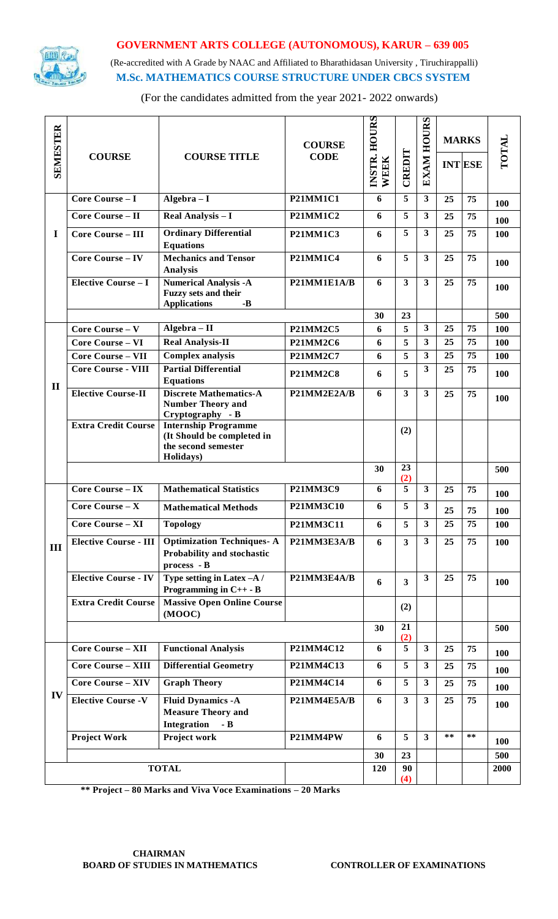# GOVERNMENT ARTS COLLEGE (AUTONOMOUS), KARUR – 639 005

(Re-accredited with A Grade by NAAC and Affiliated to Bharathidasan University , Tiruchirappalli)

## M.Sc. MATHEMATICS COURSE STRUCTURE UNDER CBCS SYSTEM

(For the candidates admitted from the year 2021- 2022 onwards)

| SEMESTER | COURSE | COURSE TITLE | COURSE CODE | INSTR. HOURS WEEK | CREDIT | EXAM HOURS | MARKS | | TOTAL |
|---|---|---|---|---|---|---|---|---|---|
| | | | | | | | INT | ESE | |
| I | Core Course – I | Algebra – I | P21MM1C1 | 6 | 5 | 3 | 25 | 75 | 100 |
| | Core Course – II | Real Analysis – I | P21MM1C2 | 6 | 5 | 3 | 25 | 75 | 100 |
| | Core Course – III | Ordinary Differential Equations | P21MM1C3 | 6 | 5 | 3 | 25 | 75 | 100 |
| | Core Course – IV | Mechanics and Tensor Analysis | P21MM1C4 | 6 | 5 | 3 | 25 | 75 | 100 |
| | Elective Course – I | Numerical Analysis -A Fuzzy sets and their Applications -B | P21MM1E1A/B | 6 | 3 | 3 | 25 | 75 | 100 |
| | | | | 30 | 23 | | | | 500 |
| II | Core Course – V | Algebra – II | P21MM2C5 | 6 | 5 | 3 | 25 | 75 | 100 |
| | Core Course – VI | Real Analysis-II | P21MM2C6 | 6 | 5 | 3 | 25 | 75 | 100 |
| | Core Course – VII | Complex analysis | P21MM2C7 | 6 | 5 | 3 | 25 | 75 | 100 |
| | Core Course - VIII | Partial Differential Equations | P21MM2C8 | 6 | 5 | 3 | 25 | 75 | 100 |
| | Elective Course-II | Discrete Mathematics-A Number Theory and Cryptography - B | P21MM2E2A/B | 6 | 3 | 3 | 25 | 75 | 100 |
| | Extra Credit Course | Internship Programme (It Should be completed in the second semester Holidays) | | | (2) | | | | |
| | | | | 30 | 23 (2) | | | | 500 |
| III | Core Course – IX | Mathematical Statistics | P21MM3C9 | 6 | 5 | 3 | 25 | 75 | 100 |
| | Core Course – X | Mathematical Methods | P21MM3C10 | 6 | 5 | 3 | 25 | 75 | 100 |
| | Core Course – XI | Topology | P21MM3C11 | 6 | 5 | 3 | 25 | 75 | 100 |
| | Elective Course - III | Optimization Techniques- A Probability and stochastic process - B | P21MM3E3A/B | 6 | 3 | 3 | 25 | 75 | 100 |
| | Elective Course - IV | Type setting in Latex –A / Programming in C++ - B | P21MM3E4A/B | 6 | 3 | 3 | 25 | 75 | 100 |
| | Extra Credit Course | Massive Open Online Course (MOOC) | | | (2) | | | | |
| | | | | 30 | 21 (2) | | | | 500 |
| IV | Core Course – XII | Functional Analysis | P21MM4C12 | 6 | 5 | 3 | 25 | 75 | 100 |
| | Core Course – XIII | Differential Geometry | P21MM4C13 | 6 | 5 | 3 | 25 | 75 | 100 |
| | Core Course – XIV | Graph Theory | P21MM4C14 | 6 | 5 | 3 | 25 | 75 | 100 |
| | Elective Course -V | Fluid Dynamics -A Measure Theory and Integration - B | P21MM4E5A/B | 6 | 3 | 3 | 25 | 75 | 100 |
| | Project Work | Project work | P21MM4PW | 6 | 5 | 3 | ** | ** | 100 |
| | | | | 30 | 23 | | | | 500 |
| TOTAL | | | | 120 | 90 (4) | | | | 2000 |

** Project – 80 Marks and Viva Voce Examinations – 20 Marks

**CHAIRMAN**
**BOARD OF STUDIES IN MATHEMATICS**

**CONTROLLER OF EXAMINATIONS**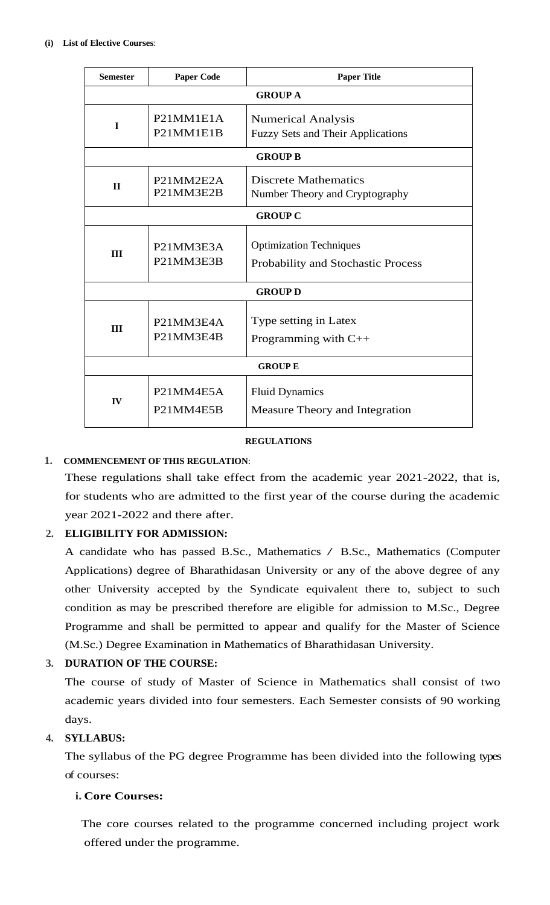**(i) List of Elective Courses**:

| Semester | Paper Code | Paper Title |
|---|---|---|
| **GROUP A** | | |
| I | P21MM1E1A<br>P21MM1E1B | Numerical Analysis<br>Fuzzy Sets and Their Applications |
| **GROUP B** | | |
| II | P21MM2E2A<br>P21MM3E2B | Discrete Mathematics<br>Number Theory and Cryptography |
| **GROUP C** | | |
| III | P21MM3E3A<br>P21MM3E3B | Optimization Techniques<br>Probability and Stochastic Process |
| **GROUP D** | | |
| III | P21MM3E4A<br>P21MM3E4B | Type setting in Latex<br>Programming with C++ |
| **GROUP E** | | |
| IV | P21MM4E5A<br>P21MM4E5B | Fluid Dynamics<br>Measure Theory and Integration |

## REGULATIONS

**1. COMMENCEMENT OF THIS REGULATION**:

These regulations shall take effect from the academic year 2021-2022, that is, for students who are admitted to the first year of the course during the academic year 2021-2022 and there after.

**2. ELIGIBILITY FOR ADMISSION:**

A candidate who has passed B.Sc., Mathematics / B.Sc., Mathematics (Computer Applications) degree of Bharathidasan University or any of the above degree of any other University accepted by the Syndicate equivalent there to, subject to such condition as may be prescribed therefore are eligible for admission to M.Sc., Degree Programme and shall be permitted to appear and qualify for the Master of Science (M.Sc.) Degree Examination in Mathematics of Bharathidasan University.

**3. DURATION OF THE COURSE:**

The course of study of Master of Science in Mathematics shall consist of two academic years divided into four semesters. Each Semester consists of 90 working days.

**4. SYLLABUS:**

The syllabus of the PG degree Programme has been divided into the following types of courses:

**i. Core Courses:**

The core courses related to the programme concerned including project work offered under the programme.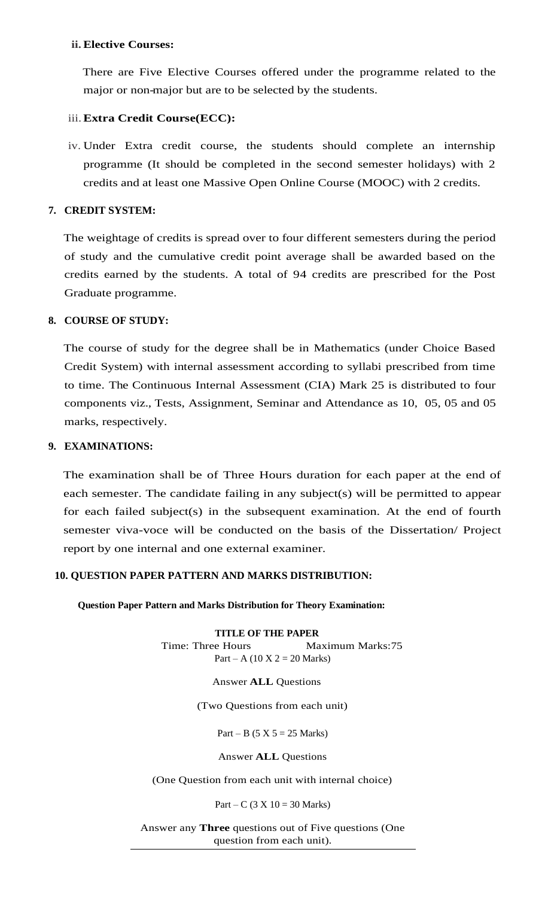**ii. Elective Courses:**

There are Five Elective Courses offered under the programme related to the major or non-major but are to be selected by the students.

iii. **Extra Credit Course(ECC):**

iv. Under Extra credit course, the students should complete an internship programme (It should be completed in the second semester holidays) with 2 credits and at least one Massive Open Online Course (MOOC) with 2 credits.

## 7. CREDIT SYSTEM:

The weightage of credits is spread over to four different semesters during the period of study and the cumulative credit point average shall be awarded based on the credits earned by the students. A total of 94 credits are prescribed for the Post Graduate programme.

## 8. COURSE OF STUDY:

The course of study for the degree shall be in Mathematics (under Choice Based Credit System) with internal assessment according to syllabi prescribed from time to time. The Continuous Internal Assessment (CIA) Mark 25 is distributed to four components viz., Tests, Assignment, Seminar and Attendance as 10, 05, 05 and 05 marks, respectively.

## 9. EXAMINATIONS:

The examination shall be of Three Hours duration for each paper at the end of each semester. The candidate failing in any subject(s) will be permitted to appear for each failed subject(s) in the subsequent examination. At the end of fourth semester viva-voce will be conducted on the basis of the Dissertation/ Project report by one internal and one external examiner.

## 10. QUESTION PAPER PATTERN AND MARKS DISTRIBUTION:

**Question Paper Pattern and Marks Distribution for Theory Examination:**

**TITLE OF THE PAPER**

Time: Three Hours Maximum Marks:75

Part – A (10 X 2 = 20 Marks)

Answer **ALL** Questions

(Two Questions from each unit)

Part – B (5 X 5 = 25 Marks)

Answer **ALL** Questions

(One Question from each unit with internal choice)

Part – C (3 X 10 = 30 Marks)

Answer any **Three** questions out of Five questions (One question from each unit).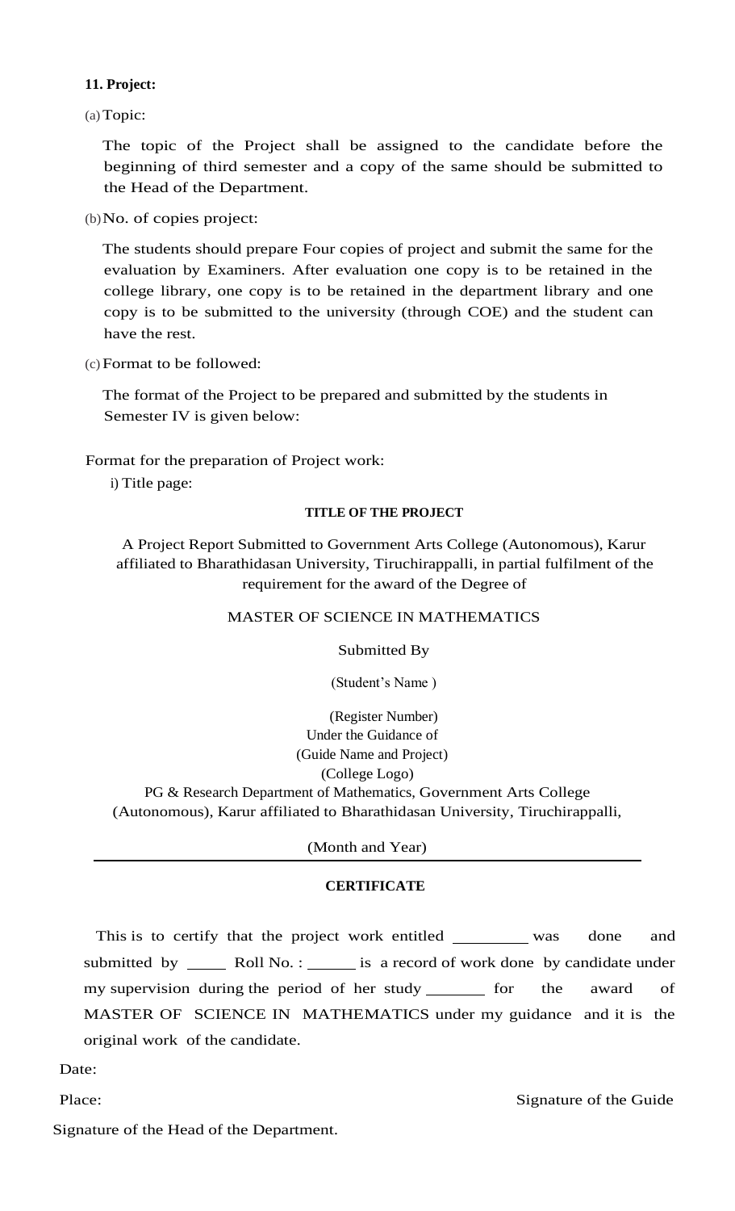**11. Project:**

(a) Topic:

The topic of the Project shall be assigned to the candidate before the beginning of third semester and a copy of the same should be submitted to the Head of the Department.

(b) No. of copies project:

The students should prepare Four copies of project and submit the same for the evaluation by Examiners. After evaluation one copy is to be retained in the college library, one copy is to be retained in the department library and one copy is to be submitted to the university (through COE) and the student can have the rest.

(c) Format to be followed:

The format of the Project to be prepared and submitted by the students in Semester IV is given below:

Format for the preparation of Project work:

i) Title page:

**TITLE OF THE PROJECT**

A Project Report Submitted to Government Arts College (Autonomous), Karur affiliated to Bharathidasan University, Tiruchirappalli, in partial fulfilment of the requirement for the award of the Degree of

MASTER OF SCIENCE IN MATHEMATICS

Submitted By

(Student's Name )

(Register Number)

Under the Guidance of

(Guide Name and Project)

(College Logo)

PG & Research Department of Mathematics, Government Arts College (Autonomous), Karur affiliated to Bharathidasan University, Tiruchirappalli,

(Month and Year)

---

**CERTIFICATE**

This is to certify that the project work entitled \_\_\_\_\_\_\_\_\_ was done and submitted by \_\_\_\_\_ Roll No. : \_\_\_\_\_\_ is a record of work done by candidate under my supervision during the period of her study \_\_\_\_\_\_\_ for the award of MASTER OF SCIENCE IN MATHEMATICS under my guidance and it is the original work of the candidate.

Date:

Place: Signature of the Guide

Signature of the Head of the Department.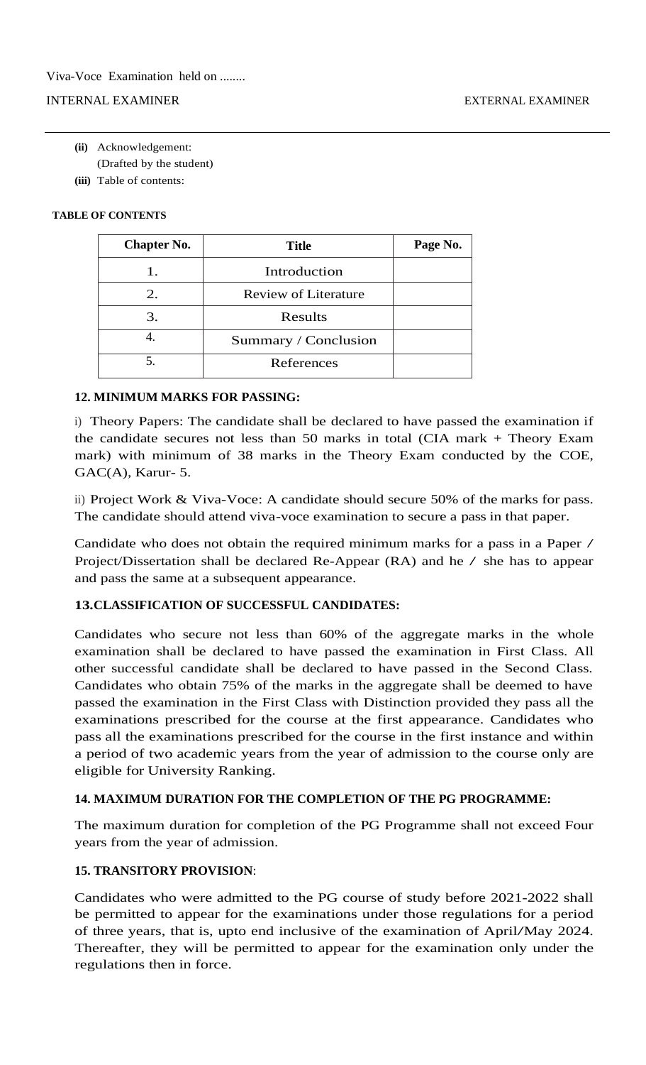Viva-Voce Examination held on ........

INTERNAL EXAMINER EXTERNAL EXAMINER

---

**(ii)** Acknowledgement:
(Drafted by the student)

**(iii)** Table of contents:

**TABLE OF CONTENTS**

| Chapter No. | Title | Page No. |
|---|---|---|
| 1. | Introduction | |
| 2. | Review of Literature | |
| 3. | Results | |
| 4. | Summary / Conclusion | |
| 5. | References | |

**12. MINIMUM MARKS FOR PASSING:**

i) Theory Papers: The candidate shall be declared to have passed the examination if the candidate secures not less than 50 marks in total (CIA mark + Theory Exam mark) with minimum of 38 marks in the Theory Exam conducted by the COE, GAC(A), Karur- 5.

ii) Project Work & Viva-Voce: A candidate should secure 50% of the marks for pass. The candidate should attend viva-voce examination to secure a pass in that paper.

Candidate who does not obtain the required minimum marks for a pass in a Paper / Project/Dissertation shall be declared Re-Appear (RA) and he / she has to appear and pass the same at a subsequent appearance.

**13.CLASSIFICATION OF SUCCESSFUL CANDIDATES:**

Candidates who secure not less than 60% of the aggregate marks in the whole examination shall be declared to have passed the examination in First Class. All other successful candidate shall be declared to have passed in the Second Class. Candidates who obtain 75% of the marks in the aggregate shall be deemed to have passed the examination in the First Class with Distinction provided they pass all the examinations prescribed for the course at the first appearance. Candidates who pass all the examinations prescribed for the course in the first instance and within a period of two academic years from the year of admission to the course only are eligible for University Ranking.

**14. MAXIMUM DURATION FOR THE COMPLETION OF THE PG PROGRAMME:**

The maximum duration for completion of the PG Programme shall not exceed Four years from the year of admission.

**15. TRANSITORY PROVISION**:

Candidates who were admitted to the PG course of study before 2021-2022 shall be permitted to appear for the examinations under those regulations for a period of three years, that is, upto end inclusive of the examination of April/May 2024. Thereafter, they will be permitted to appear for the examination only under the regulations then in force.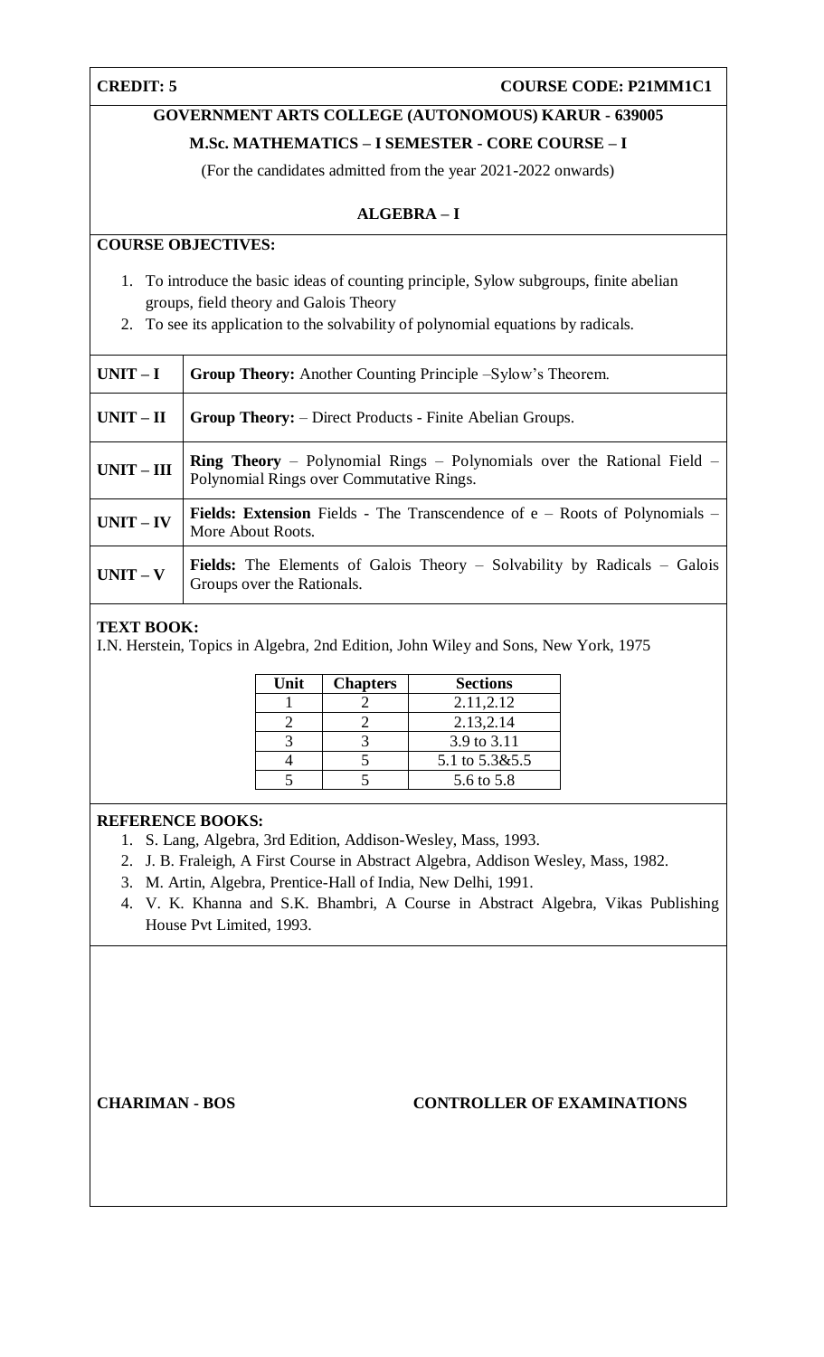**CREDIT: 5** **COURSE CODE: P21MM1C1**

**GOVERNMENT ARTS COLLEGE (AUTONOMOUS) KARUR - 639005**

**M.Sc. MATHEMATICS – I SEMESTER - CORE COURSE – I**

(For the candidates admitted from the year 2021-2022 onwards)

## ALGEBRA – I

**COURSE OBJECTIVES:**

1. To introduce the basic ideas of counting principle, Sylow subgroups, finite abelian groups, field theory and Galois Theory
2. To see its application to the solvability of polynomial equations by radicals.

| | |
|---|---|
| **UNIT – I** | **Group Theory:** Another Counting Principle –Sylow's Theorem. |
| **UNIT – II** | **Group Theory:** – Direct Products - Finite Abelian Groups. |
| **UNIT – III** | **Ring Theory** – Polynomial Rings – Polynomials over the Rational Field – Polynomial Rings over Commutative Rings. |
| **UNIT – IV** | **Fields: Extension** Fields - The Transcendence of e – Roots of Polynomials – More About Roots. |
| **UNIT – V** | **Fields:** The Elements of Galois Theory – Solvability by Radicals – Galois Groups over the Rationals. |

**TEXT BOOK:**

I.N. Herstein, Topics in Algebra, 2nd Edition, John Wiley and Sons, New York, 1975

| Unit | Chapters | Sections |
|---|---|---|
| 1 | 2 | 2.11,2.12 |
| 2 | 2 | 2.13,2.14 |
| 3 | 3 | 3.9 to 3.11 |
| 4 | 5 | 5.1 to 5.3&5.5 |
| 5 | 5 | 5.6 to 5.8 |

**REFERENCE BOOKS:**

1. S. Lang, Algebra, 3rd Edition, Addison-Wesley, Mass, 1993.
2. J. B. Fraleigh, A First Course in Abstract Algebra, Addison Wesley, Mass, 1982.
3. M. Artin, Algebra, Prentice-Hall of India, New Delhi, 1991.
4. V. K. Khanna and S.K. Bhambri, A Course in Abstract Algebra, Vikas Publishing House Pvt Limited, 1993.

**CHARIMAN - BOS** **CONTROLLER OF EXAMINATIONS**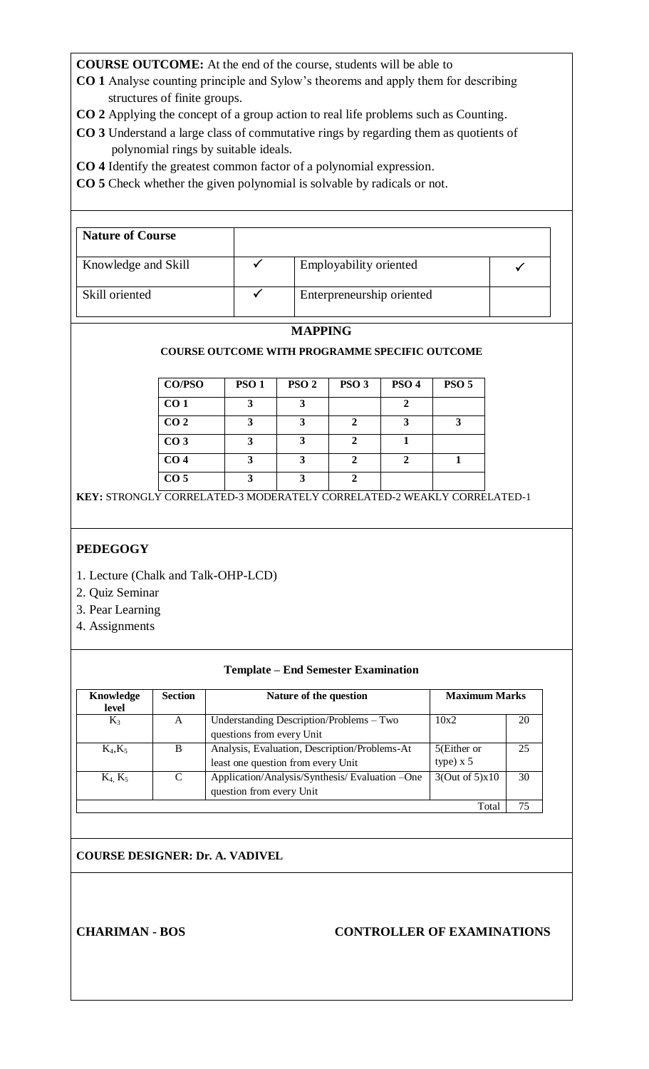**COURSE OUTCOME:** At the end of the course, students will be able to

**CO 1** Analyse counting principle and Sylow's theorems and apply them for describing structures of finite groups.

**CO 2** Applying the concept of a group action to real life problems such as Counting.

**CO 3** Understand a large class of commutative rings by regarding them as quotients of polynomial rings by suitable ideals.

**CO 4** Identify the greatest common factor of a polynomial expression.

**CO 5** Check whether the given polynomial is solvable by radicals or not.

| **Nature of Course** | | | |
|---|---|---|---|
| Knowledge and Skill | ✓ | Employability oriented | ✓ |
| Skill oriented | ✓ | Enterpreneurship oriented | |

**MAPPING**

**COURSE OUTCOME WITH PROGRAMME SPECIFIC OUTCOME**

| CO/PSO | PSO 1 | PSO 2 | PSO 3 | PSO 4 | PSO 5 |
|---|---|---|---|---|---|
| CO 1 | 3 | 3 | | 2 | |
| CO 2 | 3 | 3 | 2 | 3 | 3 |
| CO 3 | 3 | 3 | 2 | 1 | |
| CO 4 | 3 | 3 | 2 | 2 | 1 |
| CO 5 | 3 | 3 | 2 | | |

**KEY:** STRONGLY CORRELATED-3 MODERATELY CORRELATED-2 WEAKLY CORRELATED-1

**PEDEGOGY**

1. Lecture (Chalk and Talk-OHP-LCD)
2. Quiz Seminar
3. Pear Learning
4. Assignments

**Template – End Semester Examination**

| Knowledge level | Section | Nature of the question | Maximum Marks | |
|---|---|---|---|---|
| $K_3$ | A | Understanding Description/Problems – Two questions from every Unit | 10x2 | 20 |
| $K_4$,$K_5$ | B | Analysis, Evaluation, Description/Problems-At least one question from every Unit | 5(Either or type) x 5 | 25 |
| $K_4$, $K_5$ | C | Application/Analysis/Synthesis/ Evaluation –One question from every Unit | 3(Out of 5)x10 | 30 |
| | | | Total | 75 |

**COURSE DESIGNER: Dr. A. VADIVEL**

**CHARIMAN - BOS** **CONTROLLER OF EXAMINATIONS**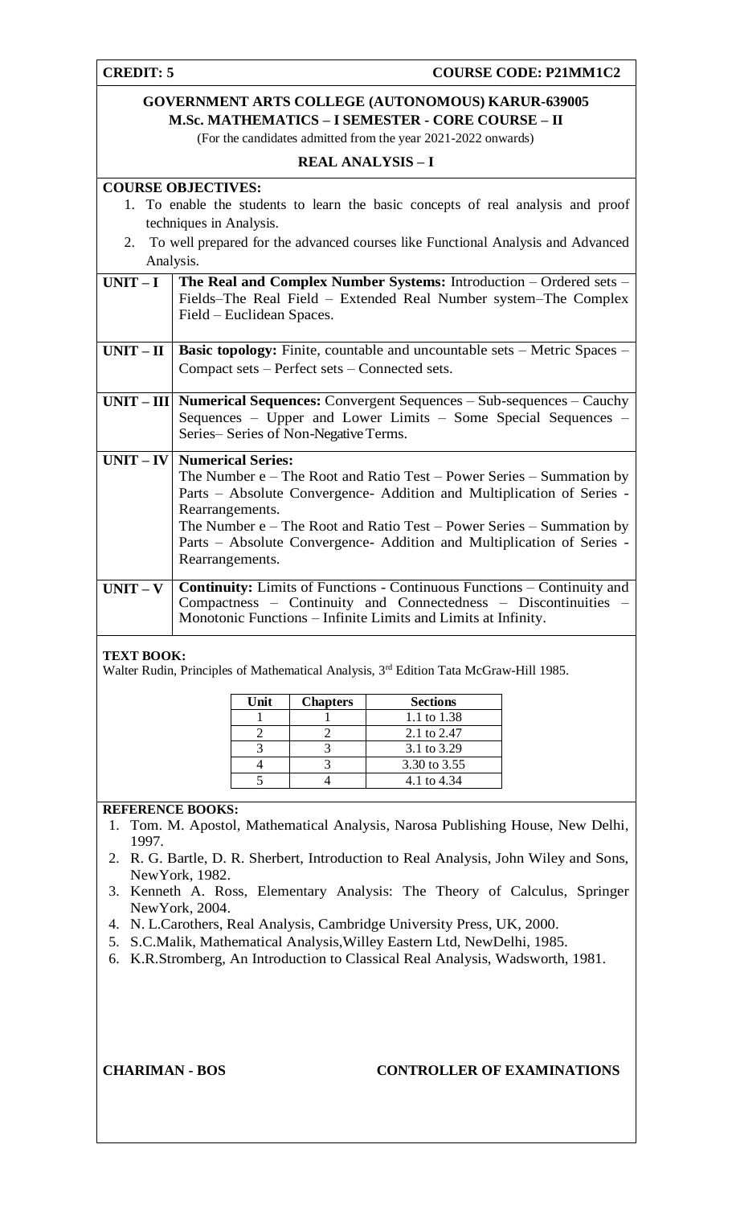**CREDIT: 5** **COURSE CODE: P21MM1C2**

## GOVERNMENT ARTS COLLEGE (AUTONOMOUS) KARUR-639005
## M.Sc. MATHEMATICS – I SEMESTER - CORE COURSE – II

(For the candidates admitted from the year 2021-2022 onwards)

### REAL ANALYSIS – I

**COURSE OBJECTIVES:**

1. To enable the students to learn the basic concepts of real analysis and proof techniques in Analysis.
2. To well prepared for the advanced courses like Functional Analysis and Advanced Analysis.

| | |
|---|---|
| **UNIT – I** | **The Real and Complex Number Systems:** Introduction – Ordered sets – Fields–The Real Field – Extended Real Number system–The Complex Field – Euclidean Spaces. |
| **UNIT – II** | **Basic topology:** Finite, countable and uncountable sets – Metric Spaces – Compact sets – Perfect sets – Connected sets. |
| **UNIT – III** | **Numerical Sequences:** Convergent Sequences – Sub-sequences – Cauchy Sequences – Upper and Lower Limits – Some Special Sequences – Series– Series of Non-Negative Terms. |
| **UNIT – IV** | **Numerical Series:** The Number e – The Root and Ratio Test – Power Series – Summation by Parts – Absolute Convergence- Addition and Multiplication of Series - Rearrangements. The Number e – The Root and Ratio Test – Power Series – Summation by Parts – Absolute Convergence- Addition and Multiplication of Series - Rearrangements. |
| **UNIT – V** | **Continuity:** Limits of Functions - Continuous Functions – Continuity and Compactness – Continuity and Connectedness – Discontinuities – Monotonic Functions – Infinite Limits and Limits at Infinity. |

**TEXT BOOK:**

Walter Rudin, Principles of Mathematical Analysis, 3rd Edition Tata McGraw-Hill 1985.

| Unit | Chapters | Sections |
|---|---|---|
| 1 | 1 | 1.1 to 1.38 |
| 2 | 2 | 2.1 to 2.47 |
| 3 | 3 | 3.1 to 3.29 |
| 4 | 3 | 3.30 to 3.55 |
| 5 | 4 | 4.1 to 4.34 |

**REFERENCE BOOKS:**

1. Tom. M. Apostol, Mathematical Analysis, Narosa Publishing House, New Delhi, 1997.
2. R. G. Bartle, D. R. Sherbert, Introduction to Real Analysis, John Wiley and Sons, NewYork, 1982.
3. Kenneth A. Ross, Elementary Analysis: The Theory of Calculus, Springer NewYork, 2004.
4. N. L.Carothers, Real Analysis, Cambridge University Press, UK, 2000.
5. S.C.Malik, Mathematical Analysis,Willey Eastern Ltd, NewDelhi, 1985.
6. K.R.Stromberg, An Introduction to Classical Real Analysis, Wadsworth, 1981.

**CHARIMAN - BOS** **CONTROLLER OF EXAMINATIONS**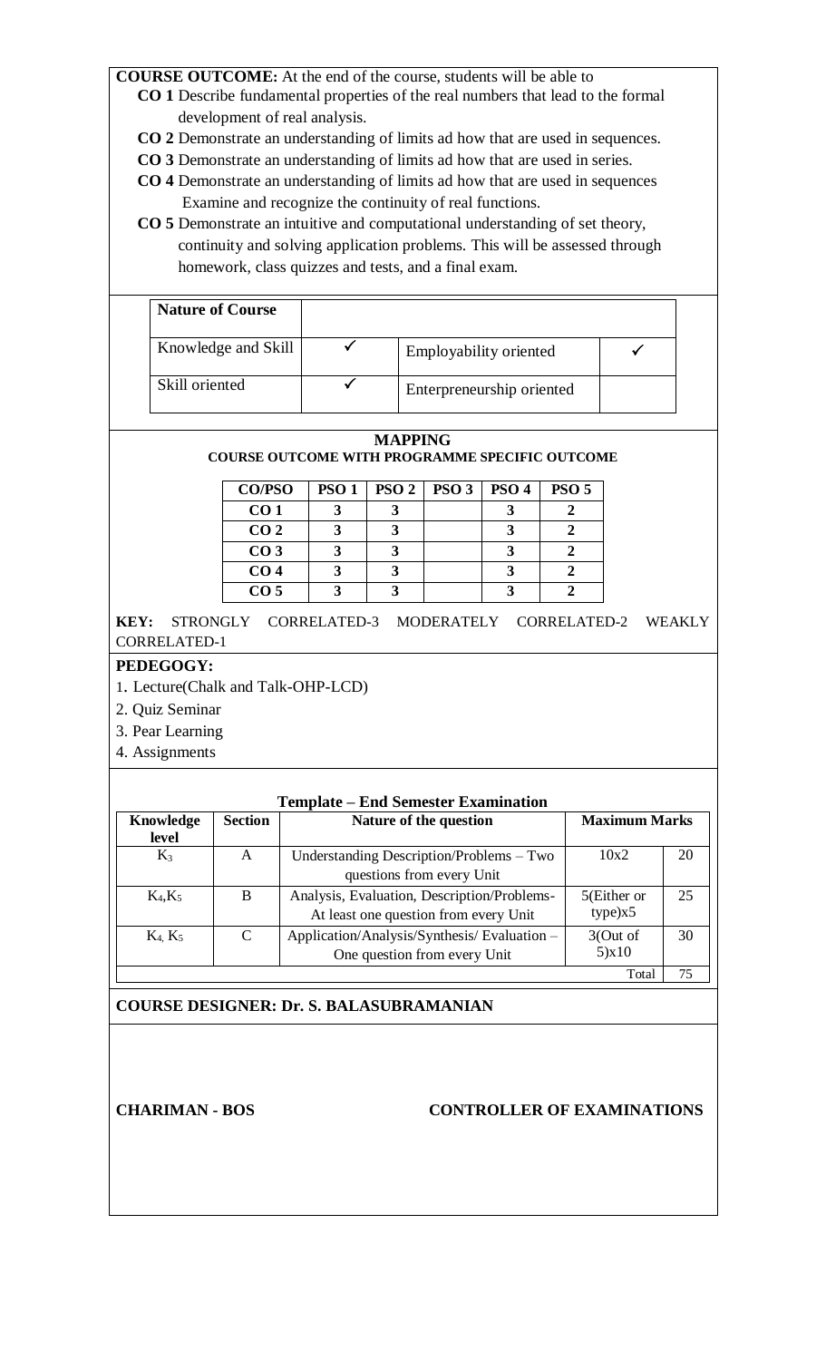**COURSE OUTCOME:** At the end of the course, students will be able to

**CO 1** Describe fundamental properties of the real numbers that lead to the formal development of real analysis.

**CO 2** Demonstrate an understanding of limits ad how that are used in sequences.

**CO 3** Demonstrate an understanding of limits ad how that are used in series.

**CO 4** Demonstrate an understanding of limits ad how that are used in sequences Examine and recognize the continuity of real functions.

**CO 5** Demonstrate an intuitive and computational understanding of set theory, continuity and solving application problems. This will be assessed through homework, class quizzes and tests, and a final exam.

| **Nature of Course** | | | |
|---|---|---|---|
| Knowledge and Skill | ✓ | Employability oriented | ✓ |
| Skill oriented | ✓ | Enterpreneurship oriented | |

**MAPPING**

**COURSE OUTCOME WITH PROGRAMME SPECIFIC OUTCOME**

| CO/PSO | PSO 1 | PSO 2 | PSO 3 | PSO 4 | PSO 5 |
|---|---|---|---|---|---|
| CO 1 | 3 | 3 | | 3 | 2 |
| CO 2 | 3 | 3 | | 3 | 2 |
| CO 3 | 3 | 3 | | 3 | 2 |
| CO 4 | 3 | 3 | | 3 | 2 |
| CO 5 | 3 | 3 | | 3 | 2 |

**KEY:** STRONGLY CORRELATED-3 MODERATELY CORRELATED-2 WEAKLY CORRELATED-1

**PEDEGOGY:**

1. Lecture(Chalk and Talk-OHP-LCD)
2. Quiz Seminar
3. Pear Learning
4. Assignments

**Template – End Semester Examination**

| Knowledge level | Section | Nature of the question | Maximum Marks | |
|---|---|---|---|---|
| $K_3$ | A | Understanding Description/Problems – Two questions from every Unit | 10x2 | 20 |
| $K_4$,$K_5$ | B | Analysis, Evaluation, Description/Problems- At least one question from every Unit | 5(Either or type)x5 | 25 |
| $K_4$, $K_5$ | C | Application/Analysis/Synthesis/ Evaluation – One question from every Unit | 3(Out of 5)x10 | 30 |
| | | | Total | 75 |

**COURSE DESIGNER: Dr. S. BALASUBRAMANIAN**

**CHARIMAN - BOS** **CONTROLLER OF EXAMINATIONS**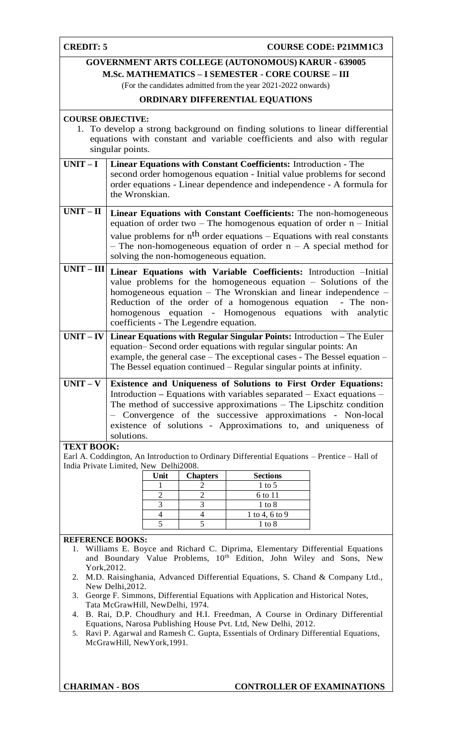**CREDIT: 5** **COURSE CODE: P21MM1C3**

**GOVERNMENT ARTS COLLEGE (AUTONOMOUS) KARUR - 639005**

**M.Sc. MATHEMATICS – I SEMESTER - CORE COURSE – III**

(For the candidates admitted from the year 2021-2022 onwards)

**ORDINARY DIFFERENTIAL EQUATIONS**

**COURSE OBJECTIVE:**

1. To develop a strong background on finding solutions to linear differential equations with constant and variable coefficients and also with regular singular points.

| | |
|---|---|
| **UNIT – I** | **Linear Equations with Constant Coefficients:** Introduction - The second order homogenous equation - Initial value problems for second order equations - Linear dependence and independence - A formula for the Wronskian. |
| **UNIT – II** | **Linear Equations with Constant Coefficients:** The non-homogeneous equation of order two – The homogeneous equation of order n – Initial value problems for $n^{th}$ order equations – Equations with real constants – The non-homogeneous equation of order n – A special method for solving the non-homogeneous equation. |
| **UNIT – III** | **Linear Equations with Variable Coefficients:** Introduction –Initial value problems for the homogeneous equation – Solutions of the homogeneous equation – The Wronskian and linear independence – Reduction of the order of a homogeneous equation - The non-homogenous equation - Homogenous equations with analytic coefficients - The Legendre equation. |
| **UNIT – IV** | **Linear Equations with Regular Singular Points:** Introduction **–** The Euler equation– Second order equations with regular singular points: An example, the general case – The exceptional cases - The Bessel equation – The Bessel equation continued – Regular singular points at infinity. |
| **UNIT – V** | **Existence and Uniqueness of Solutions to First Order Equations:** Introduction **–** Equations with variables separated – Exact equations – The method of successive approximations – The Lipschitz condition – Convergence of the successive approximations - Non-local existence of solutions - Approximations to, and uniqueness of solutions. |

**TEXT BOOK:**

Earl A. Coddington, An Introduction to Ordinary Differential Equations – Prentice – Hall of India Private Limited, New Delhi2008.

| Unit | Chapters | Sections |
|---|---|---|
| 1 | 2 | 1 to 5 |
| 2 | 2 | 6 to 11 |
| 3 | 3 | 1 to 8 |
| 4 | 4 | 1 to 4, 6 to 9 |
| 5 | 5 | 1 to 8 |

**REFERENCE BOOKS:**

1. Williams E. Boyce and Richard C. Diprima, Elementary Differential Equations and Boundary Value Problems, 10th Edition, John Wiley and Sons, New York,2012.
2. M.D. Raisinghania, Advanced Differential Equations, S. Chand & Company Ltd., New Delhi,2012.
3. George F. Simmons, Differential Equations with Application and Historical Notes, Tata McGrawHill, NewDelhi, 1974.
4. B. Rai, D.P. Choudhury and H.I. Freedman, A Course in Ordinary Differential Equations, Narosa Publishing House Pvt. Ltd, New Delhi, 2012.
5. Ravi P. Agarwal and Ramesh C. Gupta, Essentials of Ordinary Differential Equations, McGrawHill, NewYork,1991.

**CHARIMAN - BOS** **CONTROLLER OF EXAMINATIONS**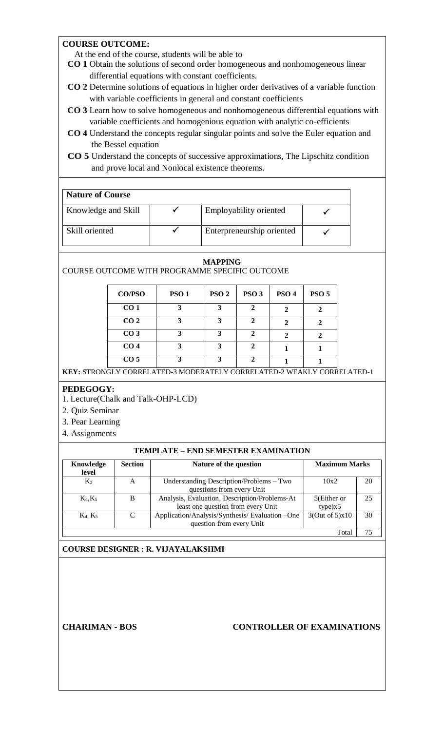**COURSE OUTCOME:**

At the end of the course, students will be able to

**CO 1** Obtain the solutions of second order homogeneous and nonhomogeneous linear differential equations with constant coefficients.

**CO 2** Determine solutions of equations in higher order derivatives of a variable function with variable coefficients in general and constant coefficients

**CO 3** Learn how to solve homogeneous and nonhomogeneous differential equations with variable coefficients and homogenious equation with analytic co-efficients

**CO 4** Understand the concepts regular singular points and solve the Euler equation and the Bessel equation

**CO 5** Understand the concepts of successive approximations, The Lipschitz condition and prove local and Nonlocal existence theorems.

| **Nature of Course** | | | |
|---|---|---|---|
| Knowledge and Skill | ✓ | Employability oriented | ✓ |
| Skill oriented | ✓ | Enterprenuership oriented | ✓ |

**MAPPING**

COURSE OUTCOME WITH PROGRAMME SPECIFIC OUTCOME

| CO/PSO | PSO 1 | PSO 2 | PSO 3 | PSO 4 | PSO 5 |
|---|---|---|---|---|---|
| CO 1 | 3 | 3 | 2 | 2 | 2 |
| CO 2 | 3 | 3 | 2 | 2 | 2 |
| CO 3 | 3 | 3 | 2 | 2 | 2 |
| CO 4 | 3 | 3 | 2 | 1 | 1 |
| CO 5 | 3 | 3 | 2 | 1 | 1 |

**KEY:** STRONGLY CORRELATED-3 MODERATELY CORRELATED-2 WEAKLY CORRELATED-1

**PEDEGOGY:**

1. Lecture(Chalk and Talk-OHP-LCD)
2. Quiz Seminar
3. Pear Learning
4. Assignments

**TEMPLATE – END SEMESTER EXAMINATION**

| Knowledge level | Section | Nature of the question | Maximum Marks | |
|---|---|---|---|---|
| $K_3$ | A | Understanding Description/Problems – Two questions from every Unit | 10x2 | 20 |
| $K_4$,$K_5$ | B | Analysis, Evaluation, Description/Problems-At least one question from every Unit | 5(Either or type)x5 | 25 |
| $K_4$, $K_5$ | C | Application/Analysis/Synthesis/ Evaluation –One question from every Unit | 3(Out of 5)x10 | 30 |
| | | | Total | 75 |

**COURSE DESIGNER : R. VIJAYALAKSHMI**

**CHARIMAN - BOS** **CONTROLLER OF EXAMINATIONS**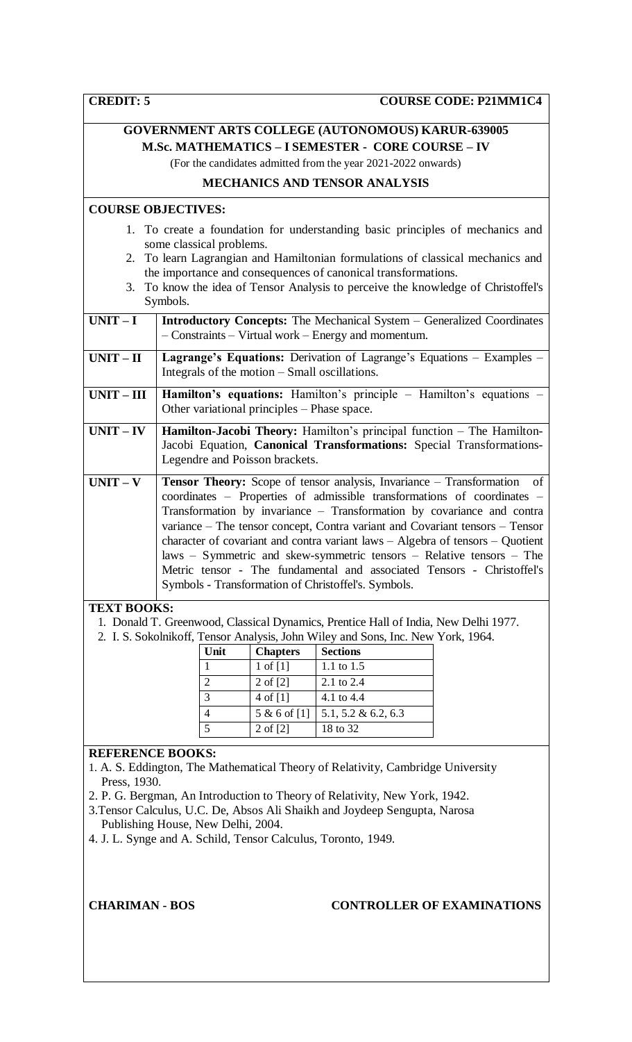**CREDIT: 5** **COURSE CODE: P21MM1C4**

## GOVERNMENT ARTS COLLEGE (AUTONOMOUS) KARUR-639005
## M.Sc. MATHEMATICS – I SEMESTER - CORE COURSE – IV

(For the candidates admitted from the year 2021-2022 onwards)

### MECHANICS AND TENSOR ANALYSIS

**COURSE OBJECTIVES:**

1. To create a foundation for understanding basic principles of mechanics and some classical problems.
2. To learn Lagrangian and Hamiltonian formulations of classical mechanics and the importance and consequences of canonical transformations.
3. To know the idea of Tensor Analysis to perceive the knowledge of Christoffel's Symbols.

| | |
|---|---|
| **UNIT – I** | **Introductory Concepts:** The Mechanical System – Generalized Coordinates – Constraints – Virtual work – Energy and momentum. |
| **UNIT – II** | **Lagrange's Equations:** Derivation of Lagrange's Equations – Examples – Integrals of the motion – Small oscillations. |
| **UNIT – III** | **Hamilton's equations:** Hamilton's principle – Hamilton's equations – Other variational principles – Phase space. |
| **UNIT – IV** | **Hamilton-Jacobi Theory:** Hamilton's principal function – The Hamilton-Jacobi Equation, **Canonical Transformations:** Special Transformations-Legendre and Poisson brackets. |
| **UNIT – V** | **Tensor Theory:** Scope of tensor analysis, Invariance – Transformation of coordinates – Properties of admissible transformations of coordinates – Transformation by invariance – Transformation by covariance and contra variance – The tensor concept, Contra variant and Covariant tensors – Tensor character of covariant and contra variant laws – Algebra of tensors – Quotient laws – Symmetric and skew-symmetric tensors – Relative tensors – The Metric tensor - The fundamental and associated Tensors - Christoffel's Symbols - Transformation of Christoffel's. Symbols. |

**TEXT BOOKS:**

1. Donald T. Greenwood, Classical Dynamics, Prentice Hall of India, New Delhi 1977.
2. I. S. Sokolnikoff, Tensor Analysis, John Wiley and Sons, Inc. New York, 1964.

| Unit | Chapters | Sections |
|---|---|---|
| 1 | 1 of [1] | 1.1 to 1.5 |
| 2 | 2 of [2] | 2.1 to 2.4 |
| 3 | 4 of [1] | 4.1 to 4.4 |
| 4 | 5 & 6 of [1] | 5.1, 5.2 & 6.2, 6.3 |
| 5 | 2 of [2] | 18 to 32 |

**REFERENCE BOOKS:**

1. A. S. Eddington, The Mathematical Theory of Relativity, Cambridge University Press, 1930.
2. P. G. Bergman, An Introduction to Theory of Relativity, New York, 1942.
3. Tensor Calculus, U.C. De, Absos Ali Shaikh and Joydeep Sengupta, Narosa Publishing House, New Delhi, 2004.
4. J. L. Synge and A. Schild, Tensor Calculus, Toronto, 1949.

**CHARIMAN - BOS** **CONTROLLER OF EXAMINATIONS**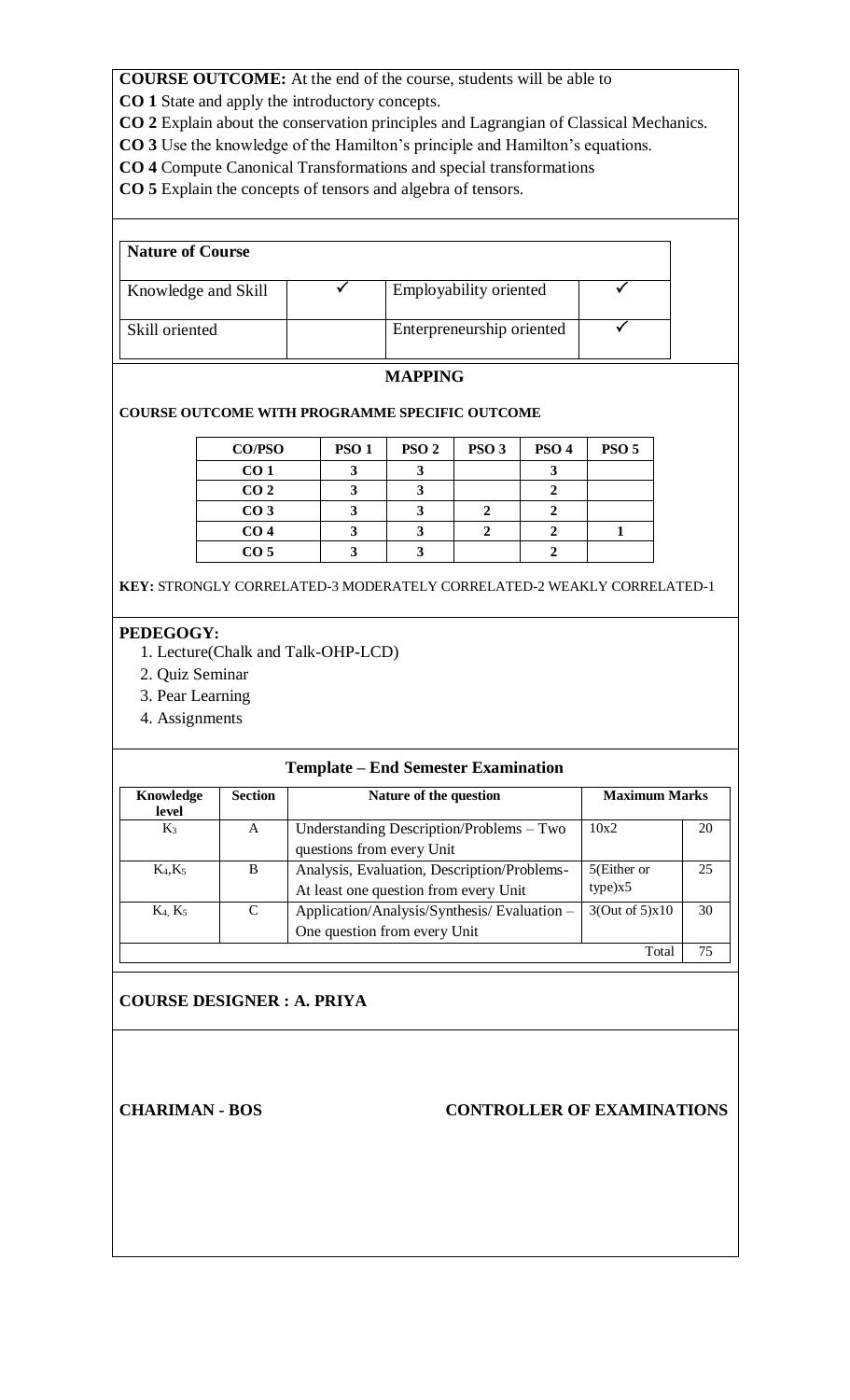**COURSE OUTCOME:** At the end of the course, students will be able to

**CO 1** State and apply the introductory concepts.

**CO 2** Explain about the conservation principles and Lagrangian of Classical Mechanics.

**CO 3** Use the knowledge of the Hamilton's principle and Hamilton's equations.

**CO 4** Compute Canonical Transformations and special transformations

**CO 5** Explain the concepts of tensors and algebra of tensors.

| **Nature of Course** | | | |
|---|---|---|---|
| Knowledge and Skill | ✓ | Employability oriented | ✓ |
| Skill oriented | | Enterpreneurship oriented | ✓ |

## MAPPING

**COURSE OUTCOME WITH PROGRAMME SPECIFIC OUTCOME**

| CO/PSO | PSO 1 | PSO 2 | PSO 3 | PSO 4 | PSO 5 |
|---|---|---|---|---|---|
| CO 1 | 3 | 3 | | 3 | |
| CO 2 | 3 | 3 | | 2 | |
| CO 3 | 3 | 3 | 2 | 2 | |
| CO 4 | 3 | 3 | 2 | 2 | 1 |
| CO 5 | 3 | 3 | | 2 | |

**KEY:** STRONGLY CORRELATED-3 MODERATELY CORRELATED-2 WEAKLY CORRELATED-1

**PEDEGOGY:**

1. Lecture(Chalk and Talk-OHP-LCD)
2. Quiz Seminar
3. Pear Learning
4. Assignments

**Template – End Semester Examination**

| Knowledge level | Section | Nature of the question | Maximum Marks | |
|---|---|---|---|---|
| $K_3$ | A | Understanding Description/Problems – Two questions from every Unit | 10x2 | 20 |
| $K_4$,$K_5$ | B | Analysis, Evaluation, Description/Problems-At least one question from every Unit | 5(Either or type)x5 | 25 |
| $K_4$, $K_5$ | C | Application/Analysis/Synthesis/ Evaluation – One question from every Unit | 3(Out of 5)x10 | 30 |
| | | | Total | 75 |

**COURSE DESIGNER : A. PRIYA**

**CHARIMAN - BOS** **CONTROLLER OF EXAMINATIONS**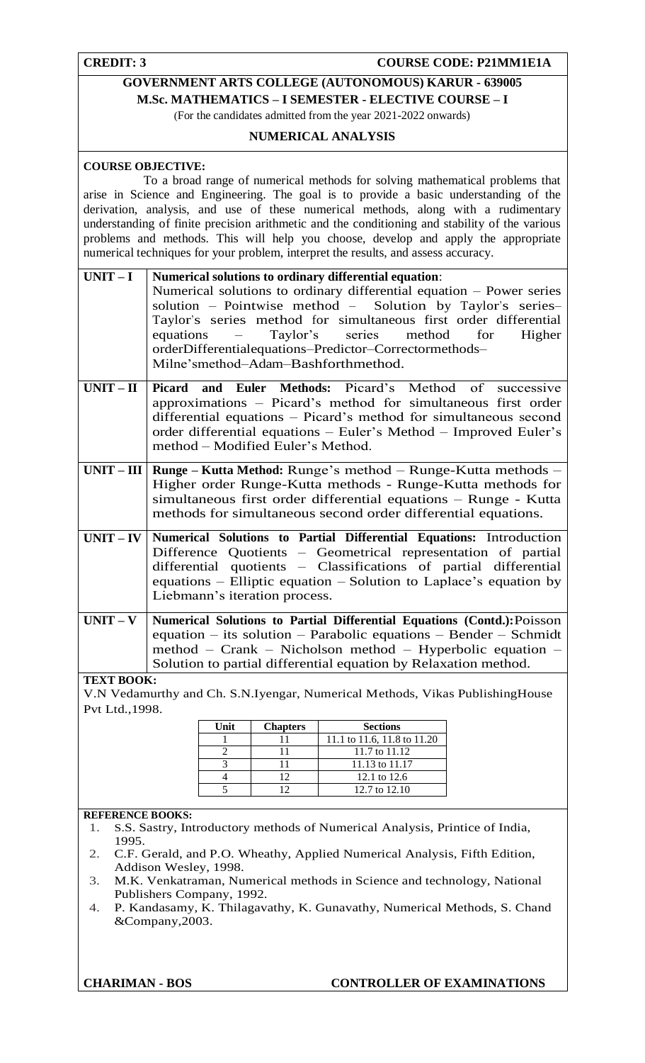**CREDIT: 3** **COURSE CODE: P21MM1E1A**

**GOVERNMENT ARTS COLLEGE (AUTONOMOUS) KARUR - 639005**

**M.Sc. MATHEMATICS – I SEMESTER - ELECTIVE COURSE – I**

(For the candidates admitted from the year 2021-2022 onwards)

## NUMERICAL ANALYSIS

**COURSE OBJECTIVE:**

To a broad range of numerical methods for solving mathematical problems that arise in Science and Engineering. The goal is to provide a basic understanding of the derivation, analysis, and use of these numerical methods, along with a rudimentary understanding of finite precision arithmetic and the conditioning and stability of the various problems and methods. This will help you choose, develop and apply the appropriate numerical techniques for your problem, interpret the results, and assess accuracy.

| | |
|---|---|
| **UNIT – I** | **Numerical solutions to ordinary differential equation**: Numerical solutions to ordinary differential equation – Power series solution – Pointwise method – Solution by Taylor's series– Taylor's series method for simultaneous first order differential equations – Taylor's series method for Higher orderDifferentialequations–Predictor–Correctormethods–Milne'smethod–Adam–Bashforthmethod. |
| **UNIT – II** | **Picard and Euler Methods:** Picard's Method of successive approximations – Picard's method for simultaneous first order differential equations – Picard's method for simultaneous second order differential equations – Euler's Method – Improved Euler's method – Modified Euler's Method. |
| **UNIT – III** | **Runge – Kutta Method:** Runge's method – Runge-Kutta methods – Higher order Runge-Kutta methods - Runge-Kutta methods for simultaneous first order differential equations – Runge - Kutta methods for simultaneous second order differential equations. |
| **UNIT – IV** | **Numerical Solutions to Partial Differential Equations:** Introduction Difference Quotients – Geometrical representation of partial differential quotients – Classifications of partial differential equations – Elliptic equation – Solution to Laplace's equation by Liebmann's iteration process. |
| **UNIT – V** | **Numerical Solutions to Partial Differential Equations (Contd.):** Poisson equation – its solution – Parabolic equations – Bender – Schmidt method – Crank – Nicholson method – Hyperbolic equation – Solution to partial differential equation by Relaxation method. |

**TEXT BOOK:**

V.N Vedamurthy and Ch. S.N.Iyengar, Numerical Methods, Vikas PublishingHouse Pvt Ltd.,1998.

| Unit | Chapters | Sections |
|---|---|---|
| 1 | 11 | 11.1 to 11.6, 11.8 to 11.20 |
| 2 | 11 | 11.7 to 11.12 |
| 3 | 11 | 11.13 to 11.17 |
| 4 | 12 | 12.1 to 12.6 |
| 5 | 12 | 12.7 to 12.10 |

**REFERENCE BOOKS:**

1. S.S. Sastry, Introductory methods of Numerical Analysis, Printice of India, 1995.
2. C.F. Gerald, and P.O. Wheathy, Applied Numerical Analysis, Fifth Edition, Addison Wesley, 1998.
3. M.K. Venkatraman, Numerical methods in Science and technology, National Publishers Company, 1992.
4. P. Kandasamy, K. Thilagavathy, K. Gunavathy, Numerical Methods, S. Chand &Company,2003.

**CHARIMAN - BOS** **CONTROLLER OF EXAMINATIONS**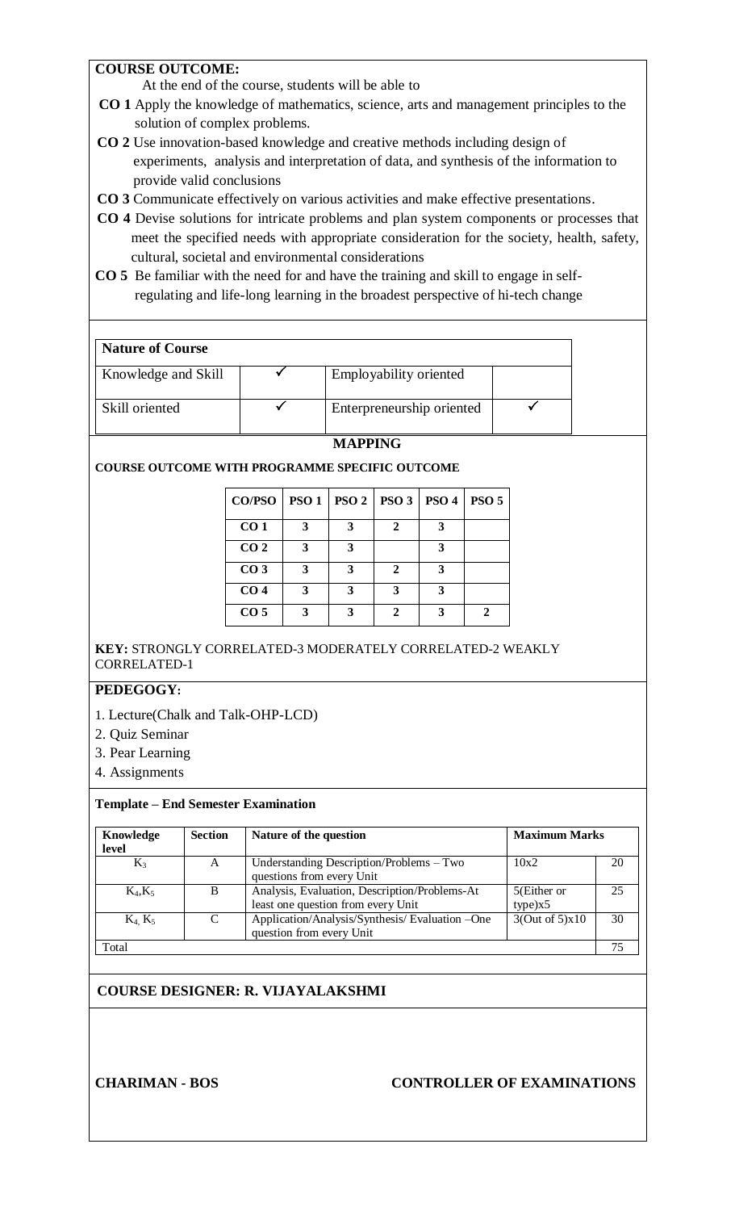**COURSE OUTCOME:**

At the end of the course, students will be able to

**CO 1** Apply the knowledge of mathematics, science, arts and management principles to the solution of complex problems.

**CO 2** Use innovation-based knowledge and creative methods including design of experiments, analysis and interpretation of data, and synthesis of the information to provide valid conclusions

**CO 3** Communicate effectively on various activities and make effective presentations.

**CO 4** Devise solutions for intricate problems and plan system components or processes that meet the specified needs with appropriate consideration for the society, health, safety, cultural, societal and environmental considerations

**CO 5** Be familiar with the need for and have the training and skill to engage in self-regulating and life-long learning in the broadest perspective of hi-tech change

| **Nature of Course** | | | |
|---|---|---|---|
| Knowledge and Skill | ✓ | Employability oriented | |
| Skill oriented | ✓ | Enterpreneurship oriented | ✓ |

**MAPPING**

**COURSE OUTCOME WITH PROGRAMME SPECIFIC OUTCOME**

| CO/PSO | PSO 1 | PSO 2 | PSO 3 | PSO 4 | PSO 5 |
|---|---|---|---|---|---|
| CO 1 | 3 | 3 | 2 | 3 | |
| CO 2 | 3 | 3 | | 3 | |
| CO 3 | 3 | 3 | 2 | 3 | |
| CO 4 | 3 | 3 | 3 | 3 | |
| CO 5 | 3 | 3 | 2 | 3 | 2 |

**KEY:** STRONGLY CORRELATED-3 MODERATELY CORRELATED-2 WEAKLY CORRELATED-1

**PEDEGOGY:**

1. Lecture(Chalk and Talk-OHP-LCD)
2. Quiz Seminar
3. Pear Learning
4. Assignments

**Template – End Semester Examination**

| Knowledge level | Section | Nature of the question | Maximum Marks | |
|---|---|---|---|---|
| $K_3$ | A | Understanding Description/Problems – Two questions from every Unit | 10x2 | 20 |
| $K_4$,$K_5$ | B | Analysis, Evaluation, Description/Problems-At least one question from every Unit | 5(Either or type)x5 | 25 |
| $K_4$, $K_5$ | C | Application/Analysis/Synthesis/ Evaluation –One question from every Unit | 3(Out of 5)x10 | 30 |
| Total | | | | 75 |

**COURSE DESIGNER: R. VIJAYALAKSHMI**

**CHARIMAN - BOS** **CONTROLLER OF EXAMINATIONS**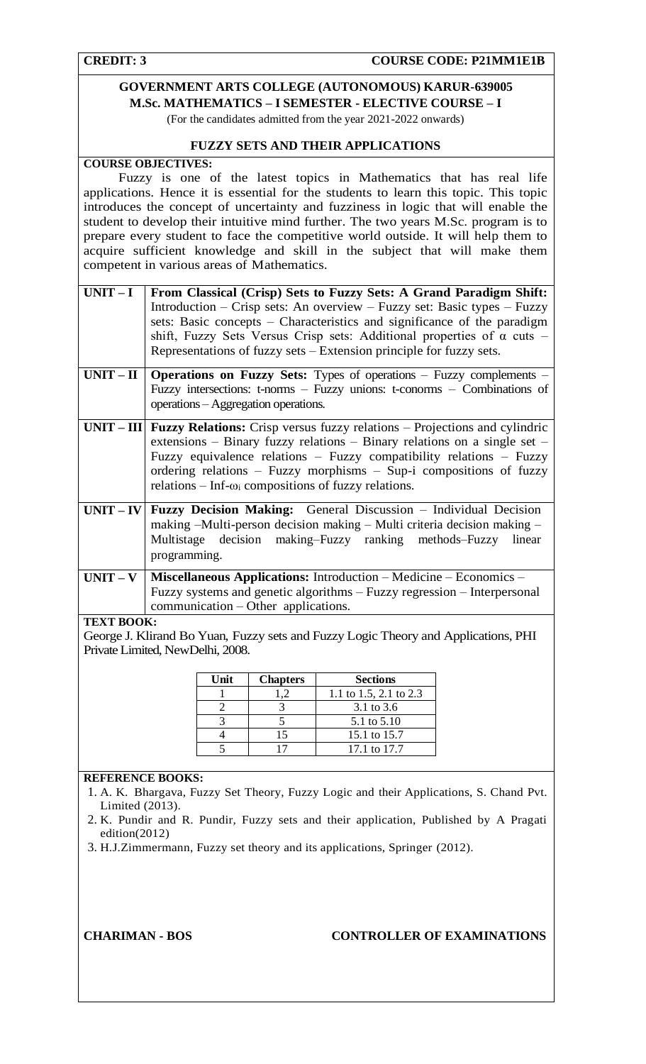**CREDIT: 3** **COURSE CODE: P21MM1E1B**

**GOVERNMENT ARTS COLLEGE (AUTONOMOUS) KARUR-639005**
**M.Sc. MATHEMATICS – I SEMESTER - ELECTIVE COURSE – I**
(For the candidates admitted from the year 2021-2022 onwards)

## FUZZY SETS AND THEIR APPLICATIONS

**COURSE OBJECTIVES:**

Fuzzy is one of the latest topics in Mathematics that has real life applications. Hence it is essential for the students to learn this topic. This topic introduces the concept of uncertainty and fuzziness in logic that will enable the student to develop their intuitive mind further. The two years M.Sc. program is to prepare every student to face the competitive world outside. It will help them to acquire sufficient knowledge and skill in the subject that will make them competent in various areas of Mathematics.

| | |
|---|---|
| **UNIT – I** | **From Classical (Crisp) Sets to Fuzzy Sets: A Grand Paradigm Shift:** Introduction – Crisp sets: An overview – Fuzzy set: Basic types – Fuzzy sets: Basic concepts – Characteristics and significance of the paradigm shift, Fuzzy Sets Versus Crisp sets: Additional properties of α cuts – Representations of fuzzy sets – Extension principle for fuzzy sets. |
| **UNIT – II** | **Operations on Fuzzy Sets:** Types of operations – Fuzzy complements – Fuzzy intersections: t-norms – Fuzzy unions: t-conorms – Combinations of operations – Aggregation operations. |
| **UNIT – III** | **Fuzzy Relations:** Crisp versus fuzzy relations – Projections and cylindric extensions – Binary fuzzy relations – Binary relations on a single set – Fuzzy equivalence relations – Fuzzy compatibility relations – Fuzzy ordering relations – Fuzzy morphisms – Sup-i compositions of fuzzy relations – Inf-$\omega_i$ compositions of fuzzy relations. |
| **UNIT – IV** | **Fuzzy Decision Making:** General Discussion – Individual Decision making –Multi-person decision making – Multi criteria decision making – Multistage decision making–Fuzzy ranking methods–Fuzzy linear programming. |
| **UNIT – V** | **Miscellaneous Applications:** Introduction – Medicine – Economics – Fuzzy systems and genetic algorithms – Fuzzy regression – Interpersonal communication – Other applications. |

**TEXT BOOK:**

George J. Klirand Bo Yuan, Fuzzy sets and Fuzzy Logic Theory and Applications, PHI Private Limited, NewDelhi, 2008.

| Unit | Chapters | Sections |
|---|---|---|
| 1 | 1,2 | 1.1 to 1.5, 2.1 to 2.3 |
| 2 | 3 | 3.1 to 3.6 |
| 3 | 5 | 5.1 to 5.10 |
| 4 | 15 | 15.1 to 15.7 |
| 5 | 17 | 17.1 to 17.7 |

**REFERENCE BOOKS:**

1. A. K. Bhargava, Fuzzy Set Theory, Fuzzy Logic and their Applications, S. Chand Pvt. Limited (2013).
2. K. Pundir and R. Pundir, Fuzzy sets and their application, Published by A Pragati edition(2012)
3. H.J.Zimmermann, Fuzzy set theory and its applications, Springer (2012).

**CHARIMAN - BOS** **CONTROLLER OF EXAMINATIONS**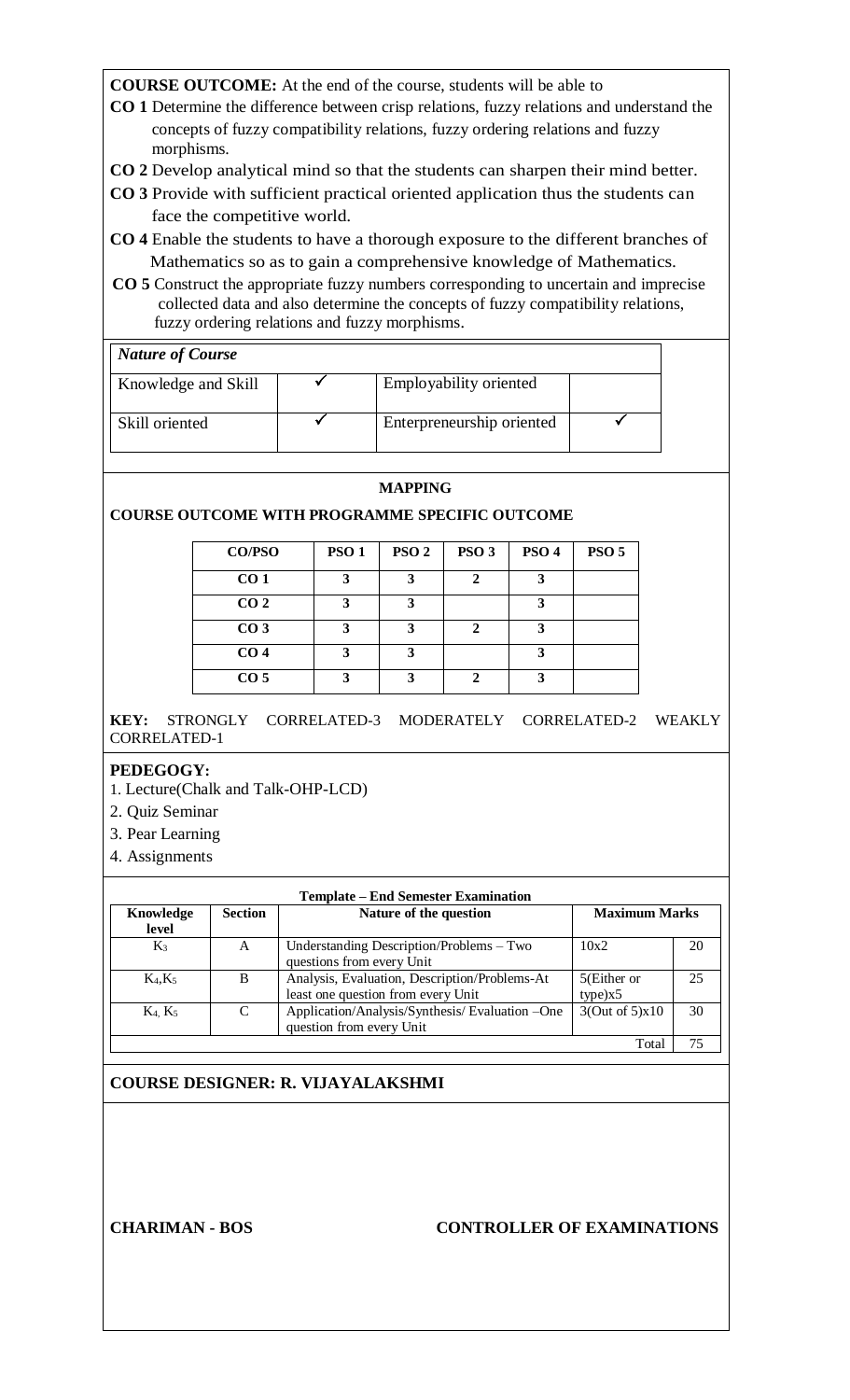**COURSE OUTCOME:** At the end of the course, students will be able to

**CO 1** Determine the difference between crisp relations, fuzzy relations and understand the concepts of fuzzy compatibility relations, fuzzy ordering relations and fuzzy morphisms.

**CO 2** Develop analytical mind so that the students can sharpen their mind better.

**CO 3** Provide with sufficient practical oriented application thus the students can face the competitive world.

**CO 4** Enable the students to have a thorough exposure to the different branches of Mathematics so as to gain a comprehensive knowledge of Mathematics.

**CO 5** Construct the appropriate fuzzy numbers corresponding to uncertain and imprecise collected data and also determine the concepts of fuzzy compatibility relations, fuzzy ordering relations and fuzzy morphisms.

| *Nature of Course* | | | |
|---|---|---|---|
| Knowledge and Skill | ✓ | Employability oriented | |
| Skill oriented | ✓ | Enterpreneurship oriented | ✓ |

**MAPPING**

**COURSE OUTCOME WITH PROGRAMME SPECIFIC OUTCOME**

| CO/PSO | PSO 1 | PSO 2 | PSO 3 | PSO 4 | PSO 5 |
|---|---|---|---|---|---|
| CO 1 | 3 | 3 | 2 | 3 | |
| CO 2 | 3 | 3 | | 3 | |
| CO 3 | 3 | 3 | 2 | 3 | |
| CO 4 | 3 | 3 | | 3 | |
| CO 5 | 3 | 3 | 2 | 3 | |

**KEY:** STRONGLY CORRELATED-3 MODERATELY CORRELATED-2 WEAKLY CORRELATED-1

**PEDEGOGY:**

1. Lecture(Chalk and Talk-OHP-LCD)
2. Quiz Seminar
3. Pear Learning
4. Assignments

**Template – End Semester Examination**

| Knowledge level | Section | Nature of the question | Maximum Marks | |
|---|---|---|---|---|
| $K_3$ | A | Understanding Description/Problems – Two questions from every Unit | 10x2 | 20 |
| $K_4$,$K_5$ | B | Analysis, Evaluation, Description/Problems-At least one question from every Unit | 5(Either or type)x5 | 25 |
| $K_4$, $K_5$ | C | Application/Analysis/Synthesis/ Evaluation –One question from every Unit | 3(Out of 5)x10 | 30 |
| | | | Total | 75 |

**COURSE DESIGNER: R. VIJAYALAKSHMI**

**CHARIMAN - BOS** **CONTROLLER OF EXAMINATIONS**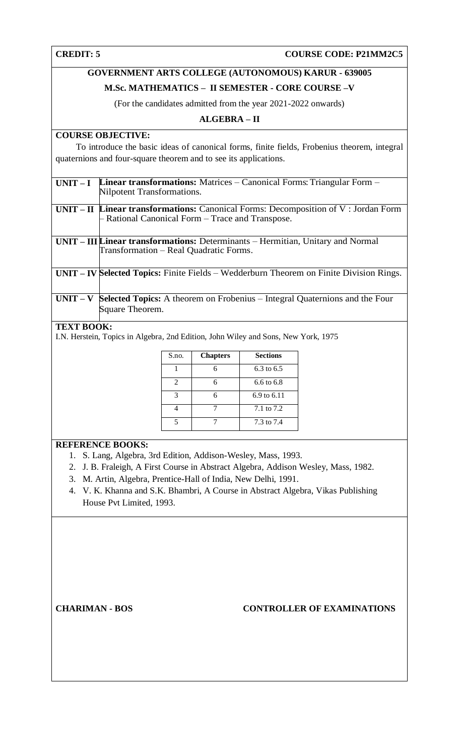**CREDIT: 5** **COURSE CODE: P21MM2C5**

## GOVERNMENT ARTS COLLEGE (AUTONOMOUS) KARUR - 639005

### M.Sc. MATHEMATICS – II SEMESTER - CORE COURSE –V

(For the candidates admitted from the year 2021-2022 onwards)

### ALGEBRA – II

**COURSE OBJECTIVE:**

To introduce the basic ideas of canonical forms, finite fields, Frobenius theorem, integral quaternions and four-square theorem and to see its applications.

| | |
|---|---|
| **UNIT – I** | **Linear transformations:** Matrices – Canonical Forms: Triangular Form – Nilpotent Transformations. |
| **UNIT – II** | **Linear transformations:** Canonical Forms: Decomposition of V : Jordan Form – Rational Canonical Form – Trace and Transpose. |
| **UNIT – III** | **Linear transformations:** Determinants – Hermitian, Unitary and Normal Transformation – Real Quadratic Forms. |
| **UNIT – IV** | **Selected Topics:** Finite Fields – Wedderburn Theorem on Finite Division Rings. |
| **UNIT – V** | **Selected Topics:** A theorem on Frobenius – Integral Quaternions and the Four Square Theorem. |

**TEXT BOOK:**

I.N. Herstein, Topics in Algebra, 2nd Edition, John Wiley and Sons, New York, 1975

| S.no. | Chapters | Sections |
|---|---|---|
| 1 | 6 | 6.3 to 6.5 |
| 2 | 6 | 6.6 to 6.8 |
| 3 | 6 | 6.9 to 6.11 |
| 4 | 7 | 7.1 to 7.2 |
| 5 | 7 | 7.3 to 7.4 |

**REFERENCE BOOKS:**

1. S. Lang, Algebra, 3rd Edition, Addison-Wesley, Mass, 1993.
2. J. B. Fraleigh, A First Course in Abstract Algebra, Addison Wesley, Mass, 1982.
3. M. Artin, Algebra, Prentice-Hall of India, New Delhi, 1991.
4. V. K. Khanna and S.K. Bhambri, A Course in Abstract Algebra, Vikas Publishing House Pvt Limited, 1993.

**CHARIMAN - BOS** **CONTROLLER OF EXAMINATIONS**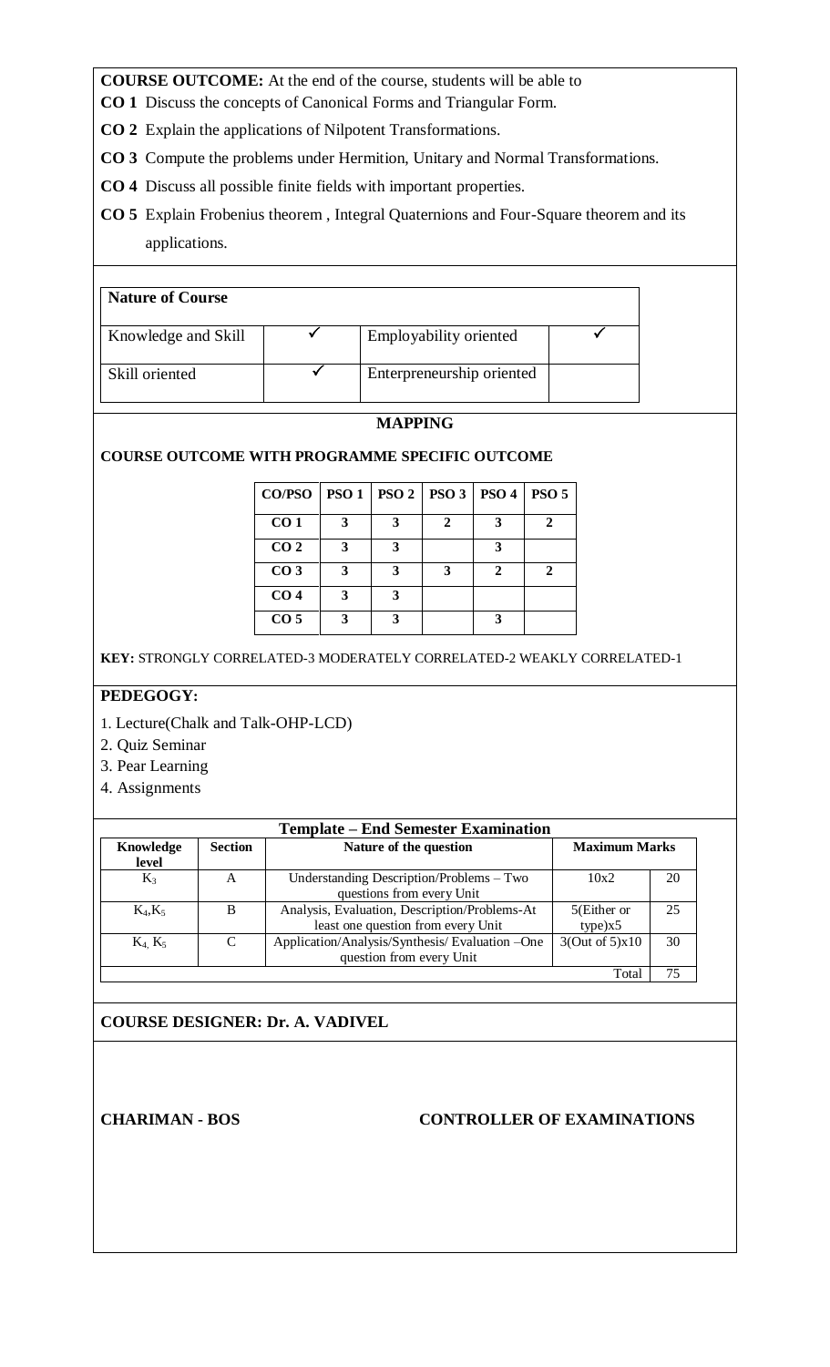**COURSE OUTCOME:** At the end of the course, students will be able to

**CO 1** Discuss the concepts of Canonical Forms and Triangular Form.

**CO 2** Explain the applications of Nilpotent Transformations.

**CO 3** Compute the problems under Hermition, Unitary and Normal Transformations.

**CO 4** Discuss all possible finite fields with important properties.

**CO 5** Explain Frobenius theorem , Integral Quaternions and Four-Square theorem and its applications.

| **Nature of Course** | | | |
|---|---|---|---|
| Knowledge and Skill | ✓ | Employability oriented | ✓ |
| Skill oriented | ✓ | Enterpreneurship oriented | |

**MAPPING**

**COURSE OUTCOME WITH PROGRAMME SPECIFIC OUTCOME**

| CO/PSO | PSO 1 | PSO 2 | PSO 3 | PSO 4 | PSO 5 |
|---|---|---|---|---|---|
| CO 1 | 3 | 3 | 2 | 3 | 2 |
| CO 2 | 3 | 3 | | 3 | |
| CO 3 | 3 | 3 | 3 | 2 | 2 |
| CO 4 | 3 | 3 | | | |
| CO 5 | 3 | 3 | | 3 | |

**KEY:** STRONGLY CORRELATED-3 MODERATELY CORRELATED-2 WEAKLY CORRELATED-1

**PEDEGOGY:**

1. Lecture(Chalk and Talk-OHP-LCD)
2. Quiz Seminar
3. Pear Learning
4. Assignments

| **Template – End Semester Examination** | | | | |
|---|---|---|---|---|
| **Knowledge level** | **Section** | **Nature of the question** | **Maximum Marks** | |
| $K_3$ | A | Understanding Description/Problems – Two questions from every Unit | 10x2 | 20 |
| $K_4$,$K_5$ | B | Analysis, Evaluation, Description/Problems-At least one question from every Unit | 5(Either or type)x5 | 25 |
| $K_4$, $K_5$ | C | Application/Analysis/Synthesis/ Evaluation –One question from every Unit | 3(Out of 5)x10 | 30 |
| | | | Total | 75 |

**COURSE DESIGNER: Dr. A. VADIVEL**

**CHARIMAN - BOS** **CONTROLLER OF EXAMINATIONS**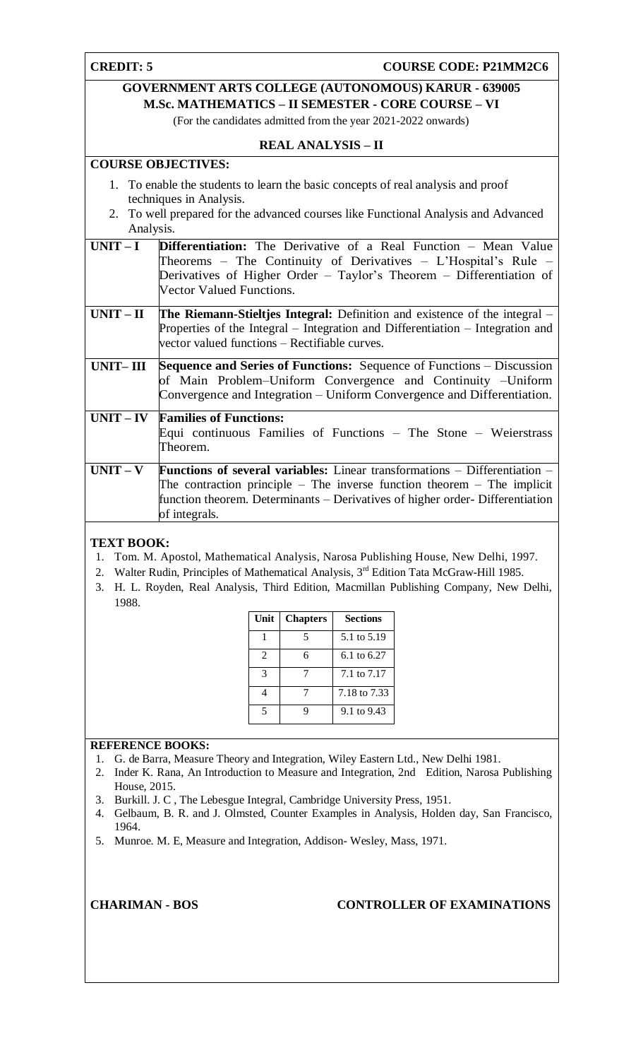**CREDIT: 5** **COURSE CODE: P21MM2C6**

## GOVERNMENT ARTS COLLEGE (AUTONOMOUS) KARUR - 639005
## M.Sc. MATHEMATICS – II SEMESTER - CORE COURSE – VI

(For the candidates admitted from the year 2021-2022 onwards)

### REAL ANALYSIS – II

**COURSE OBJECTIVES:**

1. To enable the students to learn the basic concepts of real analysis and proof techniques in Analysis.
2. To well prepared for the advanced courses like Functional Analysis and Advanced Analysis.

| | |
|---|---|
| **UNIT – I** | **Differentiation:** The Derivative of a Real Function – Mean Value Theorems – The Continuity of Derivatives – L'Hospital's Rule – Derivatives of Higher Order – Taylor's Theorem – Differentiation of Vector Valued Functions. |
| **UNIT – II** | **The Riemann-Stieltjes Integral:** Definition and existence of the integral – Properties of the Integral – Integration and Differentiation – Integration and vector valued functions – Rectifiable curves. |
| **UNIT– III** | **Sequence and Series of Functions:** Sequence of Functions – Discussion of Main Problem–Uniform Convergence and Continuity –Uniform Convergence and Integration – Uniform Convergence and Differentiation. |
| **UNIT – IV** | **Families of Functions:** Equi continuous Families of Functions – The Stone – Weierstrass Theorem. |
| **UNIT – V** | **Functions of several variables:** Linear transformations – Differentiation – The contraction principle – The inverse function theorem – The implicit function theorem. Determinants – Derivatives of higher order- Differentiation of integrals. |

**TEXT BOOK:**

1. Tom. M. Apostol, Mathematical Analysis, Narosa Publishing House, New Delhi, 1997.
2. Walter Rudin, Principles of Mathematical Analysis, 3rd Edition Tata McGraw-Hill 1985.
3. H. L. Royden, Real Analysis, Third Edition, Macmillan Publishing Company, New Delhi, 1988.

| Unit | Chapters | Sections |
|---|---|---|
| 1 | 5 | 5.1 to 5.19 |
| 2 | 6 | 6.1 to 6.27 |
| 3 | 7 | 7.1 to 7.17 |
| 4 | 7 | 7.18 to 7.33 |
| 5 | 9 | 9.1 to 9.43 |

**REFERENCE BOOKS:**

1. G. de Barra, Measure Theory and Integration, Wiley Eastern Ltd., New Delhi 1981.
2. Inder K. Rana, An Introduction to Measure and Integration, 2nd Edition, Narosa Publishing House, 2015.
3. Burkill. J. C , The Lebesgue Integral, Cambridge University Press, 1951.
4. Gelbaum, B. R. and J. Olmsted, Counter Examples in Analysis, Holden day, San Francisco, 1964.
5. Munroe. M. E, Measure and Integration, Addison- Wesley, Mass, 1971.

**CHARIMAN - BOS** **CONTROLLER OF EXAMINATIONS**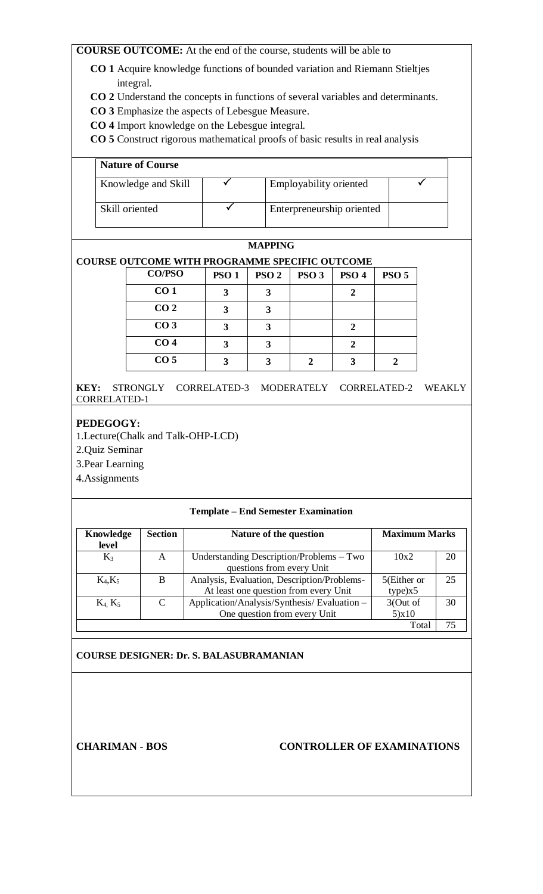**COURSE OUTCOME:** At the end of the course, students will be able to

- **CO 1** Acquire knowledge functions of bounded variation and Riemann Stieltjes integral.
- **CO 2** Understand the concepts in functions of several variables and determinants.
- **CO 3** Emphasize the aspects of Lebesgue Measure.
- **CO 4** Import knowledge on the Lebesgue integral.
- **CO 5** Construct rigorous mathematical proofs of basic results in real analysis

| **Nature of Course** | | | |
|---|---|---|---|
| Knowledge and Skill | ✓ | Employability oriented | ✓ |
| Skill oriented | ✓ | Enterpreneurship oriented | |

**MAPPING**

**COURSE OUTCOME WITH PROGRAMME SPECIFIC OUTCOME**

| CO/PSO | PSO 1 | PSO 2 | PSO 3 | PSO 4 | PSO 5 |
|---|---|---|---|---|---|
| CO 1 | 3 | 3 | | 2 | |
| CO 2 | 3 | 3 | | | |
| CO 3 | 3 | 3 | | 2 | |
| CO 4 | 3 | 3 | | 2 | |
| CO 5 | 3 | 3 | 2 | 3 | 2 |

**KEY:** STRONGLY CORRELATED-3 MODERATELY CORRELATED-2 WEAKLY CORRELATED-1

**PEDEGOGY:**

1.Lecture(Chalk and Talk-OHP-LCD)

2.Quiz Seminar

3.Pear Learning

4.Assignments

**Template – End Semester Examination**

| Knowledge level | Section | Nature of the question | Maximum Marks | |
|---|---|---|---|---|
| $K_3$ | A | Understanding Description/Problems – Two questions from every Unit | 10x2 | 20 |
| $K_4$,$K_5$ | B | Analysis, Evaluation, Description/Problems- At least one question from every Unit | 5(Either or type)x5 | 25 |
| $K_4$, $K_5$ | C | Application/Analysis/Synthesis/ Evaluation – One question from every Unit | 3(Out of 5)x10 | 30 |
| | | | Total | 75 |

**COURSE DESIGNER: Dr. S. BALASUBRAMANIAN**

**CHARIMAN - BOS** **CONTROLLER OF EXAMINATIONS**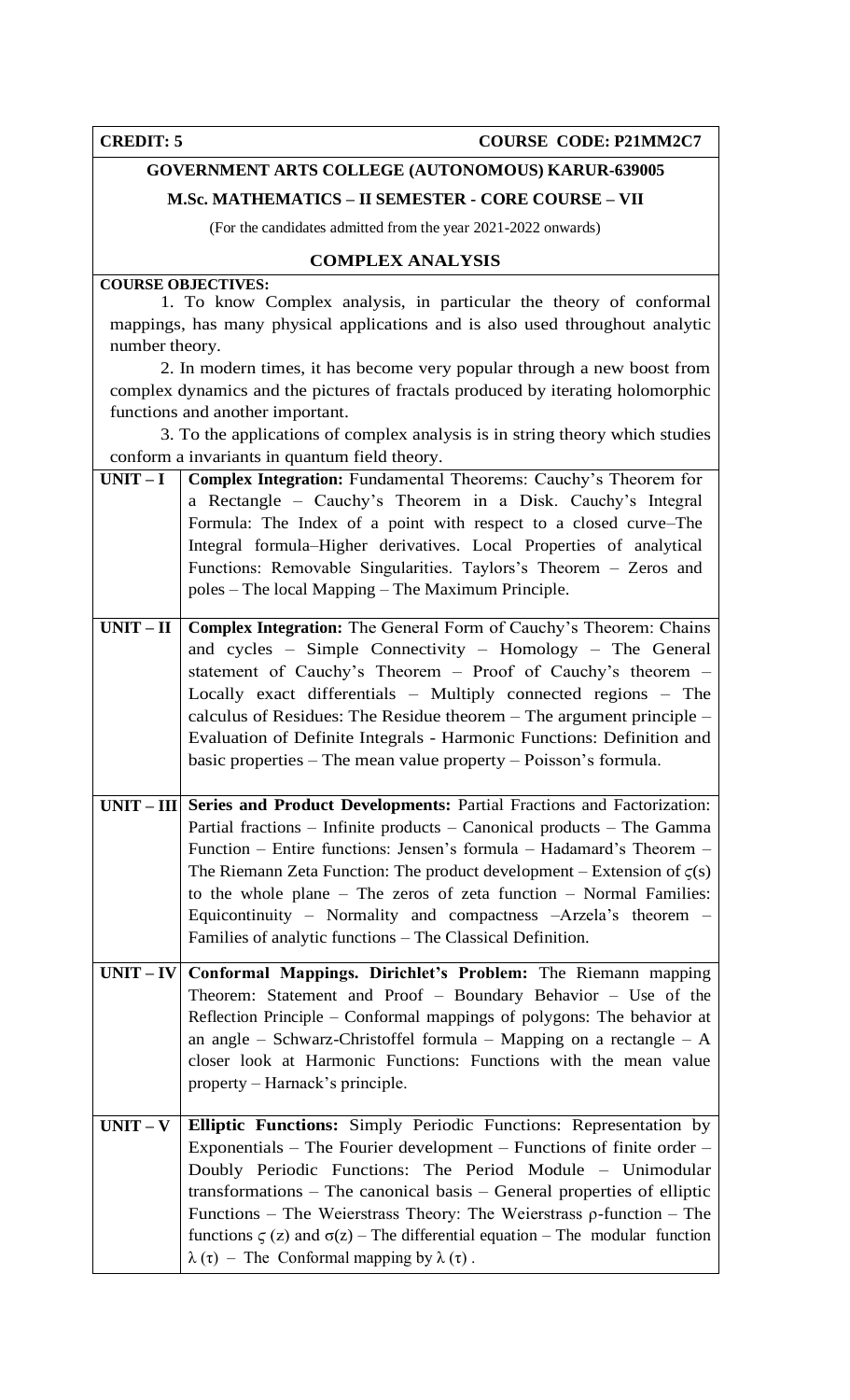| **CREDIT: 5** | **COURSE CODE: P21MM2C7** |
|---|---|

**GOVERNMENT ARTS COLLEGE (AUTONOMOUS) KARUR-639005**

**M.Sc. MATHEMATICS – II SEMESTER - CORE COURSE – VII**

(For the candidates admitted from the year 2021-2022 onwards)

## COMPLEX ANALYSIS

**COURSE OBJECTIVES:**

1. To know Complex analysis, in particular the theory of conformal mappings, has many physical applications and is also used throughout analytic number theory.
2. In modern times, it has become very popular through a new boost from complex dynamics and the pictures of fractals produced by iterating holomorphic functions and another important.
3. To the applications of complex analysis is in string theory which studies conform a invariants in quantum field theory.

| | |
|---|---|
| **UNIT – I** | **Complex Integration:** Fundamental Theorems: Cauchy's Theorem for a Rectangle – Cauchy's Theorem in a Disk. Cauchy's Integral Formula: The Index of a point with respect to a closed curve–The Integral formula–Higher derivatives. Local Properties of analytical Functions: Removable Singularities. Taylors's Theorem – Zeros and poles – The local Mapping – The Maximum Principle. |
| **UNIT – II** | **Complex Integration:** The General Form of Cauchy's Theorem: Chains and cycles – Simple Connectivity – Homology – The General statement of Cauchy's Theorem – Proof of Cauchy's theorem – Locally exact differentials – Multiply connected regions – The calculus of Residues: The Residue theorem – The argument principle – Evaluation of Definite Integrals - Harmonic Functions: Definition and basic properties – The mean value property – Poisson's formula. |
| **UNIT – III** | **Series and Product Developments:** Partial Fractions and Factorization: Partial fractions – Infinite products – Canonical products – The Gamma Function – Entire functions: Jensen's formula – Hadamard's Theorem – The Riemann Zeta Function: The product development – Extension of $\varsigma(s)$ to the whole plane – The zeros of zeta function – Normal Families: Equicontinuity – Normality and compactness –Arzela's theorem – Families of analytic functions – The Classical Definition. |
| **UNIT – IV** | **Conformal Mappings. Dirichlet's Problem:** The Riemann mapping Theorem: Statement and Proof – Boundary Behavior – Use of the Reflection Principle – Conformal mappings of polygons: The behavior at an angle – Schwarz-Christoffel formula – Mapping on a rectangle – A closer look at Harmonic Functions: Functions with the mean value property – Harnack's principle. |
| **UNIT – V** | **Elliptic Functions:** Simply Periodic Functions: Representation by Exponentials – The Fourier development – Functions of finite order – Doubly Periodic Functions: The Period Module – Unimodular transformations – The canonical basis – General properties of elliptic Functions – The Weierstrass Theory: The Weierstrass $\rho$-function – The functions $\varsigma(z)$ and $\sigma(z)$ – The differential equation – The modular function $\lambda(\tau)$ – The Conformal mapping by $\lambda(\tau)$. |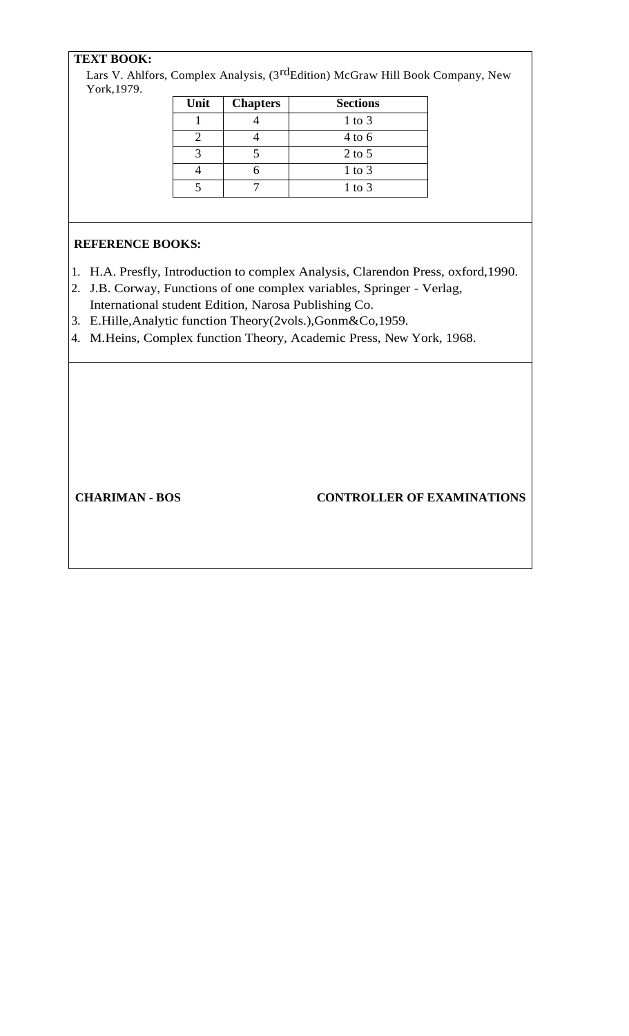**TEXT BOOK:**

Lars V. Ahlfors, Complex Analysis, (3rd Edition) McGraw Hill Book Company, New York,1979.

| Unit | Chapters | Sections |
|---|---|---|
| 1 | 4 | 1 to 3 |
| 2 | 4 | 4 to 6 |
| 3 | 5 | 2 to 5 |
| 4 | 6 | 1 to 3 |
| 5 | 7 | 1 to 3 |

**REFERENCE BOOKS:**

1. H.A. Presfly, Introduction to complex Analysis, Clarendon Press, oxford,1990.
2. J.B. Corway, Functions of one complex variables, Springer - Verlag, International student Edition, Narosa Publishing Co.
3. E.Hille,Analytic function Theory(2vols.),Gonm&Co,1959.
4. M.Heins, Complex function Theory, Academic Press, New York, 1968.

**CHARIMAN - BOS**

**CONTROLLER OF EXAMINATIONS**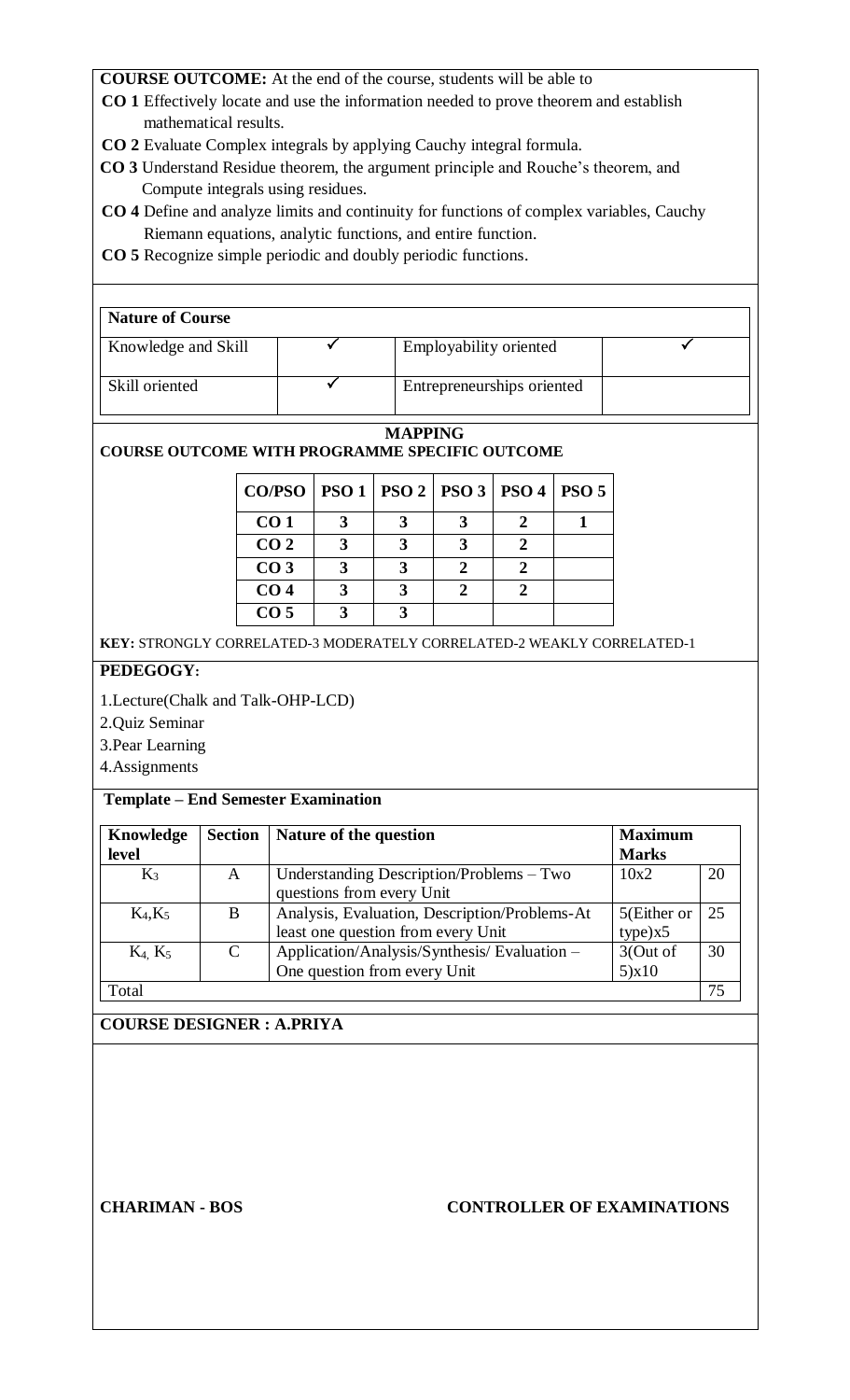**COURSE OUTCOME:** At the end of the course, students will be able to

**CO 1** Effectively locate and use the information needed to prove theorem and establish mathematical results.

**CO 2** Evaluate Complex integrals by applying Cauchy integral formula.

**CO 3** Understand Residue theorem, the argument principle and Rouche's theorem, and Compute integrals using residues.

**CO 4** Define and analyze limits and continuity for functions of complex variables, Cauchy Riemann equations, analytic functions, and entire function.

**CO 5** Recognize simple periodic and doubly periodic functions.

| **Nature of Course** | | | |
|---|---|---|---|
| Knowledge and Skill | ✓ | Employability oriented | ✓ |
| Skill oriented | ✓ | Entrepreneurships oriented | |

**MAPPING**

**COURSE OUTCOME WITH PROGRAMME SPECIFIC OUTCOME**

| CO/PSO | PSO 1 | PSO 2 | PSO 3 | PSO 4 | PSO 5 |
|---|---|---|---|---|---|
| CO 1 | 3 | 3 | 3 | 2 | 1 |
| CO 2 | 3 | 3 | 3 | 2 | |
| CO 3 | 3 | 3 | 2 | 2 | |
| CO 4 | 3 | 3 | 2 | 2 | |
| CO 5 | 3 | 3 | | | |

**KEY:** STRONGLY CORRELATED-3 MODERATELY CORRELATED-2 WEAKLY CORRELATED-1

**PEDEGOGY:**

1.Lecture(Chalk and Talk-OHP-LCD)

2.Quiz Seminar

3.Pear Learning

4.Assignments

**Template – End Semester Examination**

| Knowledge level | Section | Nature of the question | Maximum Marks | |
|---|---|---|---|---|
| $K_3$ | A | Understanding Description/Problems – Two questions from every Unit | 10x2 | 20 |
| $K_4$,$K_5$ | B | Analysis, Evaluation, Description/Problems-At least one question from every Unit | 5(Either or type)x5 | 25 |
| $K_4$, $K_5$ | C | Application/Analysis/Synthesis/ Evaluation – One question from every Unit | 3(Out of 5)x10 | 30 |
| Total | | | | 75 |

**COURSE DESIGNER : A.PRIYA**

**CHARIMAN - BOS** **CONTROLLER OF EXAMINATIONS**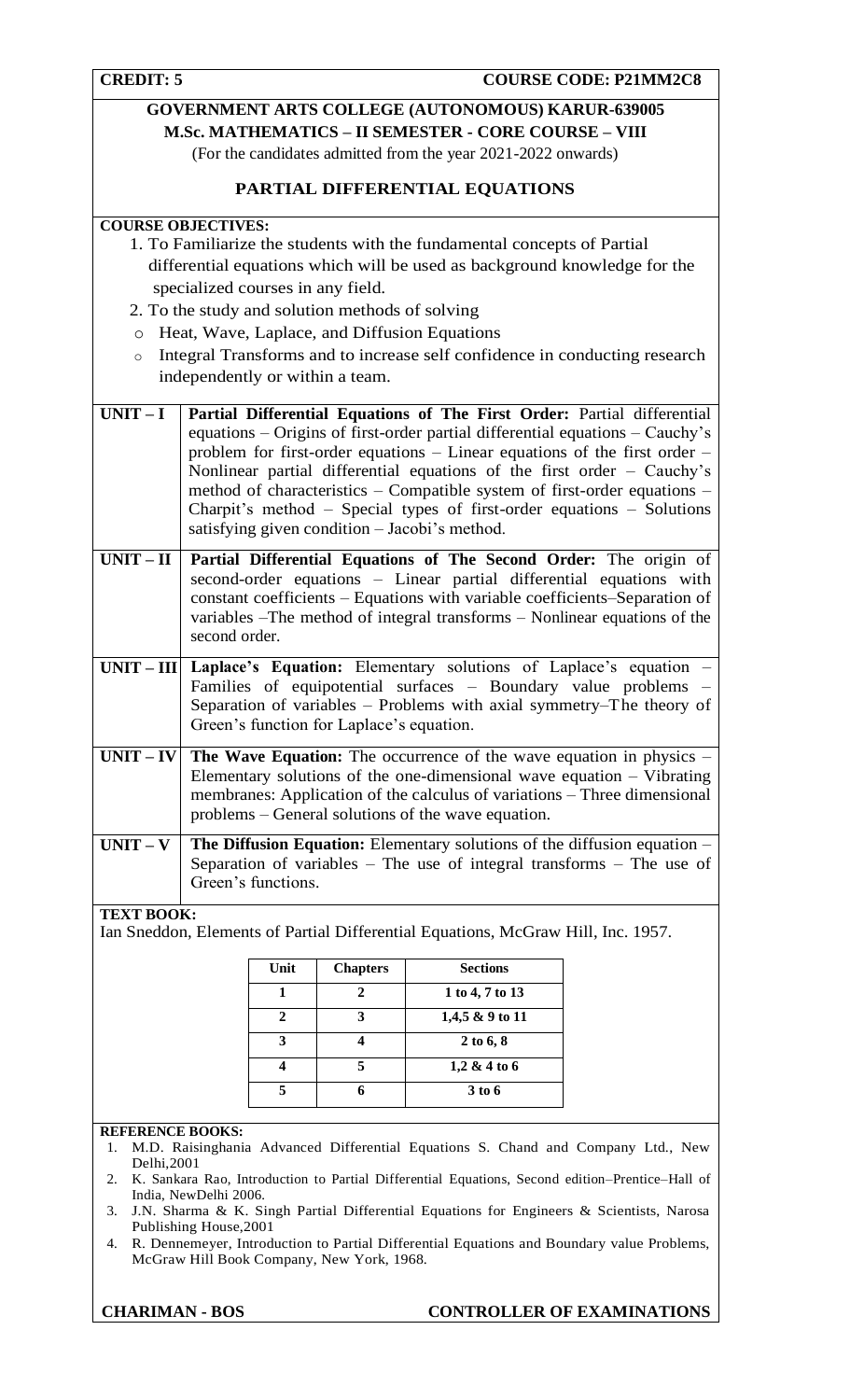**CREDIT: 5** **COURSE CODE: P21MM2C8**

**GOVERNMENT ARTS COLLEGE (AUTONOMOUS) KARUR-639005**

**M.Sc. MATHEMATICS – II SEMESTER - CORE COURSE – VIII**

(For the candidates admitted from the year 2021-2022 onwards)

## PARTIAL DIFFERENTIAL EQUATIONS

**COURSE OBJECTIVES:**

1. To Familiarize the students with the fundamental concepts of Partial differential equations which will be used as background knowledge for the specialized courses in any field.
2. To the study and solution methods of solving
   - Heat, Wave, Laplace, and Diffusion Equations
   - Integral Transforms and to increase self confidence in conducting research independently or within a team.

| | |
|---|---|
| **UNIT – I** | **Partial Differential Equations of The First Order:** Partial differential equations – Origins of first-order partial differential equations – Cauchy's problem for first-order equations – Linear equations of the first order – Nonlinear partial differential equations of the first order – Cauchy's method of characteristics – Compatible system of first-order equations – Charpit's method – Special types of first-order equations – Solutions satisfying given condition – Jacobi's method. |
| **UNIT – II** | **Partial Differential Equations of The Second Order:** The origin of second-order equations – Linear partial differential equations with constant coefficients – Equations with variable coefficients–Separation of variables –The method of integral transforms – Nonlinear equations of the second order. |
| **UNIT – III** | **Laplace's Equation:** Elementary solutions of Laplace's equation – Families of equipotential surfaces – Boundary value problems – Separation of variables – Problems with axial symmetry–The theory of Green's function for Laplace's equation. |
| **UNIT – IV** | **The Wave Equation:** The occurrence of the wave equation in physics – Elementary solutions of the one-dimensional wave equation – Vibrating membranes: Application of the calculus of variations – Three dimensional problems – General solutions of the wave equation. |
| **UNIT – V** | **The Diffusion Equation:** Elementary solutions of the diffusion equation – Separation of variables – The use of integral transforms – The use of Green's functions. |

**TEXT BOOK:**

Ian Sneddon, Elements of Partial Differential Equations, McGraw Hill, Inc. 1957.

| Unit | Chapters | Sections |
|---|---|---|
| 1 | 2 | 1 to 4, 7 to 13 |
| 2 | 3 | 1,4,5 & 9 to 11 |
| 3 | 4 | 2 to 6, 8 |
| 4 | 5 | 1,2 & 4 to 6 |
| 5 | 6 | 3 to 6 |

**REFERENCE BOOKS:**

1. M.D. Raisinghania Advanced Differential Equations S. Chand and Company Ltd., New Delhi,2001
2. K. Sankara Rao, Introduction to Partial Differential Equations, Second edition–Prentice–Hall of India, NewDelhi 2006.
3. J.N. Sharma & K. Singh Partial Differential Equations for Engineers & Scientists, Narosa Publishing House,2001
4. R. Dennemeyer, Introduction to Partial Differential Equations and Boundary value Problems, McGraw Hill Book Company, New York, 1968.

**CHARIMAN - BOS** **CONTROLLER OF EXAMINATIONS**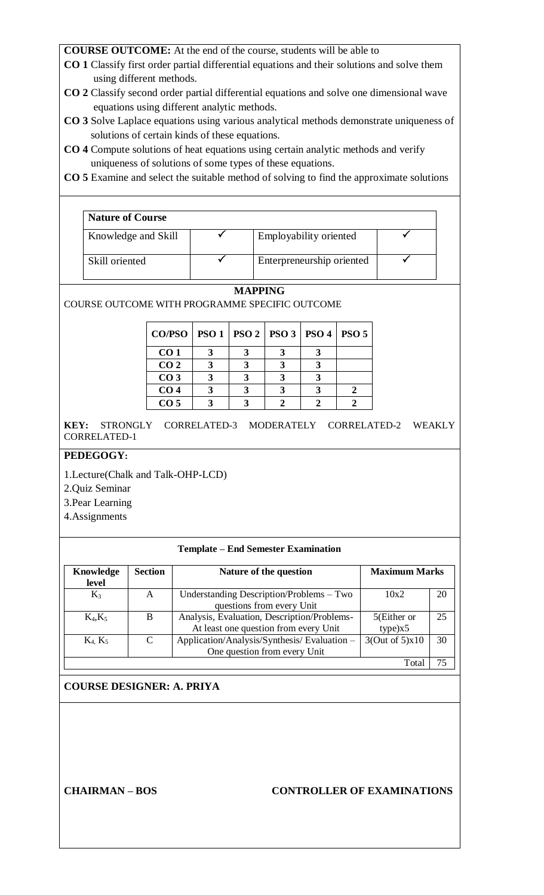**COURSE OUTCOME:** At the end of the course, students will be able to

**CO 1** Classify first order partial differential equations and their solutions and solve them using different methods.

**CO 2** Classify second order partial differential equations and solve one dimensional wave equations using different analytic methods.

**CO 3** Solve Laplace equations using various analytical methods demonstrate uniqueness of solutions of certain kinds of these equations.

**CO 4** Compute solutions of heat equations using certain analytic methods and verify uniqueness of solutions of some types of these equations.

**CO 5** Examine and select the suitable method of solving to find the approximate solutions

| **Nature of Course** | | | |
|---|---|---|---|
| Knowledge and Skill | ✓ | Employability oriented | ✓ |
| Skill oriented | ✓ | Enterpreneurship oriented | ✓ |

**MAPPING**

COURSE OUTCOME WITH PROGRAMME SPECIFIC OUTCOME

| CO/PSO | PSO 1 | PSO 2 | PSO 3 | PSO 4 | PSO 5 |
|---|---|---|---|---|---|
| CO 1 | 3 | 3 | 3 | 3 | |
| CO 2 | 3 | 3 | 3 | 3 | |
| CO 3 | 3 | 3 | 3 | 3 | |
| CO 4 | 3 | 3 | 3 | 3 | 2 |
| CO 5 | 3 | 3 | 2 | 2 | 2 |

**KEY:** STRONGLY CORRELATED-3 MODERATELY CORRELATED-2 WEAKLY CORRELATED-1

**PEDEGOGY:**

1.Lecture(Chalk and Talk-OHP-LCD)

2.Quiz Seminar

3.Pear Learning

4.Assignments

**Template – End Semester Examination**

| Knowledge level | Section | Nature of the question | Maximum Marks | |
|---|---|---|---|---|
| $K_3$ | A | Understanding Description/Problems – Two questions from every Unit | 10x2 | 20 |
| $K_4$,$K_5$ | B | Analysis, Evaluation, Description/Problems- At least one question from every Unit | 5(Either or type)x5 | 25 |
| $K_4$, $K_5$ | C | Application/Analysis/Synthesis/ Evaluation – One question from every Unit | 3(Out of 5)x10 | 30 |
| | | | Total | 75 |

**COURSE DESIGNER: A. PRIYA**

**CHAIRMAN – BOS** **CONTROLLER OF EXAMINATIONS**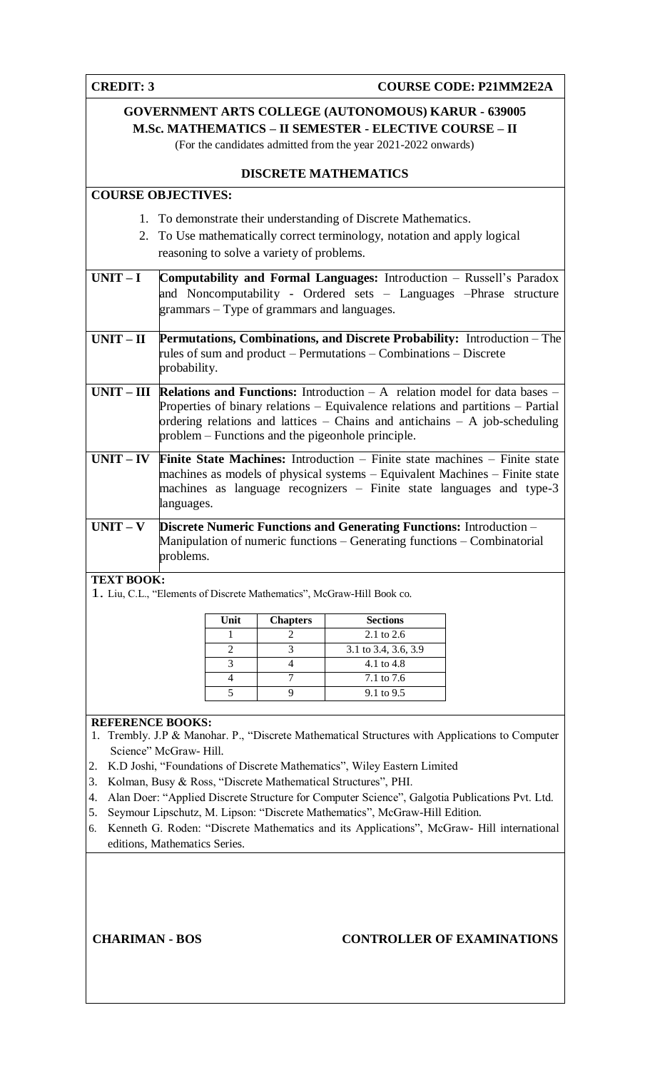**CREDIT: 3** | **COURSE CODE: P21MM2E2A**

## GOVERNMENT ARTS COLLEGE (AUTONOMOUS) KARUR - 639005
## M.Sc. MATHEMATICS – II SEMESTER - ELECTIVE COURSE – II

(For the candidates admitted from the year 2021-2022 onwards)

### DISCRETE MATHEMATICS

**COURSE OBJECTIVES:**

1. To demonstrate their understanding of Discrete Mathematics.
2. To Use mathematically correct terminology, notation and apply logical reasoning to solve a variety of problems.

| | |
|---|---|
| **UNIT – I** | **Computability and Formal Languages:** Introduction – Russell's Paradox and Noncomputability - Ordered sets – Languages –Phrase structure grammars – Type of grammars and languages. |
| **UNIT – II** | **Permutations, Combinations, and Discrete Probability:** Introduction – The rules of sum and product – Permutations – Combinations – Discrete probability. |
| **UNIT – III** | **Relations and Functions:** Introduction – A relation model for data bases – Properties of binary relations – Equivalence relations and partitions – Partial ordering relations and lattices – Chains and antichains – A job-scheduling problem – Functions and the pigeonhole principle. |
| **UNIT – IV** | **Finite State Machines:** Introduction – Finite state machines – Finite state machines as models of physical systems – Equivalent Machines – Finite state machines as language recognizers – Finite state languages and type-3 languages. |
| **UNIT – V** | **Discrete Numeric Functions and Generating Functions:** Introduction – Manipulation of numeric functions – Generating functions – Combinatorial problems. |

**TEXT BOOK:**

1. Liu, C.L., "Elements of Discrete Mathematics", McGraw-Hill Book co.

| Unit | Chapters | Sections |
|---|---|---|
| 1 | 2 | 2.1 to 2.6 |
| 2 | 3 | 3.1 to 3.4, 3.6, 3.9 |
| 3 | 4 | 4.1 to 4.8 |
| 4 | 7 | 7.1 to 7.6 |
| 5 | 9 | 9.1 to 9.5 |

**REFERENCE BOOKS:**

1. Trembly. J.P & Manohar. P., "Discrete Mathematical Structures with Applications to Computer Science" McGraw- Hill.
2. K.D Joshi, "Foundations of Discrete Mathematics", Wiley Eastern Limited
3. Kolman, Busy & Ross, "Discrete Mathematical Structures", PHI.
4. Alan Doer: "Applied Discrete Structure for Computer Science", Galgotia Publications Pvt. Ltd.
5. Seymour Lipschutz, M. Lipson: "Discrete Mathematics", McGraw-Hill Edition.
6. Kenneth G. Roden: "Discrete Mathematics and its Applications", McGraw- Hill international editions, Mathematics Series.

**CHARIMAN - BOS** | **CONTROLLER OF EXAMINATIONS**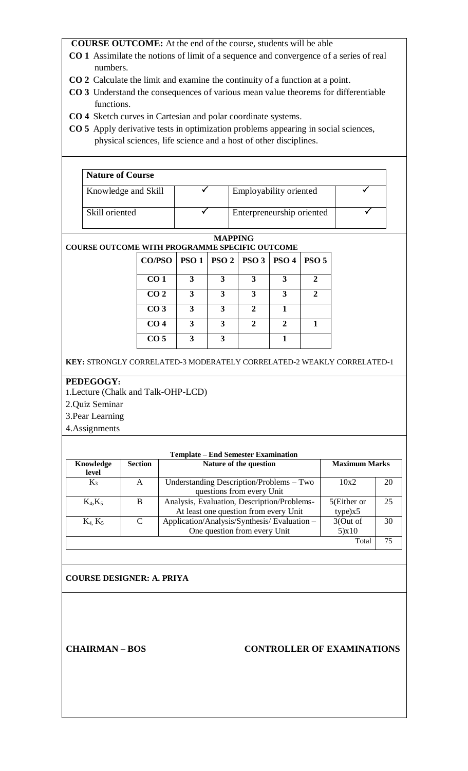**COURSE OUTCOME:** At the end of the course, students will be able

- **CO 1** Assimilate the notions of limit of a sequence and convergence of a series of real numbers.
- **CO 2** Calculate the limit and examine the continuity of a function at a point.
- **CO 3** Understand the consequences of various mean value theorems for differentiable functions.
- **CO 4** Sketch curves in Cartesian and polar coordinate systems.
- **CO 5** Apply derivative tests in optimization problems appearing in social sciences, physical sciences, life science and a host of other disciplines.

| **Nature of Course** | | | |
|---|---|---|---|
| Knowledge and Skill | ✓ | Employability oriented | ✓ |
| Skill oriented | ✓ | Enterprenuership oriented | ✓ |

**MAPPING**
**COURSE OUTCOME WITH PROGRAMME SPECIFIC OUTCOME**

| CO/PSO | PSO 1 | PSO 2 | PSO 3 | PSO 4 | PSO 5 |
|---|---|---|---|---|---|
| CO 1 | 3 | 3 | 3 | 3 | 2 |
| CO 2 | 3 | 3 | 3 | 3 | 2 |
| CO 3 | 3 | 3 | 2 | 1 | |
| CO 4 | 3 | 3 | 2 | 2 | 1 |
| CO 5 | 3 | 3 | | 1 | |

**KEY:** STRONGLY CORRELATED-3 MODERATELY CORRELATED-2 WEAKLY CORRELATED-1

**PEDEGOGY:**

1. Lecture (Chalk and Talk-OHP-LCD)
2. Quiz Seminar
3. Pear Learning
4. Assignments

**Template – End Semester Examination**

| Knowledge level | Section | Nature of the question | Maximum Marks | |
|---|---|---|---|---|
| $K_3$ | A | Understanding Description/Problems – Two questions from every Unit | 10x2 | 20 |
| $K_4$,$K_5$ | B | Analysis, Evaluation, Description/Problems- At least one question from every Unit | 5(Either or type)x5 | 25 |
| $K_4$, $K_5$ | C | Application/Analysis/Synthesis/ Evaluation – One question from every Unit | 3(Out of 5)x10 | 30 |
| | | | Total | 75 |

**COURSE DESIGNER: A. PRIYA**

**CHAIRMAN – BOS** **CONTROLLER OF EXAMINATIONS**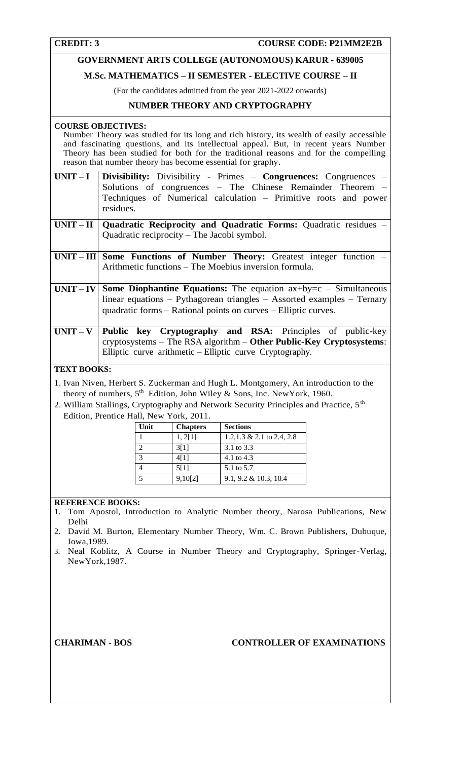**CREDIT: 3** **COURSE CODE: P21MM2E2B**

**GOVERNMENT ARTS COLLEGE (AUTONOMOUS) KARUR - 639005**

**M.Sc. MATHEMATICS – II SEMESTER - ELECTIVE COURSE – II**

(For the candidates admitted from the year 2021-2022 onwards)

**NUMBER THEORY AND CRYPTOGRAPHY**

**COURSE OBJECTIVES:**

Number Theory was studied for its long and rich history, its wealth of easily accessible and fascinating questions, and its intellectual appeal. But, in recent years Number Theory has been studied for both for the traditional reasons and for the compelling reason that number theory has become essential for graphy.

| | |
|---|---|
| **UNIT – I** | **Divisibility:** Divisibility - Primes – **Congruences:** Congruences – Solutions of congruences – The Chinese Remainder Theorem – Techniques of Numerical calculation – Primitive roots and power residues. |
| **UNIT – II** | **Quadratic Reciprocity and Quadratic Forms:** Quadratic residues – Quadratic reciprocity – The Jacobi symbol. |
| **UNIT – III** | **Some Functions of Number Theory:** Greatest integer function – Arithmetic functions – The Moebius inversion formula. |
| **UNIT – IV** | **Some Diophantine Equations:** The equation ax+by=c – Simultaneous linear equations – Pythagorean triangles – Assorted examples – Ternary quadratic forms – Rational points on curves – Elliptic curves. |
| **UNIT – V** | **Public key Cryptography and RSA:** Principles of public-key cryptosystems – The RSA algorithm – **Other Public-Key Cryptosystems**: Elliptic curve arithmetic – Elliptic curve Cryptography. |

**TEXT BOOKS:**

1. Ivan Niven, Herbert S. Zuckerman and Hugh L. Montgomery, An introduction to the theory of numbers, 5th Edition, John Wiley & Sons, Inc. NewYork, 1960.
2. William Stallings, Cryptography and Network Security Principles and Practice, 5th Edition, Prentice Hall, New York, 2011.

| Unit | Chapters | Sections |
|---|---|---|
| 1 | 1, 2[1] | 1.2,1.3 & 2.1 to 2.4, 2.8 |
| 2 | 3[1] | 3.1 to 3.3 |
| 3 | 4[1] | 4.1 to 4.3 |
| 4 | 5[1] | 5.1 to 5.7 |
| 5 | 9,10[2] | 9.1, 9.2 & 10.3, 10.4 |

**REFERENCE BOOKS:**

1. Tom Apostol, Introduction to Analytic Number theory, Narosa Publications, New Delhi
2. David M. Burton, Elementary Number Theory, Wm. C. Brown Publishers, Dubuque, Iowa,1989.
3. Neal Koblitz, A Course in Number Theory and Cryptography, Springer-Verlag, NewYork,1987.

**CHARIMAN - BOS** **CONTROLLER OF EXAMINATIONS**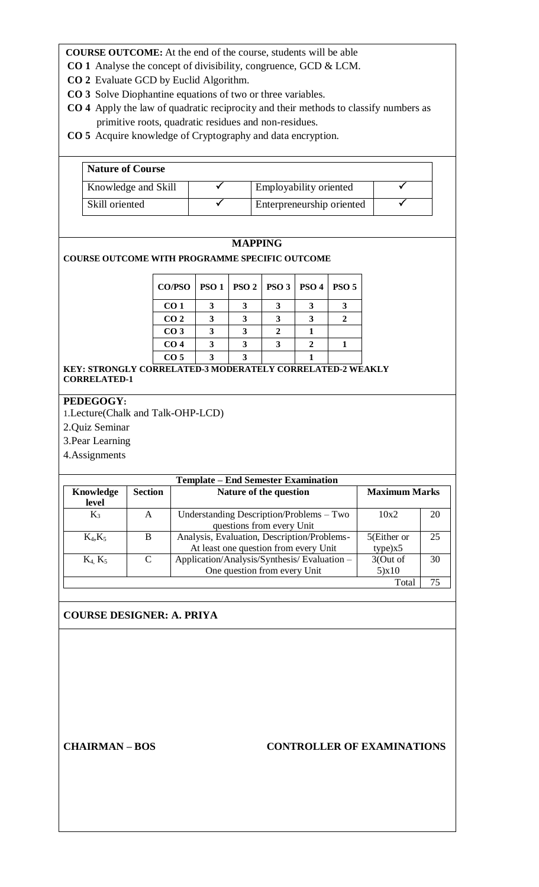**COURSE OUTCOME:** At the end of the course, students will be able

**CO 1** Analyse the concept of divisibility, congruence, GCD & LCM.

**CO 2** Evaluate GCD by Euclid Algorithm.

**CO 3** Solve Diophantine equations of two or three variables.

**CO 4** Apply the law of quadratic reciprocity and their methods to classify numbers as primitive roots, quadratic residues and non-residues.

**CO 5** Acquire knowledge of Cryptography and data encryption.

| **Nature of Course** | | | |
|---|---|---|---|
| Knowledge and Skill | ✓ | Employability oriented | ✓ |
| Skill oriented | ✓ | Enterpreneurship oriented | ✓ |

## MAPPING

**COURSE OUTCOME WITH PROGRAMME SPECIFIC OUTCOME**

| CO/PSO | PSO 1 | PSO 2 | PSO 3 | PSO 4 | PSO 5 |
|---|---|---|---|---|---|
| CO 1 | 3 | 3 | 3 | 3 | 3 |
| CO 2 | 3 | 3 | 3 | 3 | 2 |
| CO 3 | 3 | 3 | 2 | 1 | |
| CO 4 | 3 | 3 | 3 | 2 | 1 |
| CO 5 | 3 | 3 | | 1 | |

**KEY: STRONGLY CORRELATED-3 MODERATELY CORRELATED-2 WEAKLY CORRELATED-1**

**PEDEGOGY:**

1.Lecture(Chalk and Talk-OHP-LCD)

2.Quiz Seminar

3.Pear Learning

4.Assignments

**Template – End Semester Examination**

| Knowledge level | Section | Nature of the question | Maximum Marks | |
|---|---|---|---|---|
| $K_3$ | A | Understanding Description/Problems – Two questions from every Unit | 10x2 | 20 |
| $K_4$,$K_5$ | B | Analysis, Evaluation, Description/Problems- At least one question from every Unit | 5(Either or type)x5 | 25 |
| $K_4$, $K_5$ | C | Application/Analysis/Synthesis/ Evaluation – One question from every Unit | 3(Out of 5)x10 | 30 |
| | | | Total | 75 |

**COURSE DESIGNER: A. PRIYA**

**CHAIRMAN – BOS** **CONTROLLER OF EXAMINATIONS**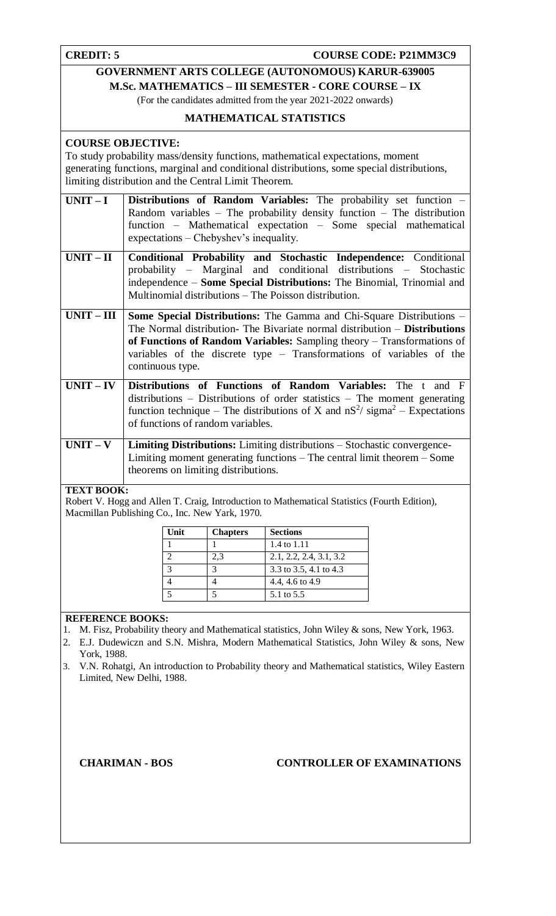**CREDIT: 5** **COURSE CODE: P21MM3C9**

## GOVERNMENT ARTS COLLEGE (AUTONOMOUS) KARUR-639005

### M.Sc. MATHEMATICS – III SEMESTER - CORE COURSE – IX

(For the candidates admitted from the year 2021-2022 onwards)

### MATHEMATICAL STATISTICS

**COURSE OBJECTIVE:**

To study probability mass/density functions, mathematical expectations, moment generating functions, marginal and conditional distributions, some special distributions, limiting distribution and the Central Limit Theorem.

| | |
|---|---|
| **UNIT – I** | **Distributions of Random Variables:** The probability set function – Random variables – The probability density function – The distribution function – Mathematical expectation – Some special mathematical expectations – Chebyshev's inequality. |
| **UNIT – II** | **Conditional Probability and Stochastic Independence:** Conditional probability – Marginal and conditional distributions – Stochastic independence – **Some Special Distributions:** The Binomial, Trinomial and Multinomial distributions – The Poisson distribution. |
| **UNIT – III** | **Some Special Distributions:** The Gamma and Chi-Square Distributions – The Normal distribution- The Bivariate normal distribution – **Distributions of Functions of Random Variables:** Sampling theory – Transformations of variables of the discrete type – Transformations of variables of the continuous type. |
| **UNIT – IV** | **Distributions of Functions of Random Variables:** The t and F distributions – Distributions of order statistics – The moment generating function technique – The distributions of X and $nS^2$/ $sigma^2$ – Expectations of functions of random variables. |
| **UNIT – V** | **Limiting Distributions:** Limiting distributions – Stochastic convergence- Limiting moment generating functions – The central limit theorem – Some theorems on limiting distributions. |

**TEXT BOOK:**

Robert V. Hogg and Allen T. Craig, Introduction to Mathematical Statistics (Fourth Edition), Macmillan Publishing Co., Inc. New Yark, 1970.

| Unit | Chapters | Sections |
|---|---|---|
| 1 | 1 | 1.4 to 1.11 |
| 2 | 2,3 | 2.1, 2.2, 2.4, 3.1, 3.2 |
| 3 | 3 | 3.3 to 3.5, 4.1 to 4.3 |
| 4 | 4 | 4.4, 4.6 to 4.9 |
| 5 | 5 | 5.1 to 5.5 |

**REFERENCE BOOKS:**

1. M. Fisz, Probability theory and Mathematical statistics, John Wiley & sons, New York, 1963.
2. E.J. Dudewiczn and S.N. Mishra, Modern Mathematical Statistics, John Wiley & sons, New York, 1988.
3. V.N. Rohatgi, An introduction to Probability theory and Mathematical statistics, Wiley Eastern Limited, New Delhi, 1988.

**CHARIMAN - BOS** **CONTROLLER OF EXAMINATIONS**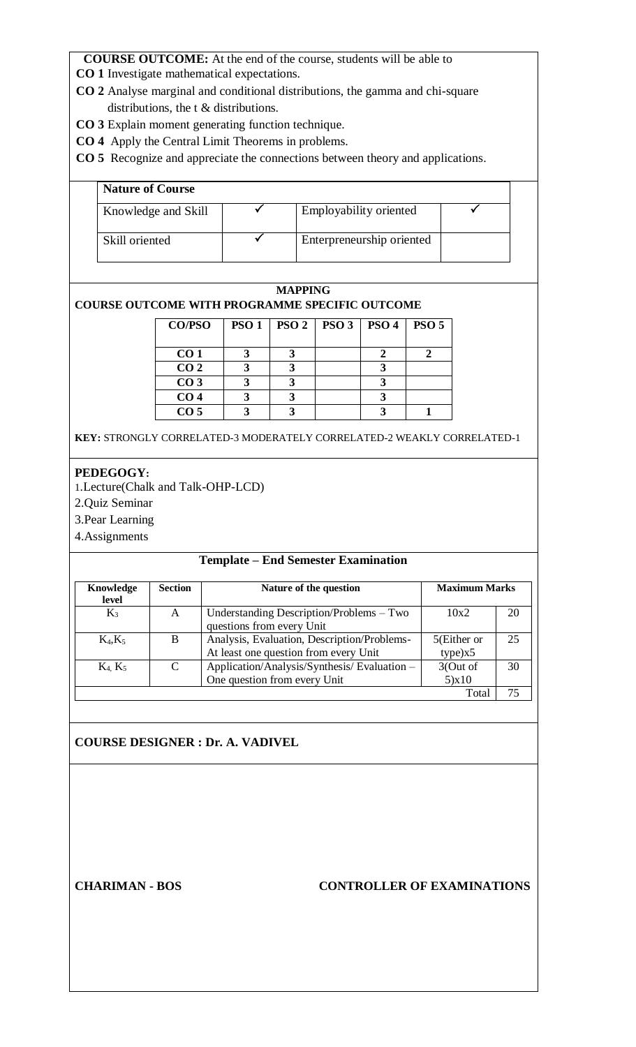**COURSE OUTCOME:** At the end of the course, students will be able to

**CO 1** Investigate mathematical expectations.

**CO 2** Analyse marginal and conditional distributions, the gamma and chi-square distributions, the t & distributions.

**CO 3** Explain moment generating function technique.

**CO 4** Apply the Central Limit Theorems in problems.

**CO 5** Recognize and appreciate the connections between theory and applications.

| **Nature of Course** | | | |
|---|---|---|---|
| Knowledge and Skill | ✓ | Employability oriented | ✓ |
| Skill oriented | ✓ | Enterpreneurship oriented | |

**MAPPING**

**COURSE OUTCOME WITH PROGRAMME SPECIFIC OUTCOME**

| CO/PSO | PSO 1 | PSO 2 | PSO 3 | PSO 4 | PSO 5 |
|---|---|---|---|---|---|
| CO 1 | 3 | 3 | | 2 | 2 |
| CO 2 | 3 | 3 | | 3 | |
| CO 3 | 3 | 3 | | 3 | |
| CO 4 | 3 | 3 | | 3 | |
| CO 5 | 3 | 3 | | 3 | 1 |

**KEY:** STRONGLY CORRELATED-3 MODERATELY CORRELATED-2 WEAKLY CORRELATED-1

**PEDEGOGY:**

1.Lecture(Chalk and Talk-OHP-LCD)

2.Quiz Seminar

3.Pear Learning

4.Assignments

**Template – End Semester Examination**

| Knowledge level | Section | Nature of the question | Maximum Marks | |
|---|---|---|---|---|
| $K_3$ | A | Understanding Description/Problems – Two questions from every Unit | 10x2 | 20 |
| $K_4$,$K_5$ | B | Analysis, Evaluation, Description/Problems- At least one question from every Unit | 5(Either or type)x5 | 25 |
| $K_4$, $K_5$ | C | Application/Analysis/Synthesis/ Evaluation – One question from every Unit | 3(Out of 5)x10 | 30 |
| | | | Total | 75 |

**COURSE DESIGNER : Dr. A. VADIVEL**

**CHARIMAN - BOS** **CONTROLLER OF EXAMINATIONS**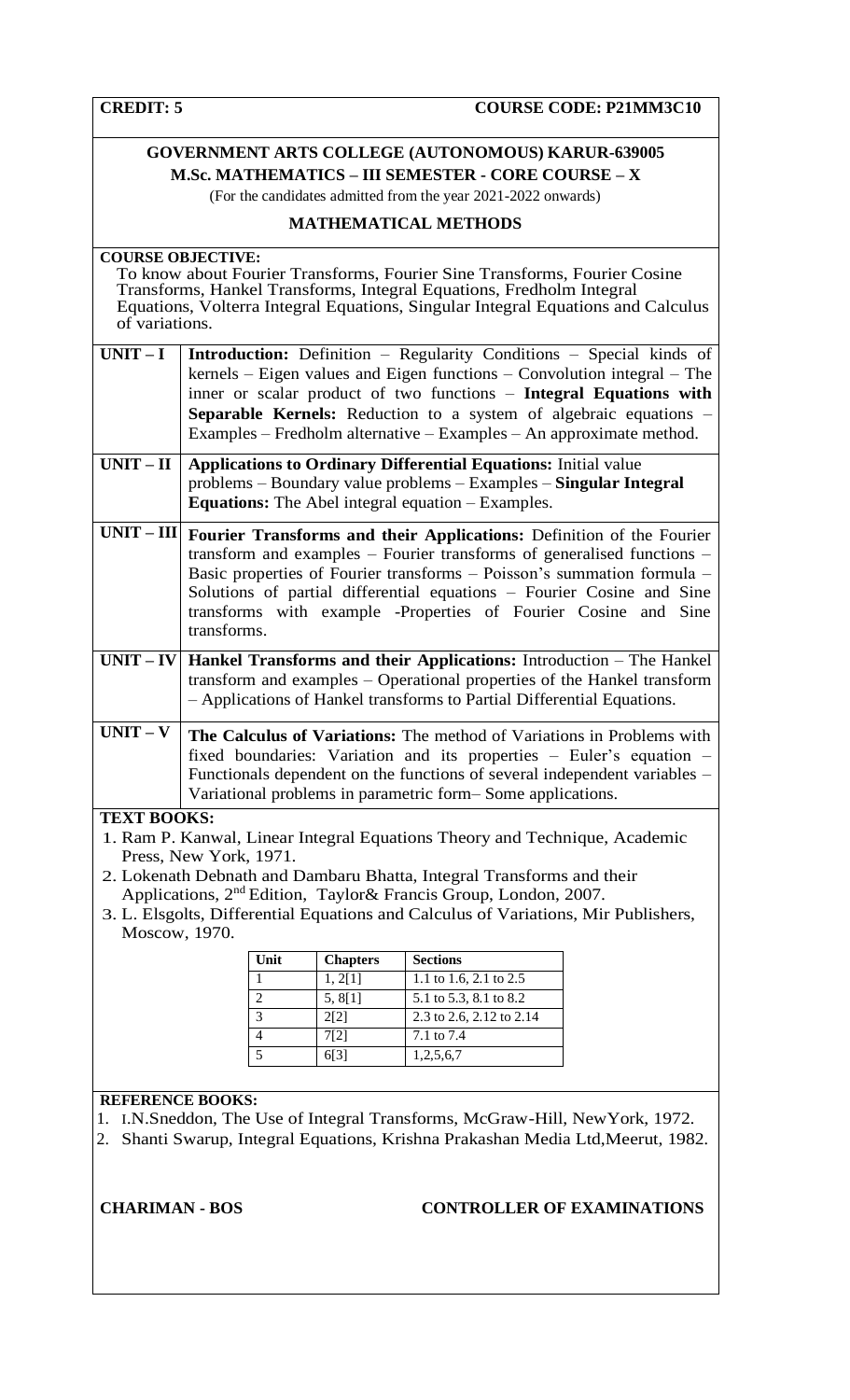**CREDIT: 5** **COURSE CODE: P21MM3C10**

## GOVERNMENT ARTS COLLEGE (AUTONOMOUS) KARUR-639005

### M.Sc. MATHEMATICS – III SEMESTER - CORE COURSE – X

(For the candidates admitted from the year 2021-2022 onwards)

### MATHEMATICAL METHODS

**COURSE OBJECTIVE:**

To know about Fourier Transforms, Fourier Sine Transforms, Fourier Cosine Transforms, Hankel Transforms, Integral Equations, Fredholm Integral Equations, Volterra Integral Equations, Singular Integral Equations and Calculus of variations.

| | |
|---|---|
| **UNIT – I** | **Introduction:** Definition – Regularity Conditions – Special kinds of kernels – Eigen values and Eigen functions – Convolution integral – The inner or scalar product of two functions – **Integral Equations with Separable Kernels:** Reduction to a system of algebraic equations – Examples – Fredholm alternative – Examples – An approximate method. |
| **UNIT – II** | **Applications to Ordinary Differential Equations:** Initial value problems – Boundary value problems – Examples – **Singular Integral Equations:** The Abel integral equation – Examples. |
| **UNIT – III** | **Fourier Transforms and their Applications:** Definition of the Fourier transform and examples – Fourier transforms of generalised functions – Basic properties of Fourier transforms – Poisson's summation formula – Solutions of partial differential equations – Fourier Cosine and Sine transforms with example -Properties of Fourier Cosine and Sine transforms. |
| **UNIT – IV** | **Hankel Transforms and their Applications:** Introduction – The Hankel transform and examples – Operational properties of the Hankel transform – Applications of Hankel transforms to Partial Differential Equations. |
| **UNIT – V** | **The Calculus of Variations:** The method of Variations in Problems with fixed boundaries: Variation and its properties – Euler's equation – Functionals dependent on the functions of several independent variables – Variational problems in parametric form– Some applications. |

**TEXT BOOKS:**

1. Ram P. Kanwal, Linear Integral Equations Theory and Technique, Academic Press, New York, 1971.
2. Lokenath Debnath and Dambaru Bhatta, Integral Transforms and their Applications, 2nd Edition, Taylor& Francis Group, London, 2007.
3. L. Elsgolts, Differential Equations and Calculus of Variations, Mir Publishers, Moscow, 1970.

| Unit | Chapters | Sections |
|---|---|---|
| 1 | 1, 2[1] | 1.1 to 1.6, 2.1 to 2.5 |
| 2 | 5, 8[1] | 5.1 to 5.3, 8.1 to 8.2 |
| 3 | 2[2] | 2.3 to 2.6, 2.12 to 2.14 |
| 4 | 7[2] | 7.1 to 7.4 |
| 5 | 6[3] | 1,2,5,6,7 |

**REFERENCE BOOKS:**

1. I.N.Sneddon, The Use of Integral Transforms, McGraw-Hill, NewYork, 1972.
2. Shanti Swarup, Integral Equations, Krishna Prakashan Media Ltd,Meerut, 1982.

**CHARIMAN - BOS** **CONTROLLER OF EXAMINATIONS**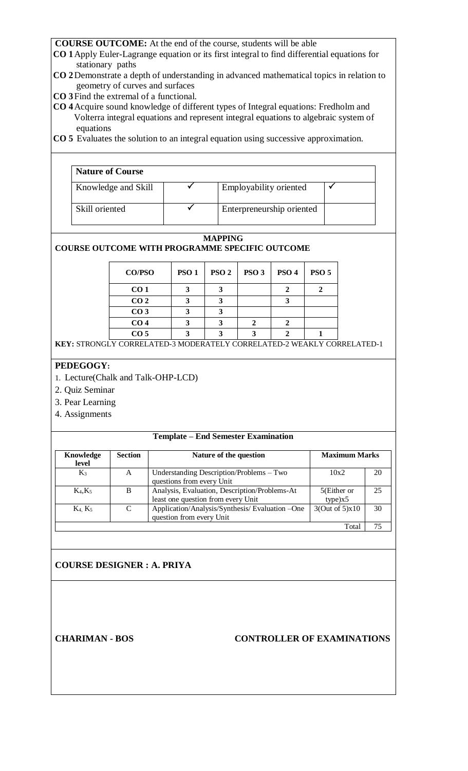**COURSE OUTCOME:** At the end of the course, students will be able

**CO 1** Apply Euler-Lagrange equation or its first integral to find differential equations for stationary paths

**CO 2** Demonstrate a depth of understanding in advanced mathematical topics in relation to geometry of curves and surfaces

**CO 3** Find the extremal of a functional.

**CO 4** Acquire sound knowledge of different types of Integral equations: Fredholm and Volterra integral equations and represent integral equations to algebraic system of equations

**CO 5** Evaluates the solution to an integral equation using successive approximation.

| **Nature of Course** | | | |
|---|---|---|---|
| Knowledge and Skill | ✓ | Employability oriented | ✓ |
| Skill oriented | ✓ | Enterpreneurship oriented | |

**MAPPING**

**COURSE OUTCOME WITH PROGRAMME SPECIFIC OUTCOME**

| CO/PSO | PSO 1 | PSO 2 | PSO 3 | PSO 4 | PSO 5 |
|---|---|---|---|---|---|
| CO 1 | 3 | 3 | | 2 | 2 |
| CO 2 | 3 | 3 | | 3 | |
| CO 3 | 3 | 3 | | | |
| CO 4 | 3 | 3 | 2 | 2 | |
| CO 5 | 3 | 3 | 3 | 2 | 1 |

**KEY:** STRONGLY CORRELATED-3 MODERATELY CORRELATED-2 WEAKLY CORRELATED-1

**PEDEGOGY:**

1. Lecture(Chalk and Talk-OHP-LCD)
2. Quiz Seminar
3. Pear Learning
4. Assignments

**Template – End Semester Examination**

| Knowledge level | Section | Nature of the question | Maximum Marks | |
|---|---|---|---|---|
| $K_3$ | A | Understanding Description/Problems – Two questions from every Unit | 10x2 | 20 |
| $K_4$,$K_5$ | B | Analysis, Evaluation, Description/Problems-At least one question from every Unit | 5(Either or type)x5 | 25 |
| $K_4$, $K_5$ | C | Application/Analysis/Synthesis/ Evaluation –One question from every Unit | 3(Out of 5)x10 | 30 |
| | | | Total | 75 |

**COURSE DESIGNER : A. PRIYA**

**CHARIMAN - BOS**

**CONTROLLER OF EXAMINATIONS**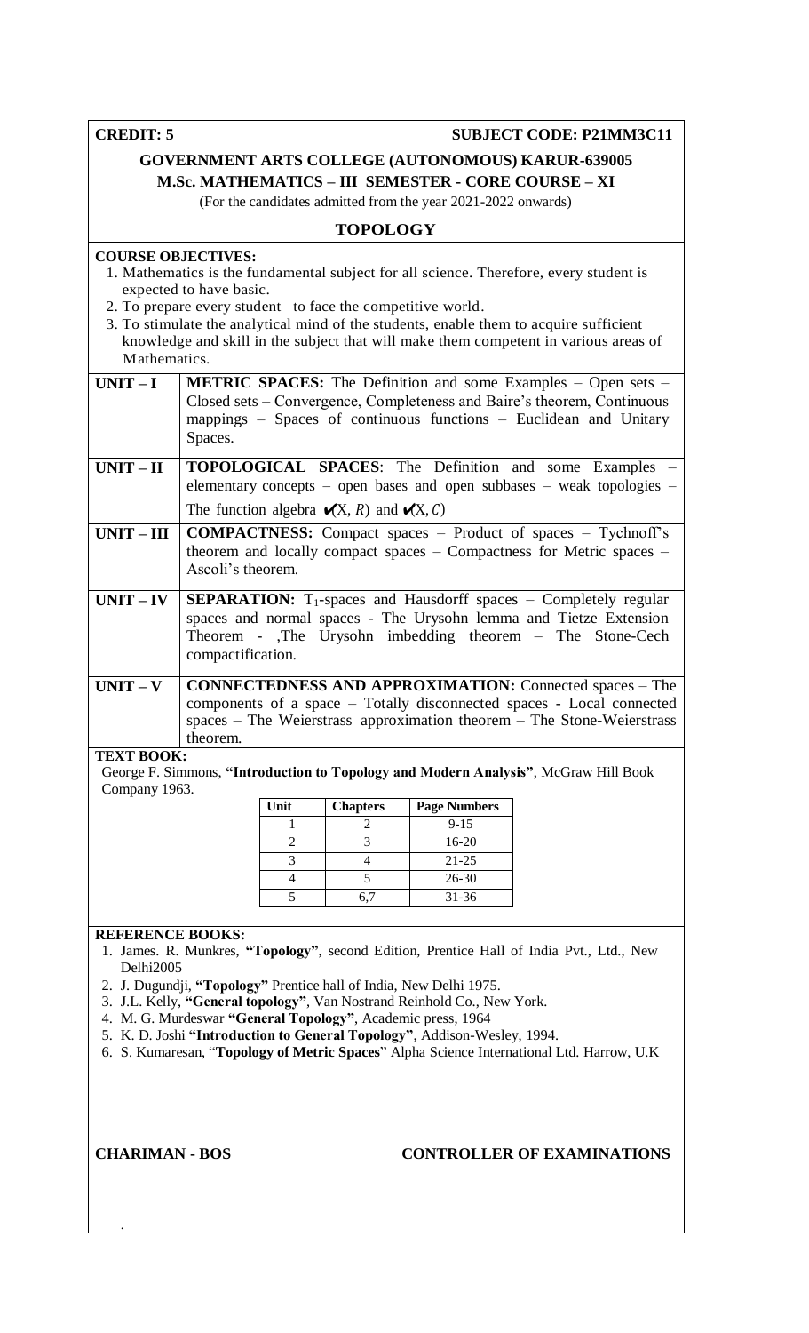**CREDIT: 5** **SUBJECT CODE: P21MM3C11**

## GOVERNMENT ARTS COLLEGE (AUTONOMOUS) KARUR-639005

### M.Sc. MATHEMATICS – III SEMESTER - CORE COURSE – XI

(For the candidates admitted from the year 2021-2022 onwards)

### TOPOLOGY

**COURSE OBJECTIVES:**

1. Mathematics is the fundamental subject for all science. Therefore, every student is expected to have basic.
2. To prepare every student to face the competitive world.
3. To stimulate the analytical mind of the students, enable them to acquire sufficient knowledge and skill in the subject that will make them competent in various areas of Mathematics.

| | |
|---|---|
| **UNIT – I** | **METRIC SPACES:** The Definition and some Examples – Open sets – Closed sets – Convergence, Completeness and Baire's theorem, Continuous mappings – Spaces of continuous functions – Euclidean and Unitary Spaces. |
| **UNIT – II** | **TOPOLOGICAL SPACES**: The Definition and some Examples – elementary concepts – open bases and open subbases – weak topologies – The function algebra $\mathscr{C}(X, R)$ and $\mathscr{C}(X, C)$ |
| **UNIT – III** | **COMPACTNESS:** Compact spaces – Product of spaces – Tychnoff's theorem and locally compact spaces – Compactness for Metric spaces – Ascoli's theorem. |
| **UNIT – IV** | **SEPARATION:** $T_1$-spaces and Hausdorff spaces – Completely regular spaces and normal spaces - The Urysohn lemma and Tietze Extension Theorem - ,The Urysohn imbedding theorem – The Stone-Cech compactification. |
| **UNIT – V** | **CONNECTEDNESS AND APPROXIMATION:** Connected spaces – The components of a space – Totally disconnected spaces - Local connected spaces – The Weierstrass approximation theorem – The Stone-Weierstrass theorem. |

**TEXT BOOK:**

George F. Simmons, **"Introduction to Topology and Modern Analysis"**, McGraw Hill Book Company 1963.

| Unit | Chapters | Page Numbers |
|---|---|---|
| 1 | 2 | 9-15 |
| 2 | 3 | 16-20 |
| 3 | 4 | 21-25 |
| 4 | 5 | 26-30 |
| 5 | 6,7 | 31-36 |

**REFERENCE BOOKS:**

1. James. R. Munkres, **"Topology"**, second Edition, Prentice Hall of India Pvt., Ltd., New Delhi2005
2. J. Dugundji, **"Topology"** Prentice hall of India, New Delhi 1975.
3. J.L. Kelly, **"General topology"**, Van Nostrand Reinhold Co., New York.
4. M. G. Murdeswar **"General Topology"**, Academic press, 1964
5. K. D. Joshi **"Introduction to General Topology"**, Addison-Wesley, 1994.
6. S. Kumaresan, "**Topology of Metric Spaces**" Alpha Science International Ltd. Harrow, U.K

**CHARIMAN - BOS** **CONTROLLER OF EXAMINATIONS**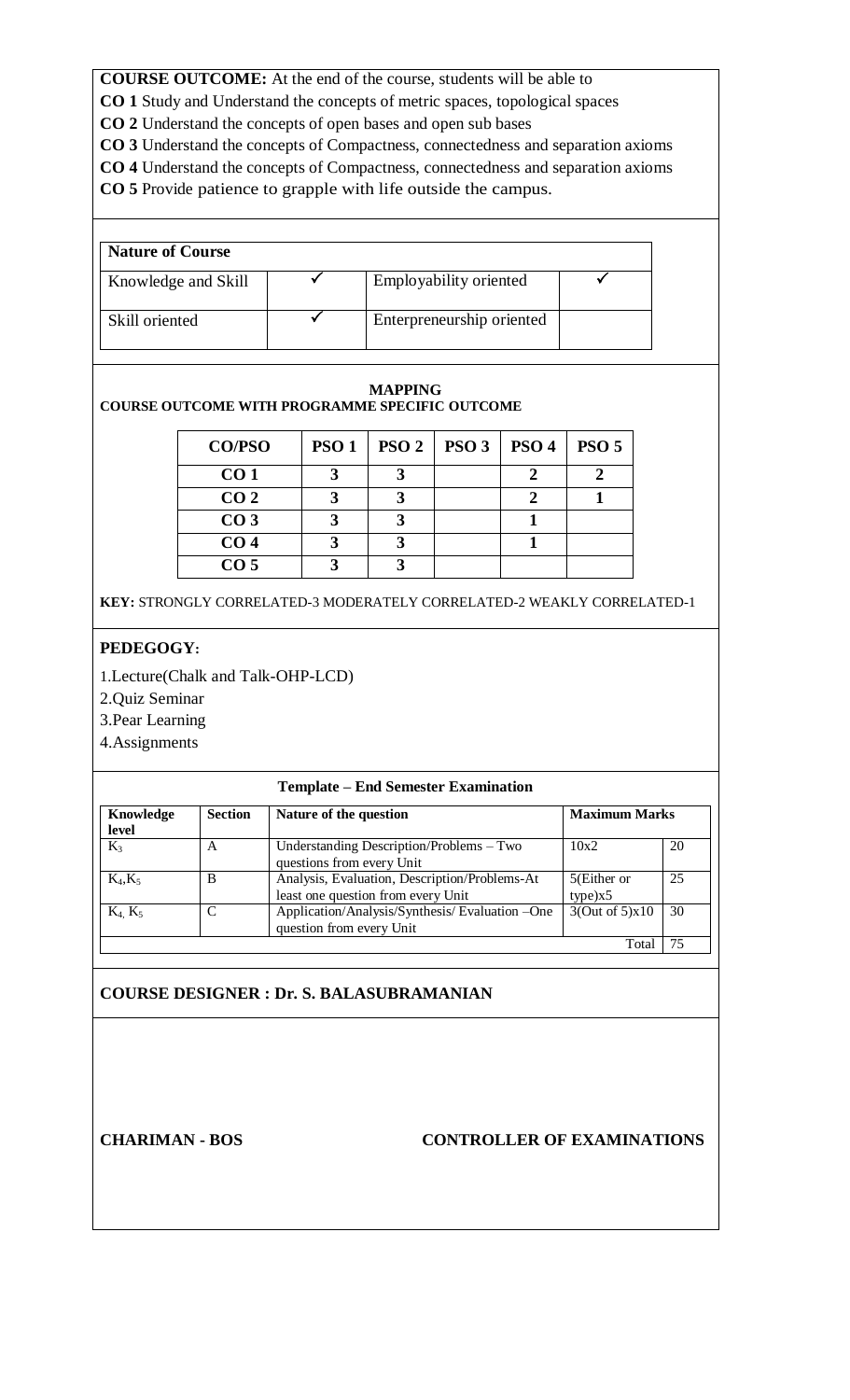**COURSE OUTCOME:** At the end of the course, students will be able to

**CO 1** Study and Understand the concepts of metric spaces, topological spaces

**CO 2** Understand the concepts of open bases and open sub bases

**CO 3** Understand the concepts of Compactness, connectedness and separation axioms

**CO 4** Understand the concepts of Compactness, connectedness and separation axioms

**CO 5** Provide patience to grapple with life outside the campus.

| **Nature of Course** | | | |
|---|---|---|---|
| Knowledge and Skill | ✓ | Employability oriented | ✓ |
| Skill oriented | ✓ | Enterpreneurship oriented | |

**MAPPING**

**COURSE OUTCOME WITH PROGRAMME SPECIFIC OUTCOME**

| CO/PSO | PSO 1 | PSO 2 | PSO 3 | PSO 4 | PSO 5 |
|---|---|---|---|---|---|
| CO 1 | 3 | 3 | | 2 | 2 |
| CO 2 | 3 | 3 | | 2 | 1 |
| CO 3 | 3 | 3 | | 1 | |
| CO 4 | 3 | 3 | | 1 | |
| CO 5 | 3 | 3 | | | |

**KEY:** STRONGLY CORRELATED-3 MODERATELY CORRELATED-2 WEAKLY CORRELATED-1

**PEDEGOGY:**

1.Lecture(Chalk and Talk-OHP-LCD)

2.Quiz Seminar

3.Pear Learning

4.Assignments

**Template – End Semester Examination**

| Knowledge level | Section | Nature of the question | Maximum Marks | |
|---|---|---|---|---|
| $K_3$ | A | Understanding Description/Problems – Two questions from every Unit | 10x2 | 20 |
| $K_4$,$K_5$ | B | Analysis, Evaluation, Description/Problems-At least one question from every Unit | 5(Either or type)x5 | 25 |
| $K_4$, $K_5$ | C | Application/Analysis/Synthesis/ Evaluation –One question from every Unit | 3(Out of 5)x10 | 30 |
| | | | Total | 75 |

**COURSE DESIGNER : Dr. S. BALASUBRAMANIAN**

**CHARIMAN - BOS** **CONTROLLER OF EXAMINATIONS**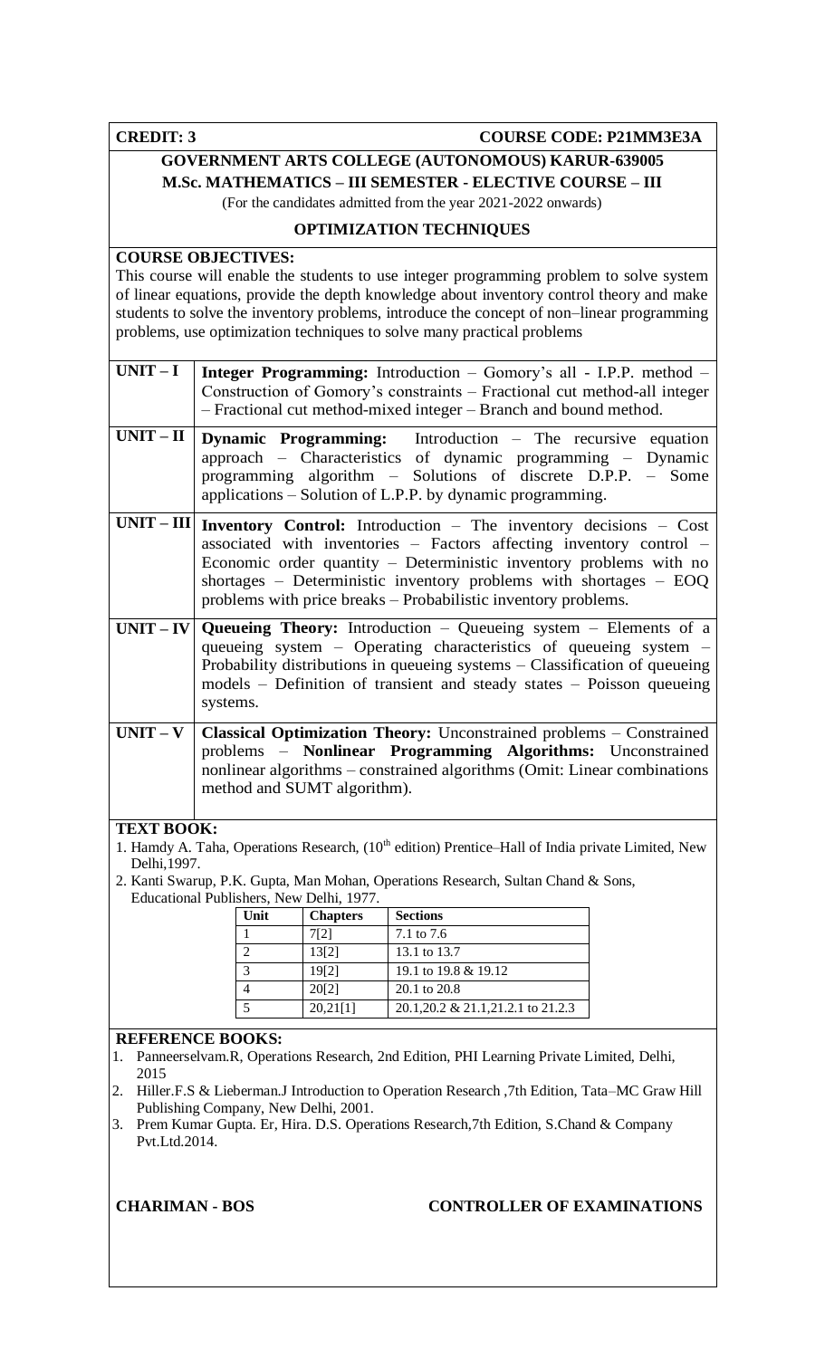**CREDIT: 3** **COURSE CODE: P21MM3E3A**

## GOVERNMENT ARTS COLLEGE (AUTONOMOUS) KARUR-639005

### M.Sc. MATHEMATICS – III SEMESTER - ELECTIVE COURSE – III

(For the candidates admitted from the year 2021-2022 onwards)

### OPTIMIZATION TECHNIQUES

**COURSE OBJECTIVES:**

This course will enable the students to use integer programming problem to solve system of linear equations, provide the depth knowledge about inventory control theory and make students to solve the inventory problems, introduce the concept of non–linear programming problems, use optimization techniques to solve many practical problems

| | |
|---|---|
| **UNIT – I** | **Integer Programming:** Introduction – Gomory's all - I.P.P. method – Construction of Gomory's constraints – Fractional cut method-all integer – Fractional cut method-mixed integer – Branch and bound method. |
| **UNIT – II** | **Dynamic Programming:** Introduction – The recursive equation approach – Characteristics of dynamic programming – Dynamic programming algorithm – Solutions of discrete D.P.P. – Some applications – Solution of L.P.P. by dynamic programming. |
| **UNIT – III** | **Inventory Control:** Introduction – The inventory decisions – Cost associated with inventories – Factors affecting inventory control – Economic order quantity – Deterministic inventory problems with no shortages – Deterministic inventory problems with shortages – EOQ problems with price breaks – Probabilistic inventory problems. |
| **UNIT – IV** | **Queueing Theory:** Introduction – Queueing system – Elements of a queueing system – Operating characteristics of queueing system – Probability distributions in queueing systems – Classification of queueing models – Definition of transient and steady states – Poisson queueing systems. |
| **UNIT – V** | **Classical Optimization Theory:** Unconstrained problems – Constrained problems – **Nonlinear Programming Algorithms:** Unconstrained nonlinear algorithms – constrained algorithms (Omit: Linear combinations method and SUMT algorithm). |

**TEXT BOOK:**

1. Hamdy A. Taha, Operations Research, (10th edition) Prentice–Hall of India private Limited, New Delhi,1997.
2. Kanti Swarup, P.K. Gupta, Man Mohan, Operations Research, Sultan Chand & Sons, Educational Publishers, New Delhi, 1977.

| Unit | Chapters | Sections |
|---|---|---|
| 1 | 7[2] | 7.1 to 7.6 |
| 2 | 13[2] | 13.1 to 13.7 |
| 3 | 19[2] | 19.1 to 19.8 & 19.12 |
| 4 | 20[2] | 20.1 to 20.8 |
| 5 | 20,21[1] | 20.1,20.2 & 21.1,21.2.1 to 21.2.3 |

**REFERENCE BOOKS:**

1. Panneerselvam.R, Operations Research, 2nd Edition, PHI Learning Private Limited, Delhi, 2015
2. Hiller.F.S & Lieberman.J Introduction to Operation Research ,7th Edition, Tata–MC Graw Hill Publishing Company, New Delhi, 2001.
3. Prem Kumar Gupta. Er, Hira. D.S. Operations Research,7th Edition, S.Chand & Company Pvt.Ltd.2014.

**CHARIMAN - BOS** **CONTROLLER OF EXAMINATIONS**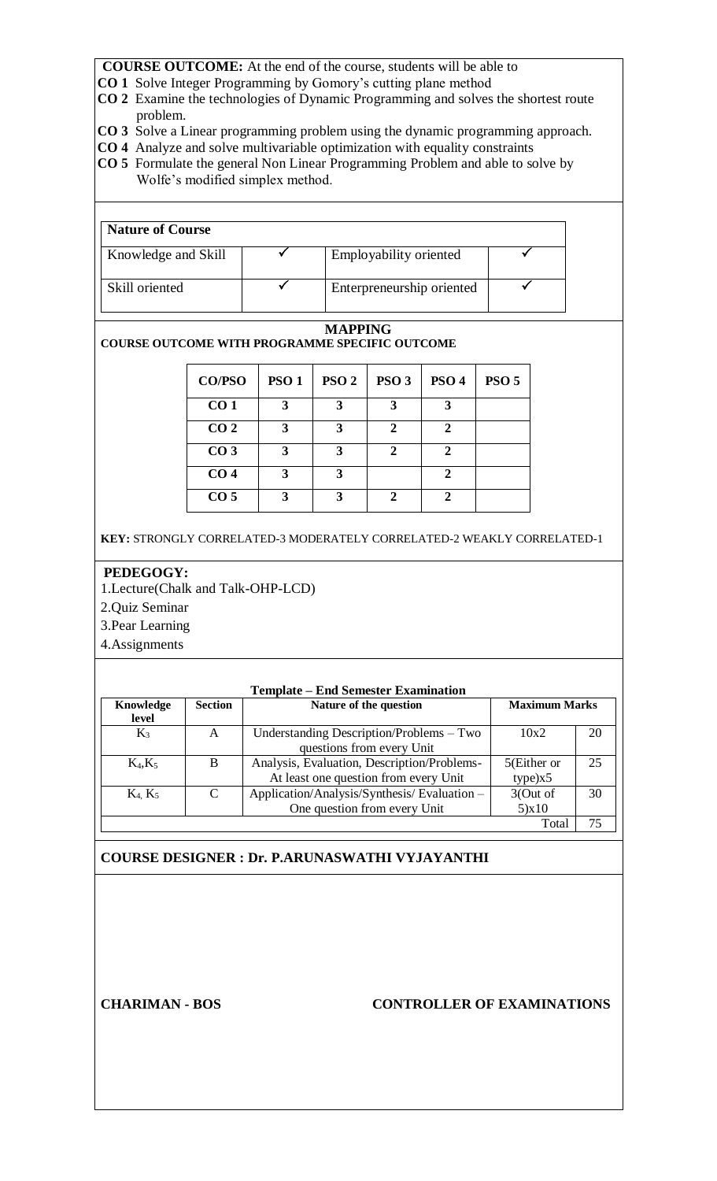**COURSE OUTCOME:** At the end of the course, students will be able to

**CO 1** Solve Integer Programming by Gomory's cutting plane method

**CO 2** Examine the technologies of Dynamic Programming and solves the shortest route problem.

**CO 3** Solve a Linear programming problem using the dynamic programming approach.

**CO 4** Analyze and solve multivariable optimization with equality constraints

**CO 5** Formulate the general Non Linear Programming Problem and able to solve by Wolfe's modified simplex method.

| **Nature of Course** | | | |
|---|---|---|---|
| Knowledge and Skill | ✓ | Employability oriented | ✓ |
| Skill oriented | ✓ | Enterpreneurship oriented | ✓ |

**MAPPING**

**COURSE OUTCOME WITH PROGRAMME SPECIFIC OUTCOME**

| CO/PSO | PSO 1 | PSO 2 | PSO 3 | PSO 4 | PSO 5 |
|---|---|---|---|---|---|
| CO 1 | 3 | 3 | 3 | 3 | |
| CO 2 | 3 | 3 | 2 | 2 | |
| CO 3 | 3 | 3 | 2 | 2 | |
| CO 4 | 3 | 3 | | 2 | |
| CO 5 | 3 | 3 | 2 | 2 | |

**KEY:** STRONGLY CORRELATED-3 MODERATELY CORRELATED-2 WEAKLY CORRELATED-1

**PEDEGOGY:**

1.Lecture(Chalk and Talk-OHP-LCD)

2.Quiz Seminar

3.Pear Learning

4.Assignments

**Template – End Semester Examination**

| Knowledge level | Section | Nature of the question | Maximum Marks | |
|---|---|---|---|---|
| $K_3$ | A | Understanding Description/Problems – Two questions from every Unit | 10x2 | 20 |
| $K_4$,$K_5$ | B | Analysis, Evaluation, Description/Problems- At least one question from every Unit | 5(Either or type)x5 | 25 |
| $K_4$, $K_5$ | C | Application/Analysis/Synthesis/ Evaluation – One question from every Unit | 3(Out of 5)x10 | 30 |
| | | | Total | 75 |

**COURSE DESIGNER : Dr. P.ARUNASWATHI VYJAYANTHI**

**CHARIMAN - BOS** **CONTROLLER OF EXAMINATIONS**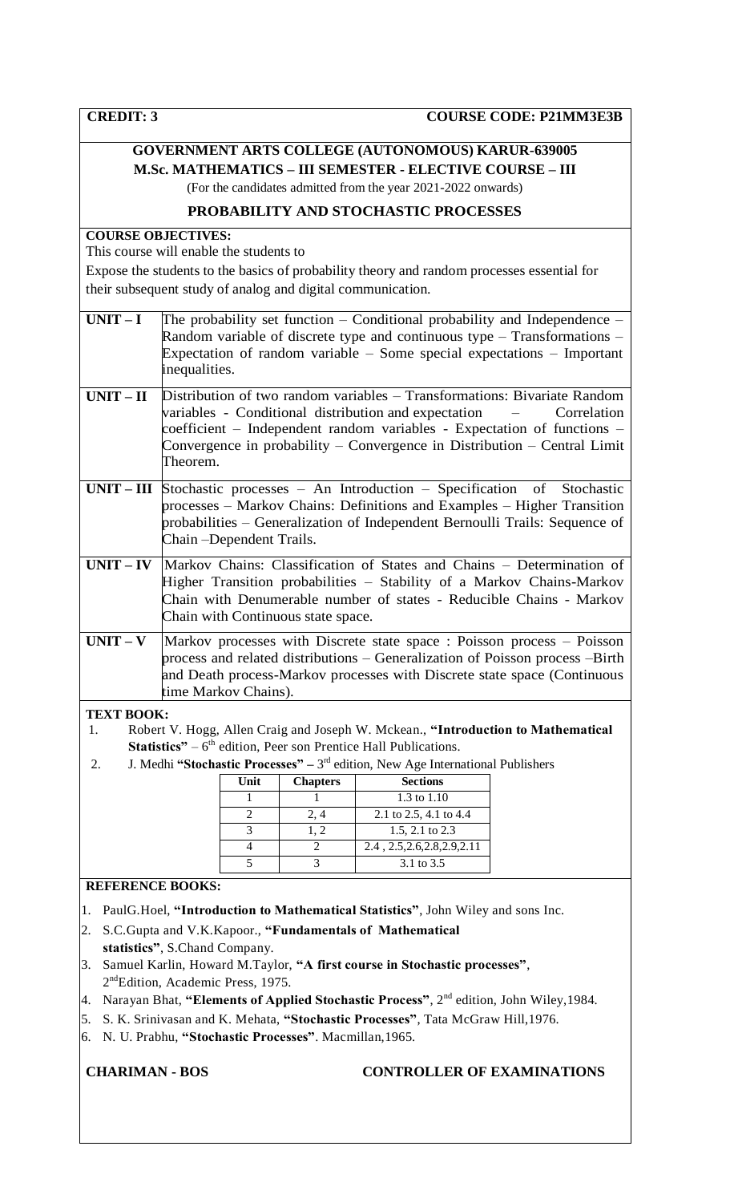**CREDIT: 3** **COURSE CODE: P21MM3E3B**

## GOVERNMENT ARTS COLLEGE (AUTONOMOUS) KARUR-639005

### M.Sc. MATHEMATICS – III SEMESTER - ELECTIVE COURSE – III

(For the candidates admitted from the year 2021-2022 onwards)

### PROBABILITY AND STOCHASTIC PROCESSES

**COURSE OBJECTIVES:**

This course will enable the students to

Expose the students to the basics of probability theory and random processes essential for their subsequent study of analog and digital communication.

| | |
|---|---|
| **UNIT – I** | The probability set function – Conditional probability and Independence – Random variable of discrete type and continuous type – Transformations – Expectation of random variable – Some special expectations – Important inequalities. |
| **UNIT – II** | Distribution of two random variables – Transformations: Bivariate Random variables - Conditional distribution and expectation – Correlation coefficient – Independent random variables - Expectation of functions – Convergence in probability – Convergence in Distribution – Central Limit Theorem. |
| **UNIT – III** | Stochastic processes – An Introduction – Specification of Stochastic processes – Markov Chains: Definitions and Examples – Higher Transition probabilities – Generalization of Independent Bernoulli Trails: Sequence of Chain –Dependent Trails. |
| **UNIT – IV** | Markov Chains: Classification of States and Chains – Determination of Higher Transition probabilities – Stability of a Markov Chains-Markov Chain with Denumerable number of states - Reducible Chains - Markov Chain with Continuous state space. |
| **UNIT – V** | Markov processes with Discrete state space : Poisson process – Poisson process and related distributions – Generalization of Poisson process –Birth and Death process-Markov processes with Discrete state space (Continuous time Markov Chains). |

**TEXT BOOK:**

1. Robert V. Hogg, Allen Craig and Joseph W. Mckean., **"Introduction to Mathematical Statistics"** – 6th edition, Peer son Prentice Hall Publications.
2. J. Medhi **"Stochastic Processes" –** 3rd edition, New Age International Publishers

| Unit | Chapters | Sections |
|---|---|---|
| 1 | 1 | 1.3 to 1.10 |
| 2 | 2, 4 | 2.1 to 2.5, 4.1 to 4.4 |
| 3 | 1, 2 | 1.5, 2.1 to 2.3 |
| 4 | 2 | 2.4 , 2.5,2.6,2.8,2.9,2.11 |
| 5 | 3 | 3.1 to 3.5 |

**REFERENCE BOOKS:**

1. PaulG.Hoel, **"Introduction to Mathematical Statistics"**, John Wiley and sons Inc.
2. S.C.Gupta and V.K.Kapoor., **"Fundamentals of Mathematical statistics"**, S.Chand Company.
3. Samuel Karlin, Howard M.Taylor, **"A first course in Stochastic processes"**, 2ndEdition, Academic Press, 1975.
4. Narayan Bhat, **"Elements of Applied Stochastic Process"**, 2nd edition, John Wiley,1984.
5. S. K. Srinivasan and K. Mehata, **"Stochastic Processes"**, Tata McGraw Hill,1976.
6. N. U. Prabhu, **"Stochastic Processes"**. Macmillan,1965.

**CHARIMAN - BOS** **CONTROLLER OF EXAMINATIONS**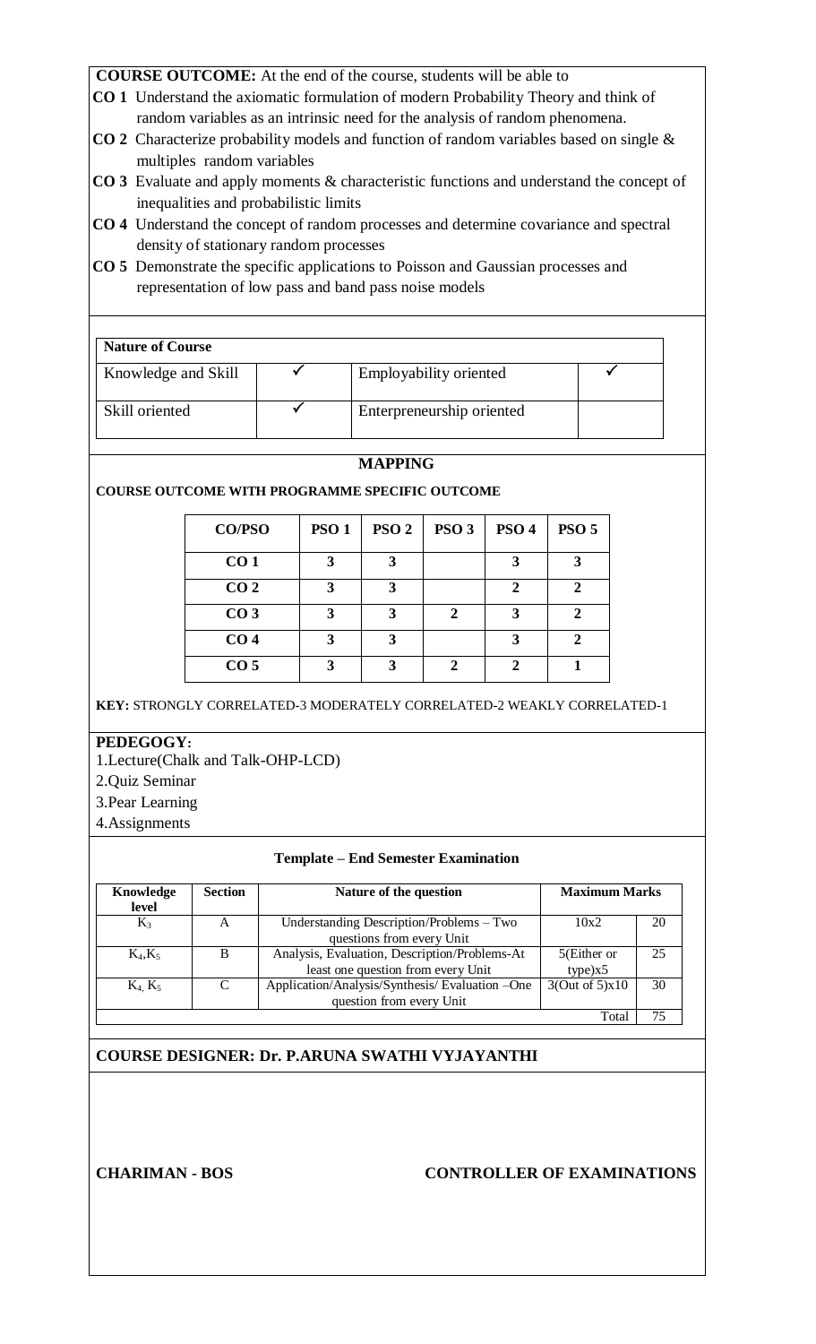**COURSE OUTCOME:** At the end of the course, students will be able to

**CO 1** Understand the axiomatic formulation of modern Probability Theory and think of random variables as an intrinsic need for the analysis of random phenomena.

**CO 2** Characterize probability models and function of random variables based on single & multiples random variables

**CO 3** Evaluate and apply moments & characteristic functions and understand the concept of inequalities and probabilistic limits

**CO 4** Understand the concept of random processes and determine covariance and spectral density of stationary random processes

**CO 5** Demonstrate the specific applications to Poisson and Gaussian processes and representation of low pass and band pass noise models

| **Nature of Course** | | | |
|---|---|---|---|
| Knowledge and Skill | ✓ | Employability oriented | ✓ |
| Skill oriented | ✓ | Enterpreneurship oriented | |

## MAPPING

**COURSE OUTCOME WITH PROGRAMME SPECIFIC OUTCOME**

| CO/PSO | PSO 1 | PSO 2 | PSO 3 | PSO 4 | PSO 5 |
|---|---|---|---|---|---|
| CO 1 | 3 | 3 | | 3 | 3 |
| CO 2 | 3 | 3 | | 2 | 2 |
| CO 3 | 3 | 3 | 2 | 3 | 2 |
| CO 4 | 3 | 3 | | 3 | 2 |
| CO 5 | 3 | 3 | 2 | 2 | 1 |

**KEY:** STRONGLY CORRELATED-3 MODERATELY CORRELATED-2 WEAKLY CORRELATED-1

**PEDEGOGY:**

1.Lecture(Chalk and Talk-OHP-LCD)

2.Quiz Seminar

3.Pear Learning

4.Assignments

**Template – End Semester Examination**

| Knowledge level | Section | Nature of the question | Maximum Marks | |
|---|---|---|---|---|
| $K_3$ | A | Understanding Description/Problems – Two questions from every Unit | 10x2 | 20 |
| $K_4, K_5$ | B | Analysis, Evaluation, Description/Problems-At least one question from every Unit | 5(Either or type)x5 | 25 |
| $K_4, K_5$ | C | Application/Analysis/Synthesis/ Evaluation –One question from every Unit | 3(Out of 5)x10 | 30 |
| | | | Total | 75 |

**COURSE DESIGNER: Dr. P.ARUNA SWATHI VYJAYANTHI**

**CHARIMAN - BOS**

**CONTROLLER OF EXAMINATIONS**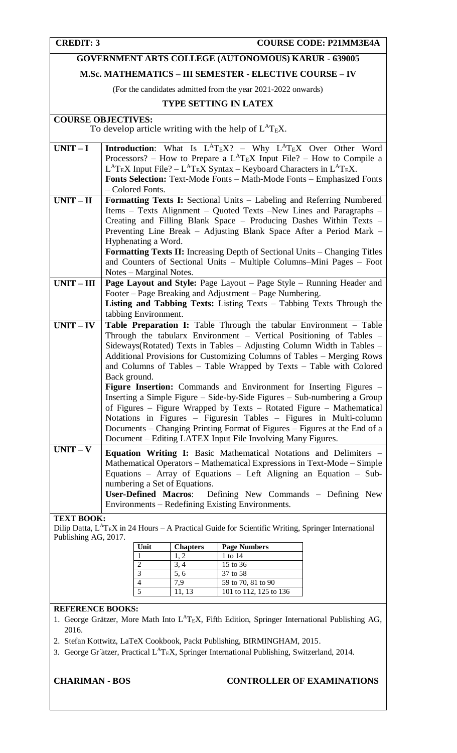**CREDIT: 3** **COURSE CODE: P21MM3E4A**

**GOVERNMENT ARTS COLLEGE (AUTONOMOUS) KARUR - 639005**

**M.Sc. MATHEMATICS – III SEMESTER - ELECTIVE COURSE – IV**

(For the candidates admitted from the year 2021-2022 onwards)

**TYPE SETTING IN LATEX**

**COURSE OBJECTIVES:**

To develop article writing with the help of LATEX.

| | |
|---|---|
| **UNIT – I** | **Introduction**: What Is LATEX? – Why LATEX Over Other Word Processors? – How to Prepare a LATEX Input File? – How to Compile a LATEX Input File? – LATEX Syntax – Keyboard Characters in LATEX.<br>**Fonts Selection:** Text-Mode Fonts – Math-Mode Fonts – Emphasized Fonts – Colored Fonts. |
| **UNIT – II** | **Formatting Texts I:** Sectional Units – Labeling and Referring Numbered Items – Texts Alignment – Quoted Texts –New Lines and Paragraphs – Creating and Filling Blank Space – Producing Dashes Within Texts – Preventing Line Break – Adjusting Blank Space After a Period Mark – Hyphenating a Word.<br>**Formatting Texts II:** Increasing Depth of Sectional Units – Changing Titles and Counters of Sectional Units – Multiple Columns–Mini Pages – Foot Notes – Marginal Notes. |
| **UNIT – III** | **Page Layout and Style:** Page Layout – Page Style – Running Header and Footer – Page Breaking and Adjustment – Page Numbering.<br>**Listing and Tabbing Texts:** Listing Texts – Tabbing Texts Through the tabbing Environment. |
| **UNIT – IV** | **Table Preparation I:** Table Through the tabular Environment – Table Through the tabularx Environment – Vertical Positioning of Tables – Sideways(Rotated) Texts in Tables – Adjusting Column Width in Tables – Additional Provisions for Customizing Columns of Tables – Merging Rows and Columns of Tables – Table Wrapped by Texts – Table with Colored Back ground.<br>**Figure Insertion:** Commands and Environment for Inserting Figures – Inserting a Simple Figure – Side-by-Side Figures – Sub-numbering a Group of Figures – Figure Wrapped by Texts – Rotated Figure – Mathematical Notations in Figures – Figuresin Tables – Figures in Multi-column Documents – Changing Printing Format of Figures – Figures at the End of a Document – Editing LATEX Input File Involving Many Figures. |
| **UNIT – V** | **Equation Writing I:** Basic Mathematical Notations and Delimiters – Mathematical Operators – Mathematical Expressions in Text-Mode – Simple Equations – Array of Equations – Left Aligning an Equation – Sub-numbering a Set of Equations.<br>**User-Defined Macros**: Defining New Commands – Defining New Environments – Redefining Existing Environments. |

**TEXT BOOK:**

Dilip Datta, LATEX in 24 Hours – A Practical Guide for Scientific Writing, Springer International Publishing AG, 2017.

| Unit | Chapters | Page Numbers |
|---|---|---|
| 1 | 1, 2 | 1 to 14 |
| 2 | 3, 4 | 15 to 36 |
| 3 | 5, 6 | 37 to 58 |
| 4 | 7,9 | 59 to 70, 81 to 90 |
| 5 | 11, 13 | 101 to 112, 125 to 136 |

**REFERENCE BOOKS:**

1. George Grätzer, More Math Into LATEX, Fifth Edition, Springer International Publishing AG, 2016.
2. Stefan Kottwitz, LaTeX Cookbook, Packt Publishing, BIRMINGHAM, 2015.
3. George Gr ̈atzer, Practical LATEX, Springer International Publishing, Switzerland, 2014.

**CHARIMAN - BOS** **CONTROLLER OF EXAMINATIONS**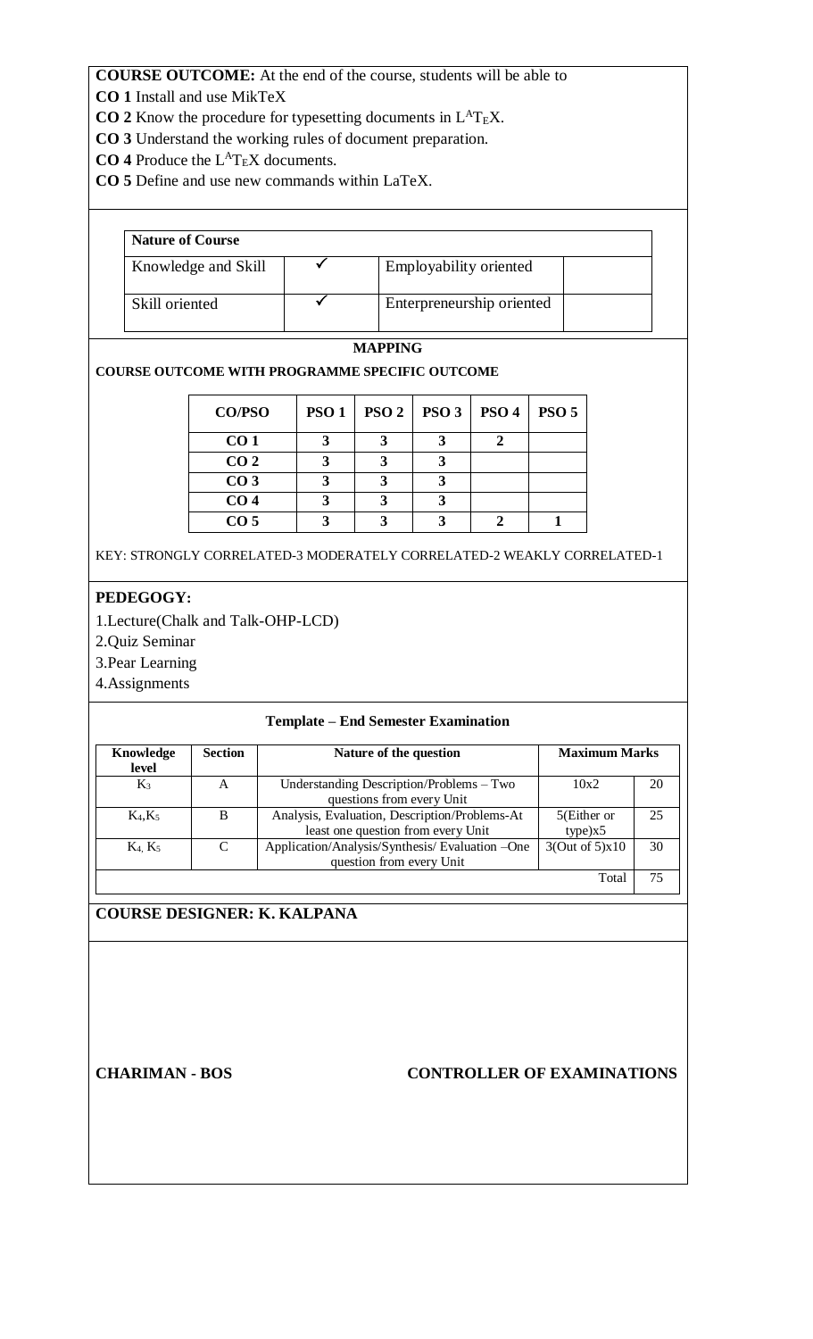**COURSE OUTCOME:** At the end of the course, students will be able to

**CO 1** Install and use MikTeX

**CO 2** Know the procedure for typesetting documents in LaTeX.

**CO 3** Understand the working rules of document preparation.

**CO 4** Produce the LaTeX documents.

**CO 5** Define and use new commands within LaTeX.

| **Nature of Course** | | | |
|---|---|---|---|
| Knowledge and Skill | ✓ | Employability oriented | |
| Skill oriented | ✓ | Enterpreneurship oriented | |

**MAPPING**

**COURSE OUTCOME WITH PROGRAMME SPECIFIC OUTCOME**

| CO/PSO | PSO 1 | PSO 2 | PSO 3 | PSO 4 | PSO 5 |
|---|---|---|---|---|---|
| CO 1 | 3 | 3 | 3 | 2 | |
| CO 2 | 3 | 3 | 3 | | |
| CO 3 | 3 | 3 | 3 | | |
| CO 4 | 3 | 3 | 3 | | |
| CO 5 | 3 | 3 | 3 | 2 | 1 |

KEY: STRONGLY CORRELATED-3 MODERATELY CORRELATED-2 WEAKLY CORRELATED-1

**PEDEGOGY:**

1.Lecture(Chalk and Talk-OHP-LCD)

2.Quiz Seminar

3.Pear Learning

4.Assignments

**Template – End Semester Examination**

| Knowledge level | Section | Nature of the question | Maximum Marks | |
|---|---|---|---|---|
| $K_3$ | A | Understanding Description/Problems – Two questions from every Unit | 10x2 | 20 |
| $K_4$,$K_5$ | B | Analysis, Evaluation, Description/Problems-At least one question from every Unit | 5(Either or type)x5 | 25 |
| $K_4$, $K_5$ | C | Application/Analysis/Synthesis/ Evaluation –One question from every Unit | 3(Out of 5)x10 | 30 |
| | | | Total | 75 |

**COURSE DESIGNER: K. KALPANA**

**CHARIMAN - BOS** **CONTROLLER OF EXAMINATIONS**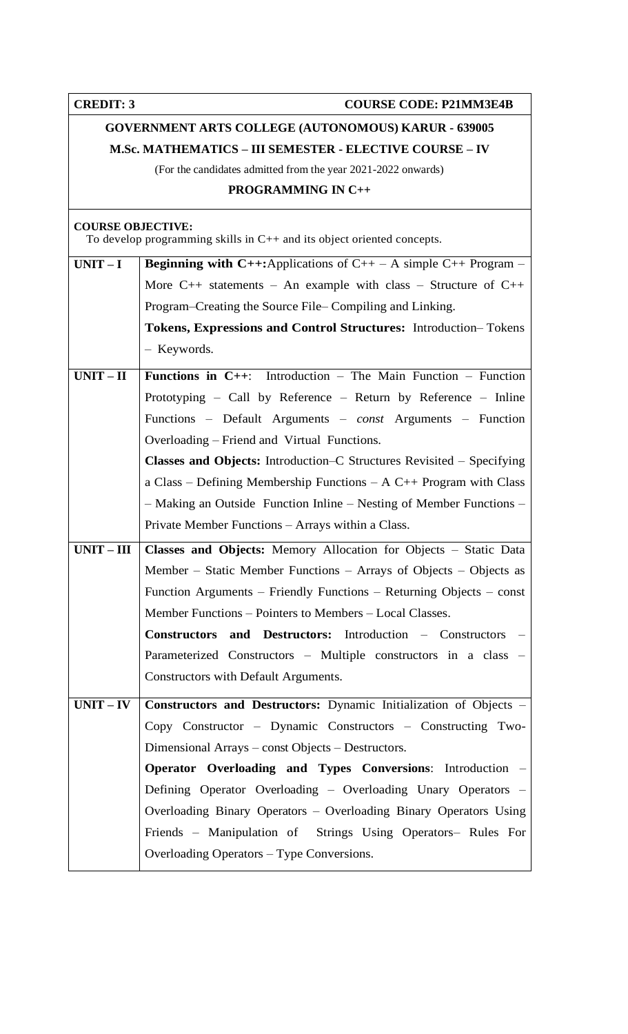**CREDIT: 3** **COURSE CODE: P21MM3E4B**

## GOVERNMENT ARTS COLLEGE (AUTONOMOUS) KARUR - 639005

### M.Sc. MATHEMATICS – III SEMESTER - ELECTIVE COURSE – IV

(For the candidates admitted from the year 2021-2022 onwards)

### PROGRAMMING IN C++

**COURSE OBJECTIVE:**
To develop programming skills in C++ and its object oriented concepts.

| | |
|---|---|
| **UNIT – I** | **Beginning with C++:** Applications of C++ – A simple C++ Program – More C++ statements – An example with class – Structure of C++ Program–Creating the Source File– Compiling and Linking. **Tokens, Expressions and Control Structures:** Introduction– Tokens – Keywords. |
| **UNIT – II** | **Functions in C++**: Introduction – The Main Function – Function Prototyping – Call by Reference – Return by Reference – Inline Functions – Default Arguments – *const* Arguments – Function Overloading – Friend and Virtual Functions. **Classes and Objects:** Introduction–C Structures Revisited – Specifying a Class – Defining Membership Functions – A C++ Program with Class – Making an Outside Function Inline – Nesting of Member Functions – Private Member Functions – Arrays within a Class. |
| **UNIT – III** | **Classes and Objects:** Memory Allocation for Objects – Static Data Member – Static Member Functions – Arrays of Objects – Objects as Function Arguments – Friendly Functions – Returning Objects – const Member Functions – Pointers to Members – Local Classes. **Constructors and Destructors:** Introduction – Constructors – Parameterized Constructors – Multiple constructors in a class – Constructors with Default Arguments. |
| **UNIT – IV** | **Constructors and Destructors:** Dynamic Initialization of Objects – Copy Constructor – Dynamic Constructors – Constructing Two-Dimensional Arrays – const Objects – Destructors. **Operator Overloading and Types Conversions**: Introduction – Defining Operator Overloading – Overloading Unary Operators – Overloading Binary Operators – Overloading Binary Operators Using Friends – Manipulation of Strings Using Operators– Rules For Overloading Operators – Type Conversions. |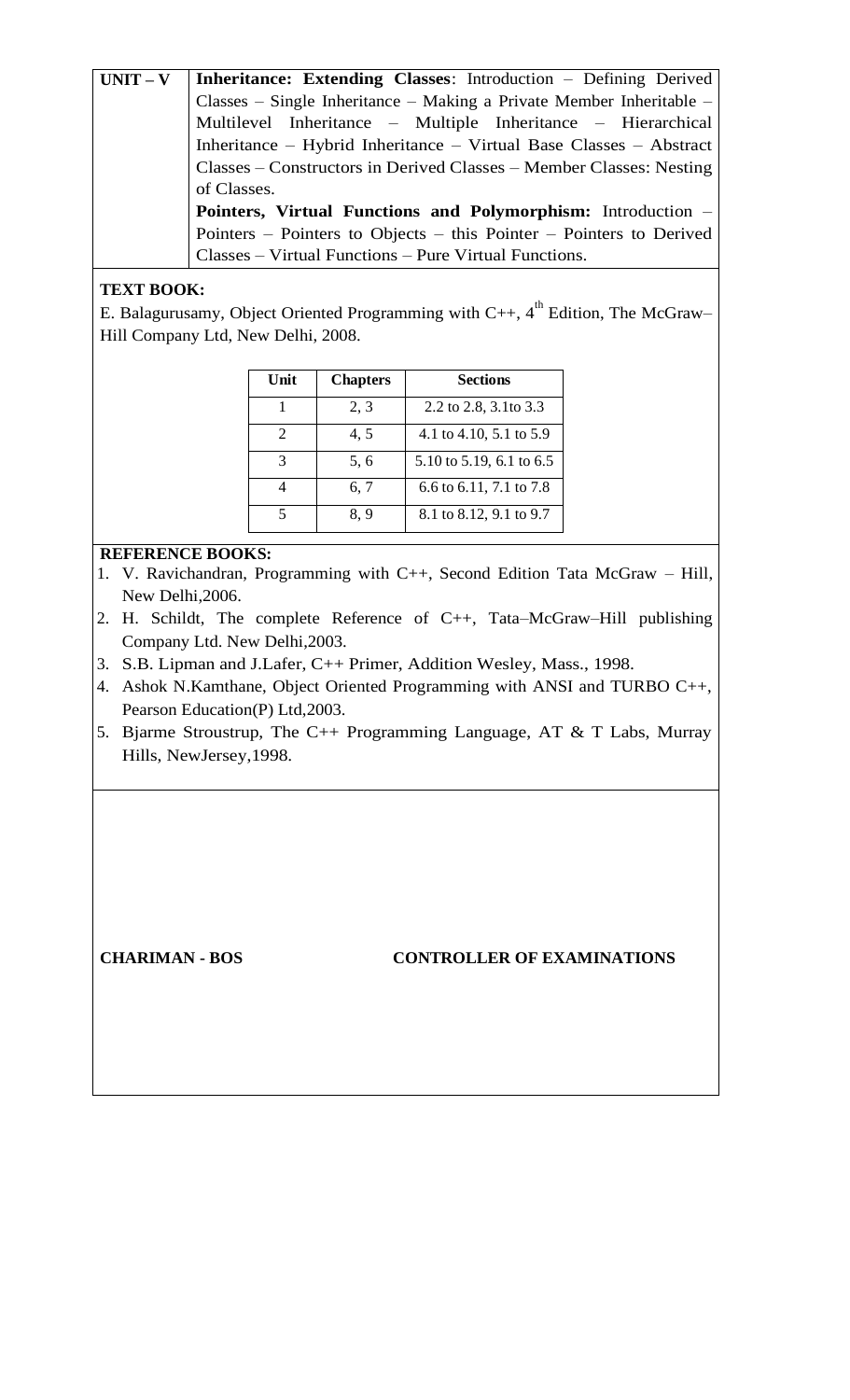| UNIT – V | **Inheritance: Extending Classes**: Introduction – Defining Derived Classes – Single Inheritance – Making a Private Member Inheritable – Multilevel Inheritance – Multiple Inheritance – Hierarchical Inheritance – Hybrid Inheritance – Virtual Base Classes – Abstract Classes – Constructors in Derived Classes – Member Classes: Nesting of Classes. **Pointers, Virtual Functions and Polymorphism:** Introduction – Pointers – Pointers to Objects – this Pointer – Pointers to Derived Classes – Virtual Functions – Pure Virtual Functions. |
|---|---|

**TEXT BOOK:**

E. Balagurusamy, Object Oriented Programming with C++, 4th Edition, The McGraw–Hill Company Ltd, New Delhi, 2008.

| Unit | Chapters | Sections |
|---|---|---|
| 1 | 2, 3 | 2.2 to 2.8, 3.1to 3.3 |
| 2 | 4, 5 | 4.1 to 4.10, 5.1 to 5.9 |
| 3 | 5, 6 | 5.10 to 5.19, 6.1 to 6.5 |
| 4 | 6, 7 | 6.6 to 6.11, 7.1 to 7.8 |
| 5 | 8, 9 | 8.1 to 8.12, 9.1 to 9.7 |

**REFERENCE BOOKS:**

1. V. Ravichandran, Programming with C++, Second Edition Tata McGraw – Hill, New Delhi,2006.
2. H. Schildt, The complete Reference of C++, Tata–McGraw–Hill publishing Company Ltd. New Delhi,2003.
3. S.B. Lipman and J.Lafer, C++ Primer, Addition Wesley, Mass., 1998.
4. Ashok N.Kamthane, Object Oriented Programming with ANSI and TURBO C++, Pearson Education(P) Ltd,2003.
5. Bjarme Stroustrup, The C++ Programming Language, AT & T Labs, Murray Hills, NewJersey,1998.

**CHARIMAN - BOS** **CONTROLLER OF EXAMINATIONS**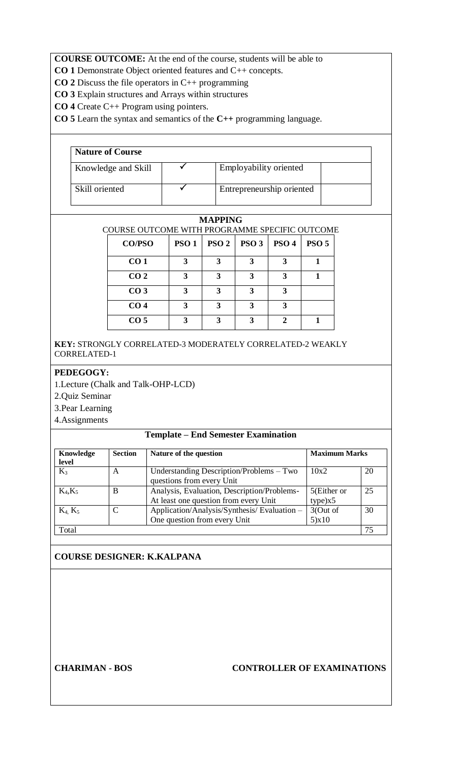**COURSE OUTCOME:** At the end of the course, students will be able to

**CO 1** Demonstrate Object oriented features and C++ concepts.

**CO 2** Discuss the file operators in C++ programming

**CO 3** Explain structures and Arrays within structures

**CO 4** Create C++ Program using pointers.

**CO 5** Learn the syntax and semantics of the **C++** programming language.

| **Nature of Course** | | | |
|---|---|---|---|
| Knowledge and Skill | ✓ | Employability oriented | |
| Skill oriented | ✓ | Entrepreneurship oriented | |

**MAPPING**

COURSE OUTCOME WITH PROGRAMME SPECIFIC OUTCOME

| CO/PSO | PSO 1 | PSO 2 | PSO 3 | PSO 4 | PSO 5 |
|---|---|---|---|---|---|
| CO 1 | 3 | 3 | 3 | 3 | 1 |
| CO 2 | 3 | 3 | 3 | 3 | 1 |
| CO 3 | 3 | 3 | 3 | 3 | |
| CO 4 | 3 | 3 | 3 | 3 | |
| CO 5 | 3 | 3 | 3 | 2 | 1 |

**KEY:** STRONGLY CORRELATED-3 MODERATELY CORRELATED-2 WEAKLY CORRELATED-1

**PEDEGOGY:**

1.Lecture (Chalk and Talk-OHP-LCD)

2.Quiz Seminar

3.Pear Learning

4.Assignments

**Template – End Semester Examination**

| Knowledge level | Section | Nature of the question | Maximum Marks | |
|---|---|---|---|---|
| $K_3$ | A | Understanding Description/Problems – Two questions from every Unit | 10x2 | 20 |
| $K_4$,$K_5$ | B | Analysis, Evaluation, Description/Problems- At least one question from every Unit | 5(Either or type)x5 | 25 |
| $K_4$, $K_5$ | C | Application/Analysis/Synthesis/ Evaluation – One question from every Unit | 3(Out of 5)x10 | 30 |
| Total | | | | 75 |

**COURSE DESIGNER: K.KALPANA**

**CHARIMAN - BOS** **CONTROLLER OF EXAMINATIONS**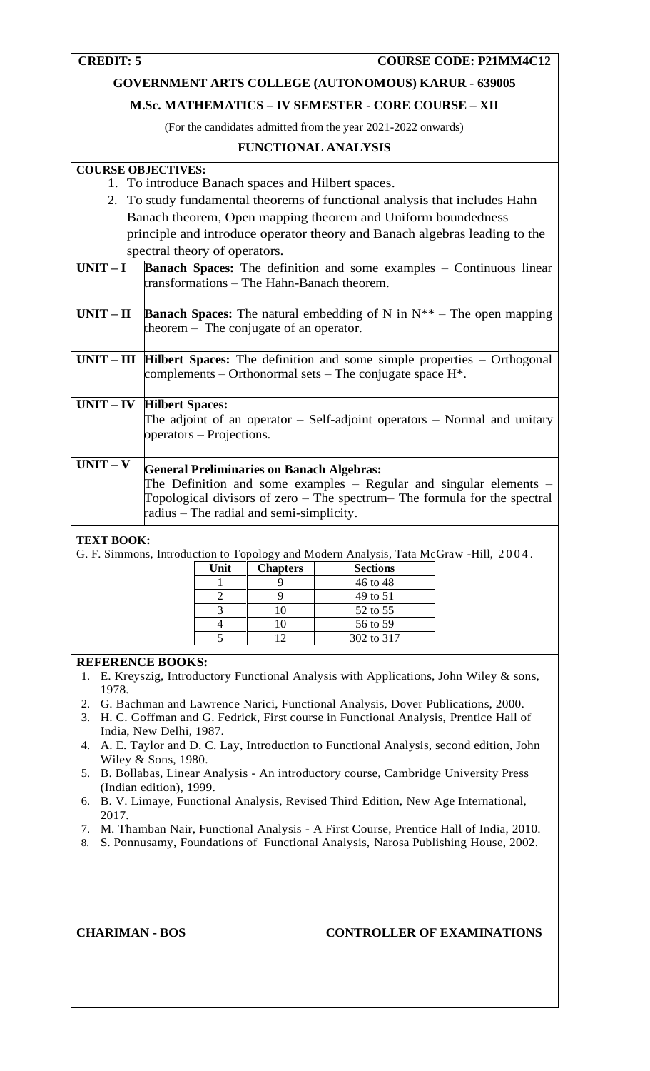**CREDIT: 5** **COURSE CODE: P21MM4C12**

## GOVERNMENT ARTS COLLEGE (AUTONOMOUS) KARUR - 639005

### M.Sc. MATHEMATICS – IV SEMESTER - CORE COURSE – XII

(For the candidates admitted from the year 2021-2022 onwards)

### FUNCTIONAL ANALYSIS

**COURSE OBJECTIVES:**

1. To introduce Banach spaces and Hilbert spaces.
2. To study fundamental theorems of functional analysis that includes Hahn Banach theorem, Open mapping theorem and Uniform boundedness principle and introduce operator theory and Banach algebras leading to the spectral theory of operators.

| | |
|---|---|
| **UNIT – I** | **Banach Spaces:** The definition and some examples – Continuous linear transformations – The Hahn-Banach theorem. |
| **UNIT – II** | **Banach Spaces:** The natural embedding of N in N** – The open mapping theorem – The conjugate of an operator. |
| **UNIT – III** | **Hilbert Spaces:** The definition and some simple properties – Orthogonal complements – Orthonormal sets – The conjugate space H*. |
| **UNIT – IV** | **Hilbert Spaces:** The adjoint of an operator – Self-adjoint operators – Normal and unitary operators – Projections. |
| **UNIT – V** | **General Preliminaries on Banach Algebras:** The Definition and some examples – Regular and singular elements – Topological divisors of zero – The spectrum– The formula for the spectral radius – The radial and semi-simplicity. |

**TEXT BOOK:**

G. F. Simmons, Introduction to Topology and Modern Analysis, Tata McGraw -Hill, 2004.

| Unit | Chapters | Sections |
|---|---|---|
| 1 | 9 | 46 to 48 |
| 2 | 9 | 49 to 51 |
| 3 | 10 | 52 to 55 |
| 4 | 10 | 56 to 59 |
| 5 | 12 | 302 to 317 |

**REFERENCE BOOKS:**

1. E. Kreyszig, Introductory Functional Analysis with Applications, John Wiley & sons, 1978.
2. G. Bachman and Lawrence Narici, Functional Analysis, Dover Publications, 2000.
3. H. C. Goffman and G. Fedrick, First course in Functional Analysis, Prentice Hall of India, New Delhi, 1987.
4. A. E. Taylor and D. C. Lay, Introduction to Functional Analysis, second edition, John Wiley & Sons, 1980.
5. B. Bollabas, Linear Analysis - An introductory course, Cambridge University Press (Indian edition), 1999.
6. B. V. Limaye, Functional Analysis, Revised Third Edition, New Age International, 2017.
7. M. Thamban Nair, Functional Analysis - A First Course, Prentice Hall of India, 2010.
8. S. Ponnusamy, Foundations of Functional Analysis, Narosa Publishing House, 2002.

**CHARIMAN - BOS** **CONTROLLER OF EXAMINATIONS**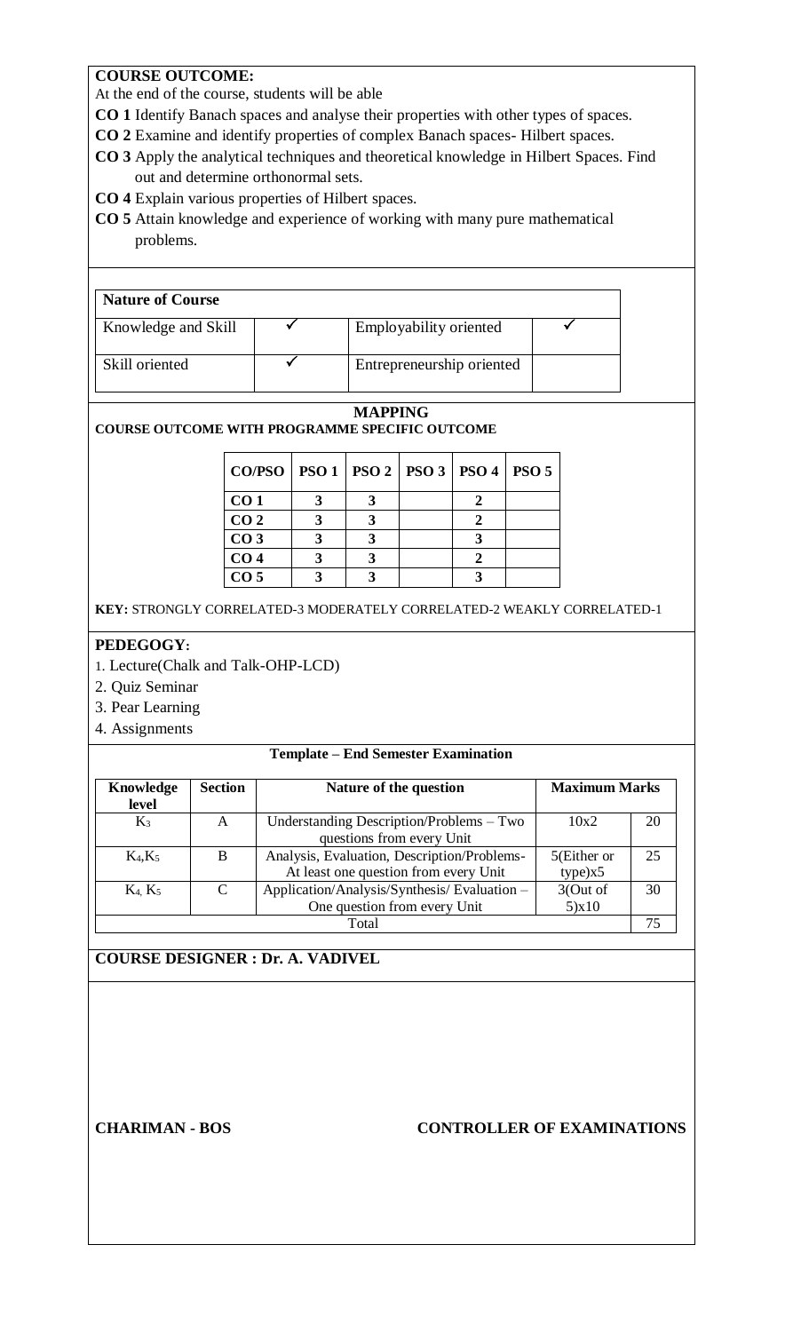**COURSE OUTCOME:**

At the end of the course, students will be able

**CO 1** Identify Banach spaces and analyse their properties with other types of spaces.

**CO 2** Examine and identify properties of complex Banach spaces- Hilbert spaces.

**CO 3** Apply the analytical techniques and theoretical knowledge in Hilbert Spaces. Find out and determine orthonormal sets.

**CO 4** Explain various properties of Hilbert spaces.

**CO 5** Attain knowledge and experience of working with many pure mathematical problems.

| **Nature of Course** | | | |
|---|---|---|---|
| Knowledge and Skill | ✓ | Employability oriented | ✓ |
| Skill oriented | ✓ | Entrepreneurship oriented | |

**MAPPING**

**COURSE OUTCOME WITH PROGRAMME SPECIFIC OUTCOME**

| CO/PSO | PSO 1 | PSO 2 | PSO 3 | PSO 4 | PSO 5 |
|---|---|---|---|---|---|
| CO 1 | 3 | 3 | | 2 | |
| CO 2 | 3 | 3 | | 2 | |
| CO 3 | 3 | 3 | | 3 | |
| CO 4 | 3 | 3 | | 2 | |
| CO 5 | 3 | 3 | | 3 | |

**KEY:** STRONGLY CORRELATED-3 MODERATELY CORRELATED-2 WEAKLY CORRELATED-1

**PEDEGOGY:**

1. Lecture(Chalk and Talk-OHP-LCD)
2. Quiz Seminar
3. Pear Learning
4. Assignments

**Template – End Semester Examination**

| Knowledge level | Section | Nature of the question | Maximum Marks | |
|---|---|---|---|---|
| $K_3$ | A | Understanding Description/Problems – Two questions from every Unit | 10x2 | 20 |
| $K_4$,$K_5$ | B | Analysis, Evaluation, Description/Problems- At least one question from every Unit | 5(Either or type)x5 | 25 |
| $K_4$, $K_5$ | C | Application/Analysis/Synthesis/ Evaluation – One question from every Unit | 3(Out of 5)x10 | 30 |
| | | Total | | 75 |

**COURSE DESIGNER : Dr. A. VADIVEL**

**CHARIMAN - BOS** **CONTROLLER OF EXAMINATIONS**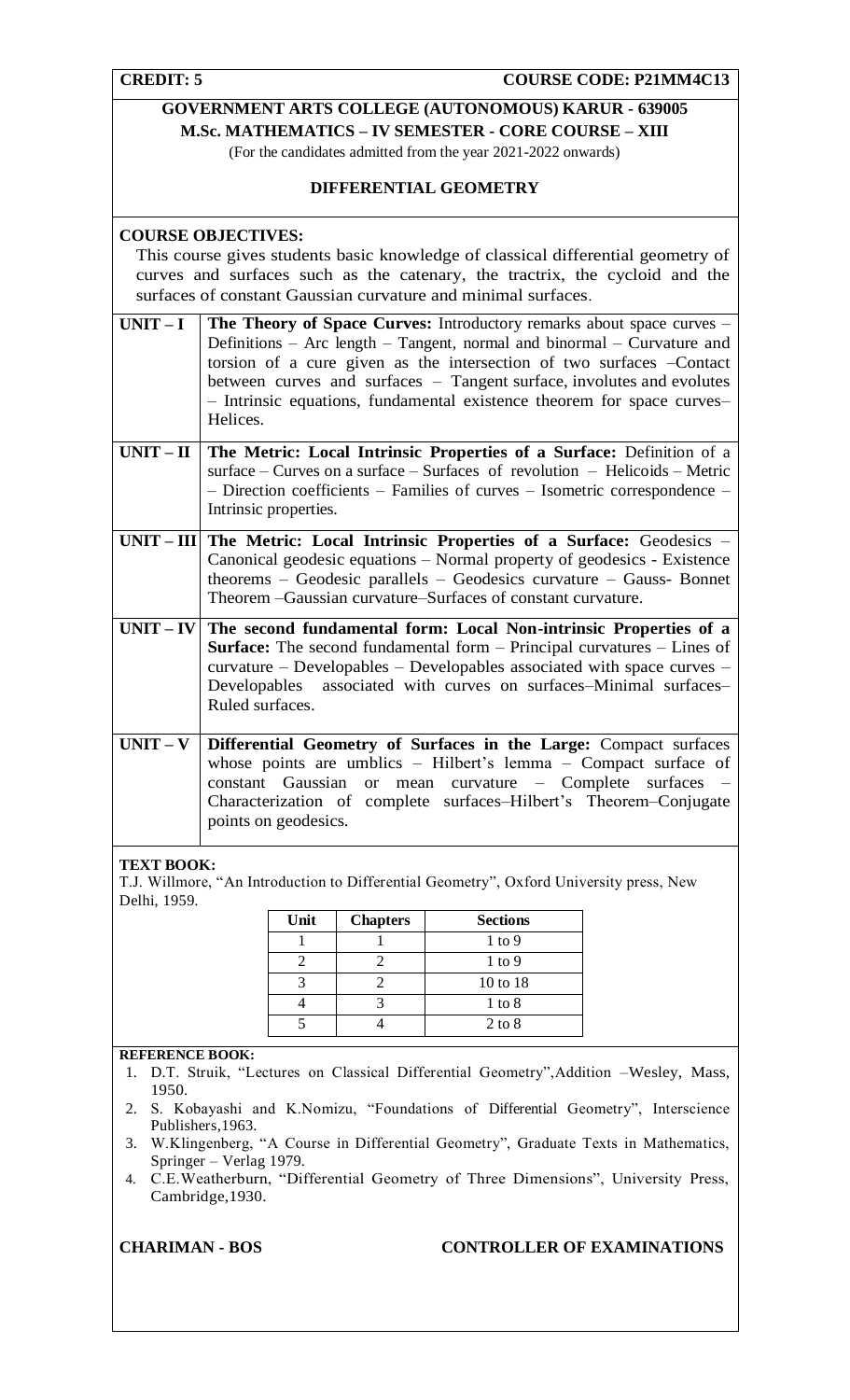**CREDIT: 5** **COURSE CODE: P21MM4C13**

**GOVERNMENT ARTS COLLEGE (AUTONOMOUS) KARUR - 639005**

**M.Sc. MATHEMATICS – IV SEMESTER - CORE COURSE – XIII**

(For the candidates admitted from the year 2021-2022 onwards)

**DIFFERENTIAL GEOMETRY**

**COURSE OBJECTIVES:**

This course gives students basic knowledge of classical differential geometry of curves and surfaces such as the catenary, the tractrix, the cycloid and the surfaces of constant Gaussian curvature and minimal surfaces.

| | |
|---|---|
| **UNIT – I** | **The Theory of Space Curves:** Introductory remarks about space curves – Definitions – Arc length – Tangent, normal and binormal – Curvature and torsion of a cure given as the intersection of two surfaces –Contact between curves and surfaces – Tangent surface, involutes and evolutes – Intrinsic equations, fundamental existence theorem for space curves– Helices. |
| **UNIT – II** | **The Metric: Local Intrinsic Properties of a Surface:** Definition of a surface – Curves on a surface – Surfaces of revolution – Helicoids – Metric – Direction coefficients – Families of curves – Isometric correspondence – Intrinsic properties. |
| **UNIT – III** | **The Metric: Local Intrinsic Properties of a Surface:** Geodesics – Canonical geodesic equations – Normal property of geodesics - Existence theorems – Geodesic parallels – Geodesics curvature – Gauss- Bonnet Theorem –Gaussian curvature–Surfaces of constant curvature. |
| **UNIT – IV** | **The second fundamental form: Local Non-intrinsic Properties of a Surface:** The second fundamental form – Principal curvatures – Lines of curvature – Developables – Developables associated with space curves – Developables associated with curves on surfaces–Minimal surfaces– Ruled surfaces. |
| **UNIT – V** | **Differential Geometry of Surfaces in the Large:** Compact surfaces whose points are umblics – Hilbert's lemma – Compact surface of constant Gaussian or mean curvature – Complete surfaces – Characterization of complete surfaces–Hilbert's Theorem–Conjugate points on geodesics. |

**TEXT BOOK:**

T.J. Willmore, "An Introduction to Differential Geometry", Oxford University press, New Delhi, 1959.

| Unit | Chapters | Sections |
|---|---|---|
| 1 | 1 | 1 to 9 |
| 2 | 2 | 1 to 9 |
| 3 | 2 | 10 to 18 |
| 4 | 3 | 1 to 8 |
| 5 | 4 | 2 to 8 |

**REFERENCE BOOK:**

1. D.T. Struik, "Lectures on Classical Differential Geometry",Addition –Wesley, Mass, 1950.
2. S. Kobayashi and K.Nomizu, "Foundations of Differential Geometry", Interscience Publishers,1963.
3. W.Klingenberg, "A Course in Differential Geometry", Graduate Texts in Mathematics, Springer – Verlag 1979.
4. C.E.Weatherburn, "Differential Geometry of Three Dimensions", University Press, Cambridge,1930.

**CHARIMAN - BOS** **CONTROLLER OF EXAMINATIONS**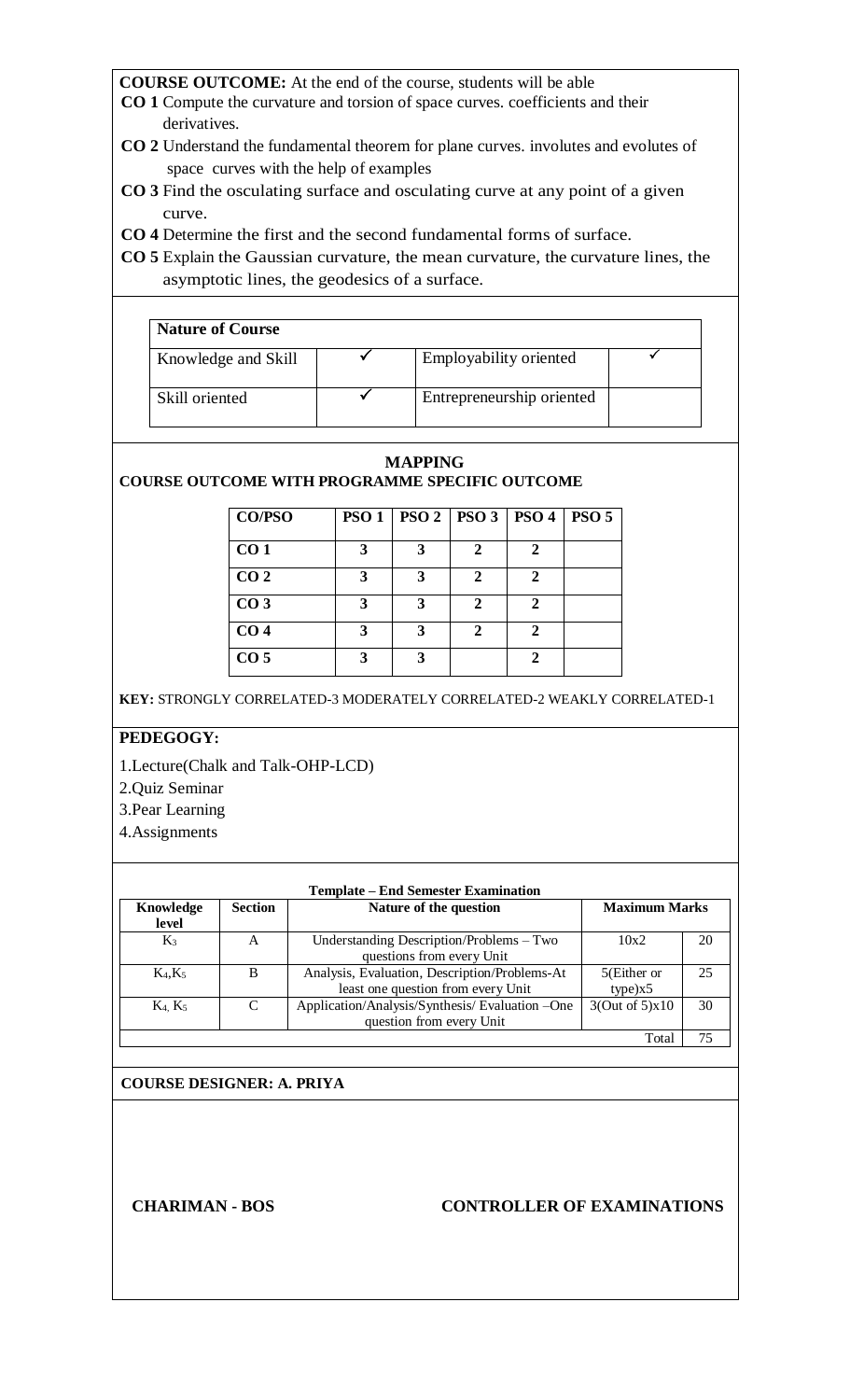**COURSE OUTCOME:** At the end of the course, students will be able

**CO 1** Compute the curvature and torsion of space curves. coefficients and their derivatives.

**CO 2** Understand the fundamental theorem for plane curves. involutes and evolutes of space curves with the help of examples

**CO 3** Find the osculating surface and osculating curve at any point of a given curve.

**CO 4** Determine the first and the second fundamental forms of surface.

**CO 5** Explain the Gaussian curvature, the mean curvature, the curvature lines, the asymptotic lines, the geodesics of a surface.

| **Nature of Course** | | | |
|---|---|---|---|
| Knowledge and Skill | ✓ | Employability oriented | ✓ |
| Skill oriented | ✓ | Entrepreneurship oriented | |

**MAPPING**

**COURSE OUTCOME WITH PROGRAMME SPECIFIC OUTCOME**

| CO/PSO | PSO 1 | PSO 2 | PSO 3 | PSO 4 | PSO 5 |
|---|---|---|---|---|---|
| CO 1 | 3 | 3 | 2 | 2 | |
| CO 2 | 3 | 3 | 2 | 2 | |
| CO 3 | 3 | 3 | 2 | 2 | |
| CO 4 | 3 | 3 | 2 | 2 | |
| CO 5 | 3 | 3 | | 2 | |

**KEY:** STRONGLY CORRELATED-3 MODERATELY CORRELATED-2 WEAKLY CORRELATED-1

**PEDEGOGY:**

1.Lecture(Chalk and Talk-OHP-LCD)

2.Quiz Seminar

3.Pear Learning

4.Assignments

**Template – End Semester Examination**

| Knowledge level | Section | Nature of the question | Maximum Marks | |
|---|---|---|---|---|
| $K_3$ | A | Understanding Description/Problems – Two questions from every Unit | 10x2 | 20 |
| $K_4$,$K_5$ | B | Analysis, Evaluation, Description/Problems-At least one question from every Unit | 5(Either or type)x5 | 25 |
| $K_4$, $K_5$ | C | Application/Analysis/Synthesis/ Evaluation –One question from every Unit | 3(Out of 5)x10 | 30 |
| | | | Total | 75 |

**COURSE DESIGNER: A. PRIYA**

**CHARIMAN - BOS** **CONTROLLER OF EXAMINATIONS**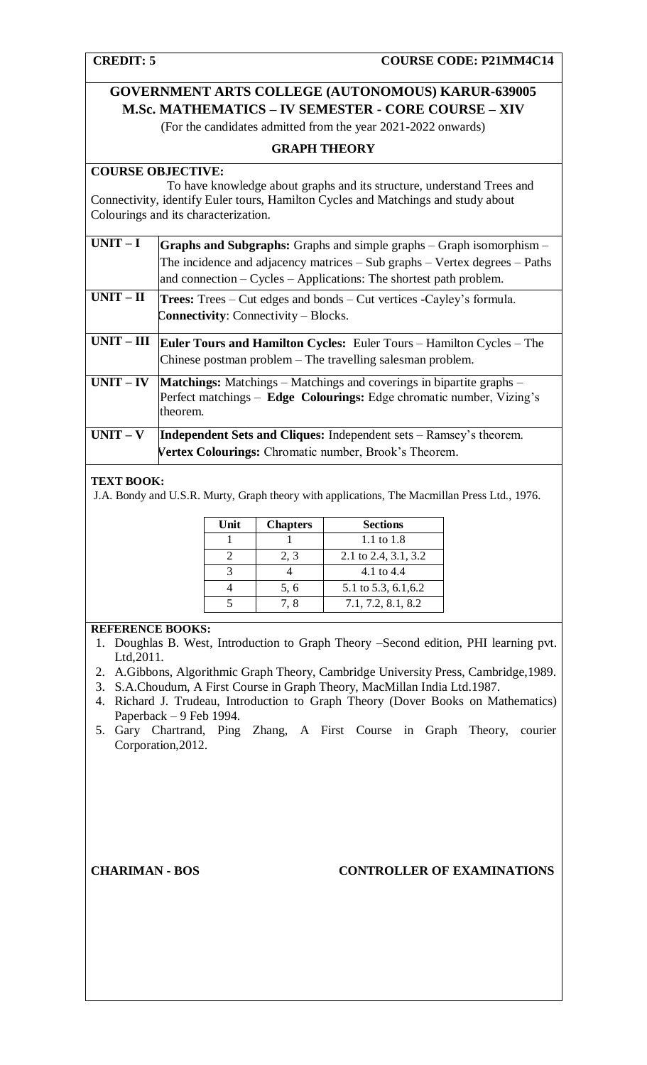**CREDIT: 5** **COURSE CODE: P21MM4C14**

## GOVERNMENT ARTS COLLEGE (AUTONOMOUS) KARUR-639005
## M.Sc. MATHEMATICS – IV SEMESTER - CORE COURSE – XIV

(For the candidates admitted from the year 2021-2022 onwards)

### GRAPH THEORY

**COURSE OBJECTIVE:**

To have knowledge about graphs and its structure, understand Trees and Connectivity, identify Euler tours, Hamilton Cycles and Matchings and study about Colourings and its characterization.

| | |
|---|---|
| **UNIT – I** | **Graphs and Subgraphs:** Graphs and simple graphs – Graph isomorphism – The incidence and adjacency matrices – Sub graphs – Vertex degrees – Paths and connection – Cycles – Applications: The shortest path problem. |
| **UNIT – II** | **Trees:** Trees – Cut edges and bonds – Cut vertices -Cayley's formula. **Connectivity**: Connectivity – Blocks. |
| **UNIT – III** | **Euler Tours and Hamilton Cycles:** Euler Tours – Hamilton Cycles – The Chinese postman problem – The travelling salesman problem. |
| **UNIT – IV** | **Matchings:** Matchings – Matchings and coverings in bipartite graphs – Perfect matchings – **Edge Colourings:** Edge chromatic number, Vizing's theorem. |
| **UNIT – V** | **Independent Sets and Cliques:** Independent sets – Ramsey's theorem. **Vertex Colourings:** Chromatic number, Brook's Theorem. |

**TEXT BOOK:**

J.A. Bondy and U.S.R. Murty, Graph theory with applications, The Macmillan Press Ltd., 1976.

| Unit | Chapters | Sections |
|---|---|---|
| 1 | 1 | 1.1 to 1.8 |
| 2 | 2, 3 | 2.1 to 2.4, 3.1, 3.2 |
| 3 | 4 | 4.1 to 4.4 |
| 4 | 5, 6 | 5.1 to 5.3, 6.1,6.2 |
| 5 | 7, 8 | 7.1, 7.2, 8.1, 8.2 |

**REFERENCE BOOKS:**

1. Doughlas B. West, Introduction to Graph Theory –Second edition, PHI learning pvt. Ltd,2011.
2. A.Gibbons, Algorithmic Graph Theory, Cambridge University Press, Cambridge,1989.
3. S.A.Choudum, A First Course in Graph Theory, MacMillan India Ltd.1987.
4. Richard J. Trudeau, Introduction to Graph Theory (Dover Books on Mathematics) Paperback – 9 Feb 1994.
5. Gary Chartrand, Ping Zhang, A First Course in Graph Theory, courier Corporation,2012.

**CHARIMAN - BOS** **CONTROLLER OF EXAMINATIONS**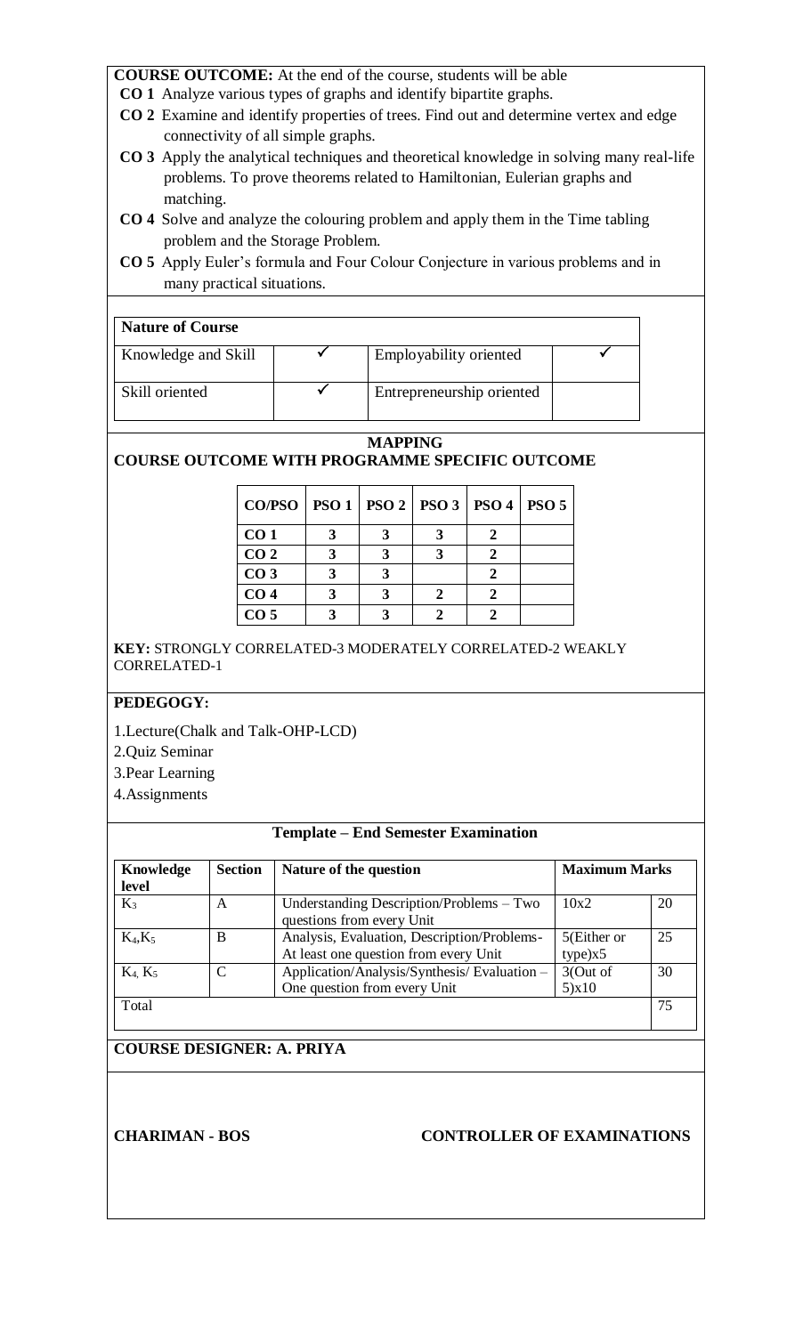**COURSE OUTCOME:** At the end of the course, students will be able

**CO 1** Analyze various types of graphs and identify bipartite graphs.

**CO 2** Examine and identify properties of trees. Find out and determine vertex and edge connectivity of all simple graphs.

**CO 3** Apply the analytical techniques and theoretical knowledge in solving many real-life problems. To prove theorems related to Hamiltonian, Eulerian graphs and matching.

**CO 4** Solve and analyze the colouring problem and apply them in the Time tabling problem and the Storage Problem.

**CO 5** Apply Euler's formula and Four Colour Conjecture in various problems and in many practical situations.

| **Nature of Course** | | | |
|---|---|---|---|
| Knowledge and Skill | ✓ | Employability oriented | ✓ |
| Skill oriented | ✓ | Entrepreneurship oriented | |

## MAPPING
## COURSE OUTCOME WITH PROGRAMME SPECIFIC OUTCOME

| CO/PSO | PSO 1 | PSO 2 | PSO 3 | PSO 4 | PSO 5 |
|---|---|---|---|---|---|
| CO 1 | 3 | 3 | 3 | 2 | |
| CO 2 | 3 | 3 | 3 | 2 | |
| CO 3 | 3 | 3 | | 2 | |
| CO 4 | 3 | 3 | 2 | 2 | |
| CO 5 | 3 | 3 | 2 | 2 | |

**KEY:** STRONGLY CORRELATED-3 MODERATELY CORRELATED-2 WEAKLY CORRELATED-1

**PEDEGOGY:**

1.Lecture(Chalk and Talk-OHP-LCD)

2.Quiz Seminar

3.Pear Learning

4.Assignments

### Template – End Semester Examination

| Knowledge level | Section | Nature of the question | Maximum Marks | |
|---|---|---|---|---|
| $K_3$ | A | Understanding Description/Problems – Two questions from every Unit | 10x2 | 20 |
| $K_4$,$K_5$ | B | Analysis, Evaluation, Description/Problems- At least one question from every Unit | 5(Either or type)x5 | 25 |
| $K_4$, $K_5$ | C | Application/Analysis/Synthesis/ Evaluation – One question from every Unit | 3(Out of 5)x10 | 30 |
| Total | | | | 75 |

**COURSE DESIGNER: A. PRIYA**

**CHARIMAN - BOS** **CONTROLLER OF EXAMINATIONS**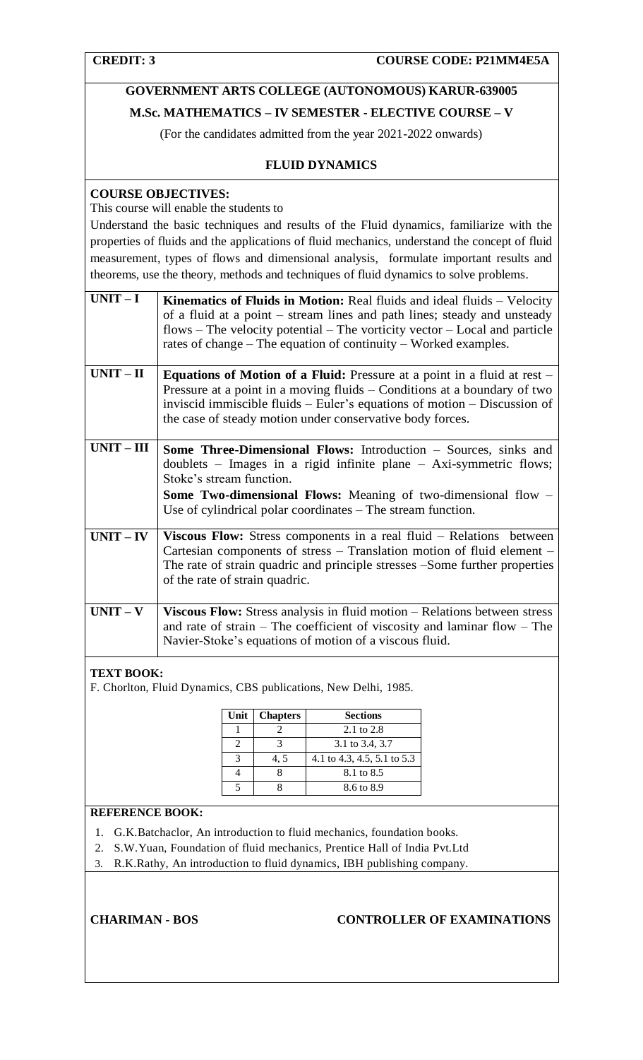**CREDIT: 3** **COURSE CODE: P21MM4E5A**

## GOVERNMENT ARTS COLLEGE (AUTONOMOUS) KARUR-639005

### M.Sc. MATHEMATICS – IV SEMESTER - ELECTIVE COURSE – V

(For the candidates admitted from the year 2021-2022 onwards)

### FLUID DYNAMICS

**COURSE OBJECTIVES:**

This course will enable the students to

Understand the basic techniques and results of the Fluid dynamics, familiarize with the properties of fluids and the applications of fluid mechanics, understand the concept of fluid measurement, types of flows and dimensional analysis, formulate important results and theorems, use the theory, methods and techniques of fluid dynamics to solve problems.

| | |
|---|---|
| **UNIT – I** | **Kinematics of Fluids in Motion:** Real fluids and ideal fluids – Velocity of a fluid at a point – stream lines and path lines; steady and unsteady flows – The velocity potential – The vorticity vector – Local and particle rates of change – The equation of continuity – Worked examples. |
| **UNIT – II** | **Equations of Motion of a Fluid:** Pressure at a point in a fluid at rest – Pressure at a point in a moving fluids – Conditions at a boundary of two inviscid immiscible fluids – Euler's equations of motion – Discussion of the case of steady motion under conservative body forces. |
| **UNIT – III** | **Some Three-Dimensional Flows:** Introduction – Sources, sinks and doublets – Images in a rigid infinite plane – Axi-symmetric flows; Stoke's stream function. **Some Two-dimensional Flows:** Meaning of two-dimensional flow – Use of cylindrical polar coordinates – The stream function. |
| **UNIT – IV** | **Viscous Flow:** Stress components in a real fluid – Relations between Cartesian components of stress – Translation motion of fluid element – The rate of strain quadric and principle stresses –Some further properties of the rate of strain quadric. |
| **UNIT – V** | **Viscous Flow:** Stress analysis in fluid motion – Relations between stress and rate of strain – The coefficient of viscosity and laminar flow – The Navier-Stoke's equations of motion of a viscous fluid. |

**TEXT BOOK:**

F. Chorlton, Fluid Dynamics, CBS publications, New Delhi, 1985.

| Unit | Chapters | Sections |
|---|---|---|
| 1 | 2 | 2.1 to 2.8 |
| 2 | 3 | 3.1 to 3.4, 3.7 |
| 3 | 4, 5 | 4.1 to 4.3, 4.5, 5.1 to 5.3 |
| 4 | 8 | 8.1 to 8.5 |
| 5 | 8 | 8.6 to 8.9 |

**REFERENCE BOOK:**

1. G.K.Batchaclor, An introduction to fluid mechanics, foundation books.
2. S.W.Yuan, Foundation of fluid mechanics, Prentice Hall of India Pvt.Ltd
3. R.K.Rathy, An introduction to fluid dynamics, IBH publishing company.

**CHARIMAN - BOS** **CONTROLLER OF EXAMINATIONS**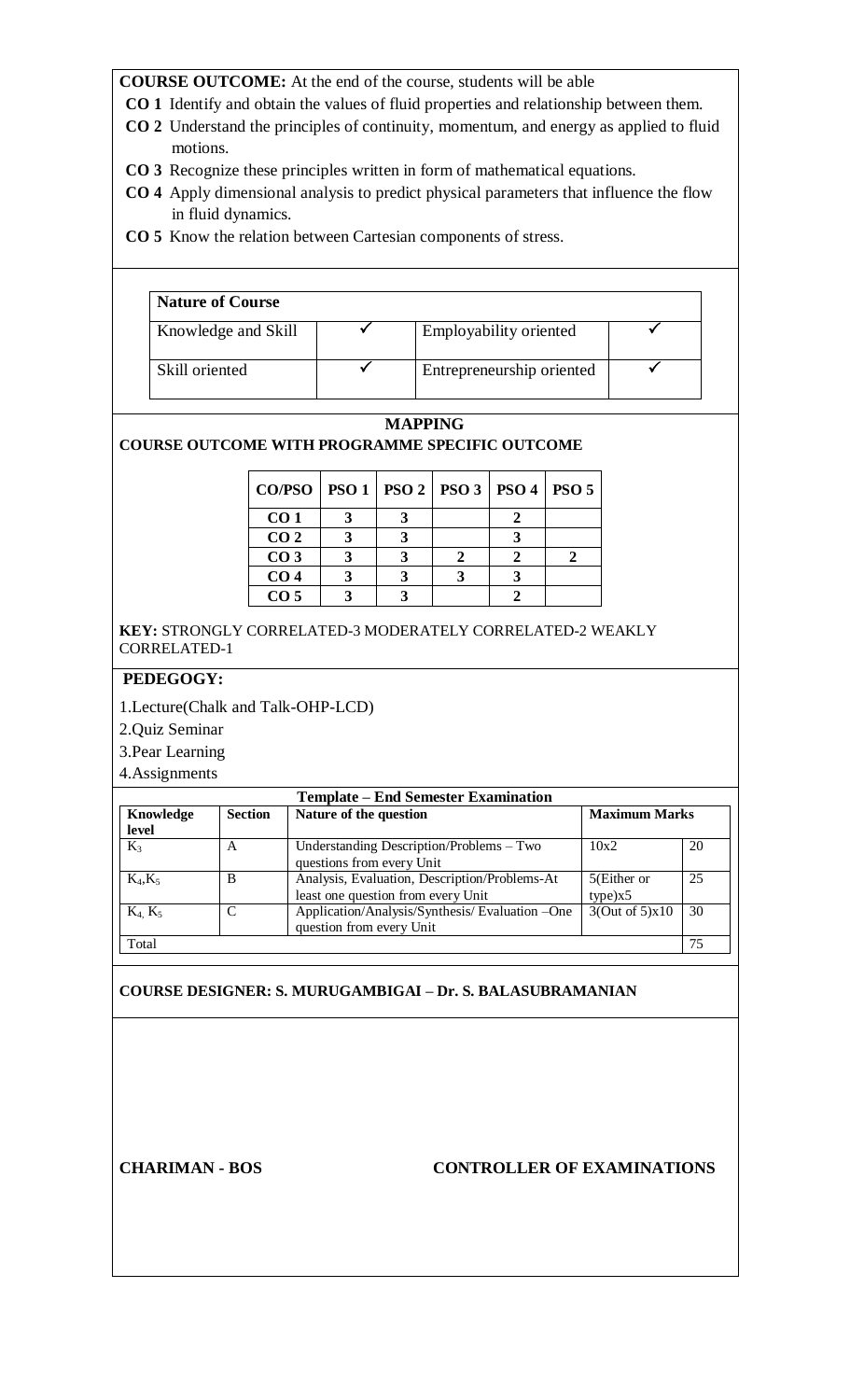**COURSE OUTCOME:** At the end of the course, students will be able

- **CO 1** Identify and obtain the values of fluid properties and relationship between them.
- **CO 2** Understand the principles of continuity, momentum, and energy as applied to fluid motions.
- **CO 3** Recognize these principles written in form of mathematical equations.
- **CO 4** Apply dimensional analysis to predict physical parameters that influence the flow in fluid dynamics.
- **CO 5** Know the relation between Cartesian components of stress.

| **Nature of Course** | | | |
|---|---|---|---|
| Knowledge and Skill | ✓ | Employability oriented | ✓ |
| Skill oriented | ✓ | Entrepreneurship oriented | ✓ |

**MAPPING**

**COURSE OUTCOME WITH PROGRAMME SPECIFIC OUTCOME**

| CO/PSO | PSO 1 | PSO 2 | PSO 3 | PSO 4 | PSO 5 |
|---|---|---|---|---|---|
| CO 1 | 3 | 3 | | 2 | |
| CO 2 | 3 | 3 | | 3 | |
| CO 3 | 3 | 3 | 2 | 2 | 2 |
| CO 4 | 3 | 3 | 3 | 3 | |
| CO 5 | 3 | 3 | | 2 | |

**KEY:** STRONGLY CORRELATED-3 MODERATELY CORRELATED-2 WEAKLY CORRELATED-1

**PEDEGOGY:**

1.Lecture(Chalk and Talk-OHP-LCD)

2.Quiz Seminar

3.Pear Learning

4.Assignments

| **Template – End Semester Examination** | | | | |
|---|---|---|---|---|
| **Knowledge level** | **Section** | **Nature of the question** | **Maximum Marks** | |
| $K_3$ | A | Understanding Description/Problems – Two questions from every Unit | 10x2 | 20 |
| $K_4$,$K_5$ | B | Analysis, Evaluation, Description/Problems-At least one question from every Unit | 5(Either or type)x5 | 25 |
| $K_4$, $K_5$ | C | Application/Analysis/Synthesis/ Evaluation –One question from every Unit | 3(Out of 5)x10 | 30 |
| Total | | | | 75 |

**COURSE DESIGNER: S. MURUGAMBIGAI – Dr. S. BALASUBRAMANIAN**

**CHARIMAN - BOS** **CONTROLLER OF EXAMINATIONS**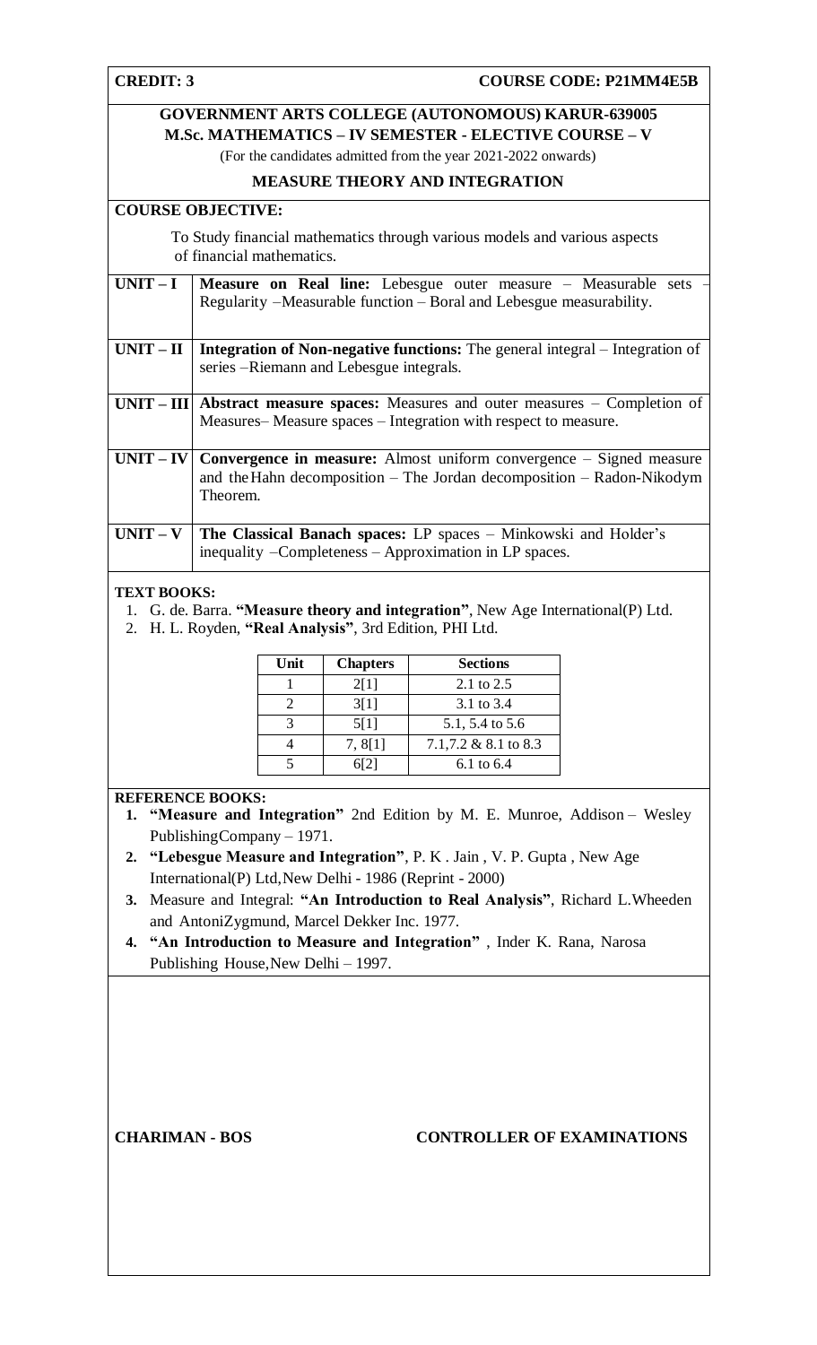**CREDIT: 3** **COURSE CODE: P21MM4E5B**

## GOVERNMENT ARTS COLLEGE (AUTONOMOUS) KARUR-639005
## M.Sc. MATHEMATICS – IV SEMESTER - ELECTIVE COURSE – V

(For the candidates admitted from the year 2021-2022 onwards)

### MEASURE THEORY AND INTEGRATION

**COURSE OBJECTIVE:**

To Study financial mathematics through various models and various aspects of financial mathematics.

| | |
|---|---|
| **UNIT – I** | **Measure on Real line:** Lebesgue outer measure – Measurable sets – Regularity –Measurable function – Boral and Lebesgue measurability. |
| **UNIT – II** | **Integration of Non-negative functions:** The general integral – Integration of series –Riemann and Lebesgue integrals. |
| **UNIT – III** | **Abstract measure spaces:** Measures and outer measures – Completion of Measures– Measure spaces – Integration with respect to measure. |
| **UNIT – IV** | **Convergence in measure:** Almost uniform convergence – Signed measure and the Hahn decomposition – The Jordan decomposition – Radon-Nikodym Theorem. |
| **UNIT – V** | **The Classical Banach spaces:** LP spaces – Minkowski and Holder's inequality –Completeness – Approximation in LP spaces. |

**TEXT BOOKS:**

1. G. de. Barra. **"Measure theory and integration"**, New Age International(P) Ltd.
2. H. L. Royden, **"Real Analysis"**, 3rd Edition, PHI Ltd.

| Unit | Chapters | Sections |
|---|---|---|
| 1 | 2[1] | 2.1 to 2.5 |
| 2 | 3[1] | 3.1 to 3.4 |
| 3 | 5[1] | 5.1, 5.4 to 5.6 |
| 4 | 7, 8[1] | 7.1,7.2 & 8.1 to 8.3 |
| 5 | 6[2] | 6.1 to 6.4 |

**REFERENCE BOOKS:**

1. **"Measure and Integration"** 2nd Edition by M. E. Munroe, Addison – Wesley PublishingCompany – 1971.
2. **"Lebesgue Measure and Integration"**, P. K . Jain , V. P. Gupta , New Age International(P) Ltd,New Delhi - 1986 (Reprint - 2000)
3. Measure and Integral: **"An Introduction to Real Analysis"**, Richard L.Wheeden and AntoniZygmund, Marcel Dekker Inc. 1977.
4. **"An Introduction to Measure and Integration"** , Inder K. Rana, Narosa Publishing House,New Delhi – 1997.

**CHARIMAN - BOS** **CONTROLLER OF EXAMINATIONS**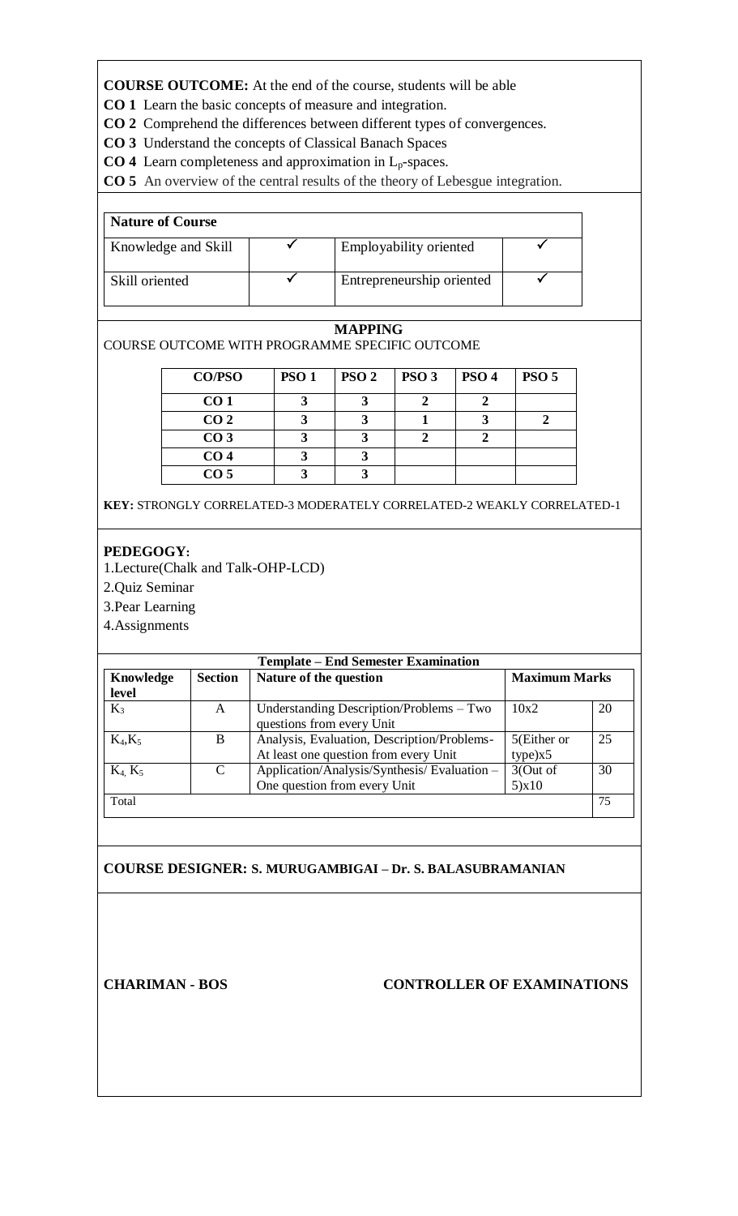**COURSE OUTCOME:** At the end of the course, students will be able

**CO 1** Learn the basic concepts of measure and integration.

**CO 2** Comprehend the differences between different types of convergences.

**CO 3** Understand the concepts of Classical Banach Spaces

**CO 4** Learn completeness and approximation in $L_p$-spaces.

**CO 5** An overview of the central results of the theory of Lebesgue integration.

| **Nature of Course** | | | |
|---|---|---|---|
| Knowledge and Skill | ✓ | Employability oriented | ✓ |
| Skill oriented | ✓ | Entrepreneurship oriented | ✓ |

**MAPPING**

COURSE OUTCOME WITH PROGRAMME SPECIFIC OUTCOME

| **CO/PSO** | **PSO 1** | **PSO 2** | **PSO 3** | **PSO 4** | **PSO 5** |
|---|---|---|---|---|---|
| **CO 1** | **3** | **3** | **2** | **2** | |
| **CO 2** | **3** | **3** | **1** | **3** | **2** |
| **CO 3** | **3** | **3** | **2** | **2** | |
| **CO 4** | **3** | **3** | | | |
| **CO 5** | **3** | **3** | | | |

**KEY:** STRONGLY CORRELATED-3 MODERATELY CORRELATED-2 WEAKLY CORRELATED-1

**PEDEGOGY:**

1.Lecture(Chalk and Talk-OHP-LCD)

2.Quiz Seminar

3.Pear Learning

4.Assignments

| **Template – End Semester Examination** | | | | |
|---|---|---|---|---|
| **Knowledge level** | **Section** | **Nature of the question** | **Maximum Marks** | |
| $K_3$ | A | Understanding Description/Problems – Two questions from every Unit | 10x2 | 20 |
| $K_4$,$K_5$ | B | Analysis, Evaluation, Description/Problems- At least one question from every Unit | 5(Either or type)x5 | 25 |
| $K_4$, $K_5$ | C | Application/Analysis/Synthesis/ Evaluation – One question from every Unit | 3(Out of 5)x10 | 30 |
| Total | | | | 75 |

**COURSE DESIGNER: S. MURUGAMBIGAI – Dr. S. BALASUBRAMANIAN**

**CHARIMAN - BOS** **CONTROLLER OF EXAMINATIONS**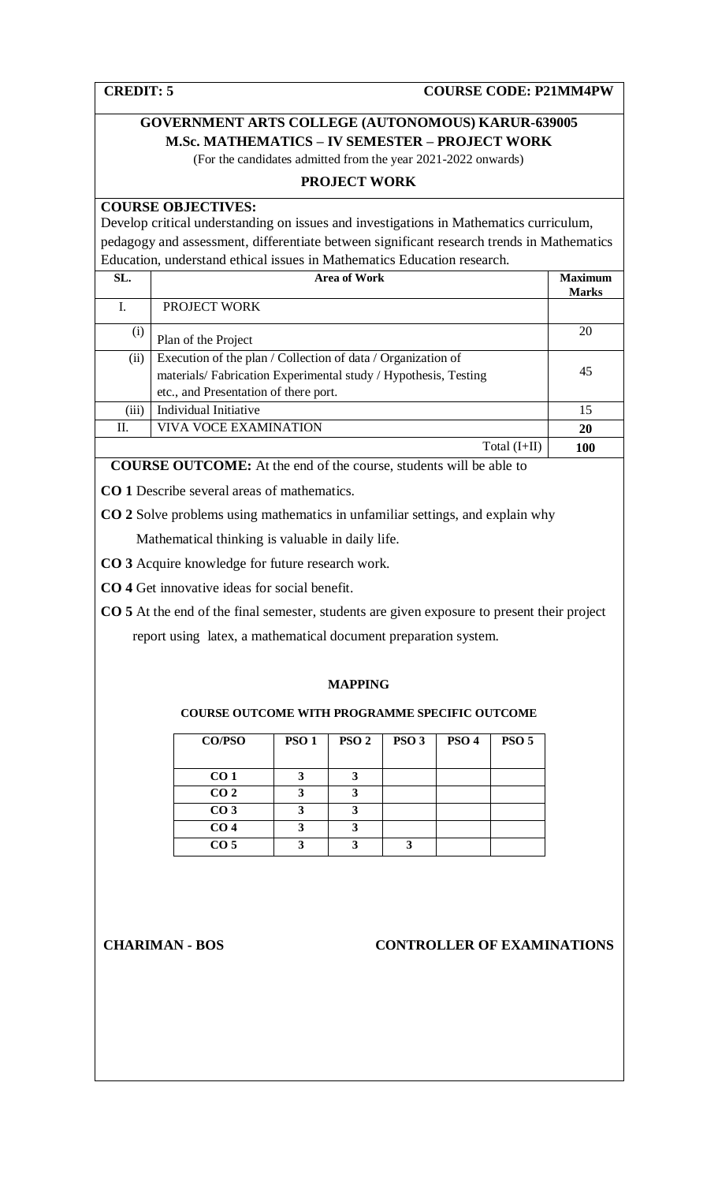**CREDIT: 5** **COURSE CODE: P21MM4PW**

## GOVERNMENT ARTS COLLEGE (AUTONOMOUS) KARUR-639005
## M.Sc. MATHEMATICS – IV SEMESTER – PROJECT WORK

(For the candidates admitted from the year 2021-2022 onwards)

### PROJECT WORK

**COURSE OBJECTIVES:**

Develop critical understanding on issues and investigations in Mathematics curriculum, pedagogy and assessment, differentiate between significant research trends in Mathematics Education, understand ethical issues in Mathematics Education research.

| SL. | Area of Work | Maximum Marks |
|---|---|---|
| I. | PROJECT WORK | |
| (i) | Plan of the Project | 20 |
| (ii) | Execution of the plan / Collection of data / Organization of materials/ Fabrication Experimental study / Hypothesis, Testing etc., and Presentation of there port. | 45 |
| (iii) | Individual Initiative | 15 |
| II. | VIVA VOCE EXAMINATION | **20** |
| | Total (I+II) | **100** |

**COURSE OUTCOME:** At the end of the course, students will be able to

**CO 1** Describe several areas of mathematics.

**CO 2** Solve problems using mathematics in unfamiliar settings, and explain why Mathematical thinking is valuable in daily life.

**CO 3** Acquire knowledge for future research work.

**CO 4** Get innovative ideas for social benefit.

**CO 5** At the end of the final semester, students are given exposure to present their project report using latex, a mathematical document preparation system.

**MAPPING**

**COURSE OUTCOME WITH PROGRAMME SPECIFIC OUTCOME**

| CO/PSO | PSO 1 | PSO 2 | PSO 3 | PSO 4 | PSO 5 |
|---|---|---|---|---|---|
| CO 1 | 3 | 3 | | | |
| CO 2 | 3 | 3 | | | |
| CO 3 | 3 | 3 | | | |
| CO 4 | 3 | 3 | | | |
| CO 5 | 3 | 3 | 3 | | |

**CHARIMAN - BOS** **CONTROLLER OF EXAMINATIONS**